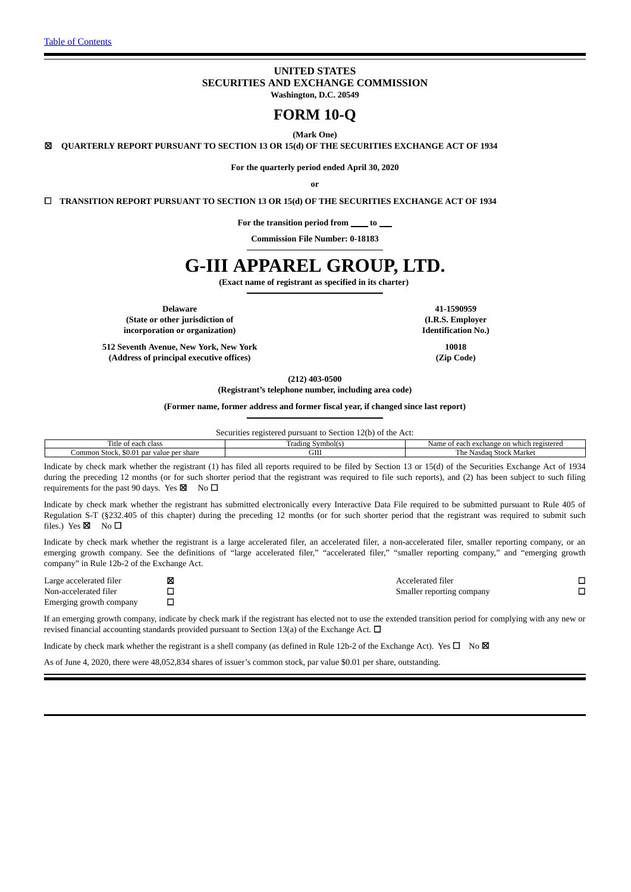[Table of Contents](#)

**UNITED STATES**
**SECURITIES AND EXCHANGE COMMISSION**
**Washington, D.C. 20549**

# FORM 10-Q

**(Mark One)**

☒ **QUARTERLY REPORT PURSUANT TO SECTION 13 OR 15(d) OF THE SECURITIES EXCHANGE ACT OF 1934**

**For the quarterly period ended April 30, 2020**

**or**

☐ **TRANSITION REPORT PURSUANT TO SECTION 13 OR 15(d) OF THE SECURITIES EXCHANGE ACT OF 1934**

**For the transition period from \_\_\_\_ to \_\_\_**

**Commission File Number: 0-18183**

# G-III APPAREL GROUP, LTD.

**(Exact name of registrant as specified in its charter)**

| | |
|---|---|
| **Delaware** | **41-1590959** |
| **(State or other jurisdiction of incorporation or organization)** | **(I.R.S. Employer Identification No.)** |
| **512 Seventh Avenue, New York, New York** | **10018** |
| **(Address of principal executive offices)** | **(Zip Code)** |

**(212) 403-0500**
**(Registrant's telephone number, including area code)**

**(Former name, former address and former fiscal year, if changed since last report)**

Securities registered pursuant to Section 12(b) of the Act:

| Title of each class | Trading Symbol(s) | Name of each exchange on which registered |
|---|---|---|
| Common Stock, $0.01 par value per share | GIII | The Nasdaq Stock Market |

Indicate by check mark whether the registrant (1) has filed all reports required to be filed by Section 13 or 15(d) of the Securities Exchange Act of 1934 during the preceding 12 months (or for such shorter period that the registrant was required to file such reports), and (2) has been subject to such filing requirements for the past 90 days. Yes ☒ No ☐

Indicate by check mark whether the registrant has submitted electronically every Interactive Data File required to be submitted pursuant to Rule 405 of Regulation S-T (§232.405 of this chapter) during the preceding 12 months (or for such shorter period that the registrant was required to submit such files.) Yes ☒ No ☐

Indicate by check mark whether the registrant is a large accelerated filer, an accelerated filer, a non-accelerated filer, smaller reporting company, or an emerging growth company. See the definitions of "large accelerated filer," "accelerated filer," "smaller reporting company," and "emerging growth company" in Rule 12b-2 of the Exchange Act.

| | | | |
|---|---|---|---|
| Large accelerated filer | ☒ | Accelerated filer | ☐ |
| Non-accelerated filer | ☐ | Smaller reporting company | ☐ |
| Emerging growth company | ☐ | | |

If an emerging growth company, indicate by check mark if the registrant has elected not to use the extended transition period for complying with any new or revised financial accounting standards provided pursuant to Section 13(a) of the Exchange Act. ☐

Indicate by check mark whether the registrant is a shell company (as defined in Rule 12b-2 of the Exchange Act). Yes ☐ No ☒

As of June 4, 2020, there were 48,052,834 shares of issuer's common stock, par value $0.01 per share, outstanding.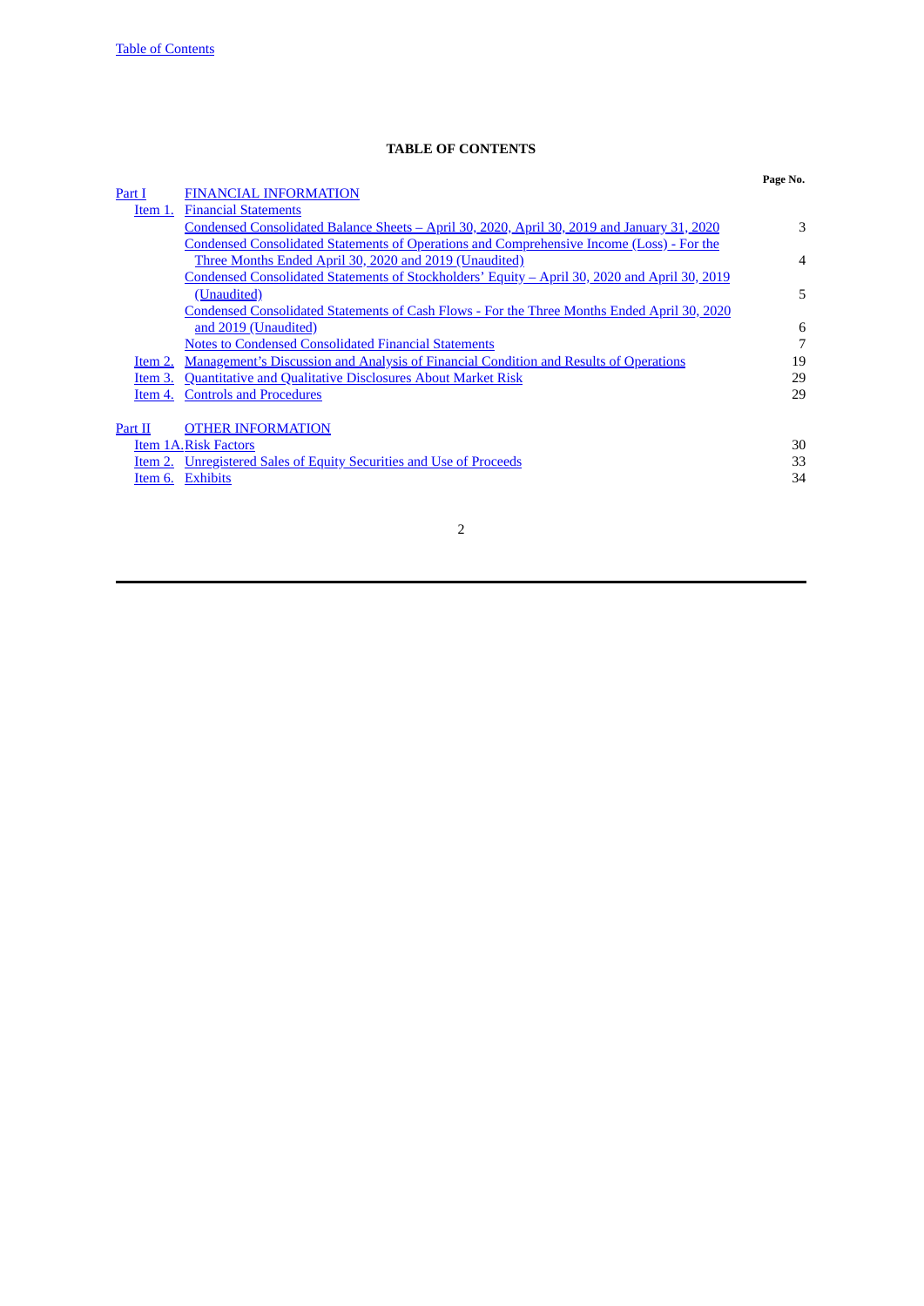## TABLE OF CONTENTS

| | | Page No. |
|---|---|---|
| Part I | FINANCIAL INFORMATION | |
| Item 1. | Financial Statements | |
| | Condensed Consolidated Balance Sheets – April 30, 2020, April 30, 2019 and January 31, 2020 | 3 |
| | Condensed Consolidated Statements of Operations and Comprehensive Income (Loss) - For the Three Months Ended April 30, 2020 and 2019 (Unaudited) | 4 |
| | Condensed Consolidated Statements of Stockholders' Equity – April 30, 2020 and April 30, 2019 (Unaudited) | 5 |
| | Condensed Consolidated Statements of Cash Flows - For the Three Months Ended April 30, 2020 and 2019 (Unaudited) | 6 |
| | Notes to Condensed Consolidated Financial Statements | 7 |
| Item 2. | Management's Discussion and Analysis of Financial Condition and Results of Operations | 19 |
| Item 3. | Quantitative and Qualitative Disclosures About Market Risk | 29 |
| Item 4. | Controls and Procedures | 29 |
| | | |
| Part II | OTHER INFORMATION | |
| Item 1A. | Risk Factors | 30 |
| Item 2. | Unregistered Sales of Equity Securities and Use of Proceeds | 33 |
| Item 6. | Exhibits | 34 |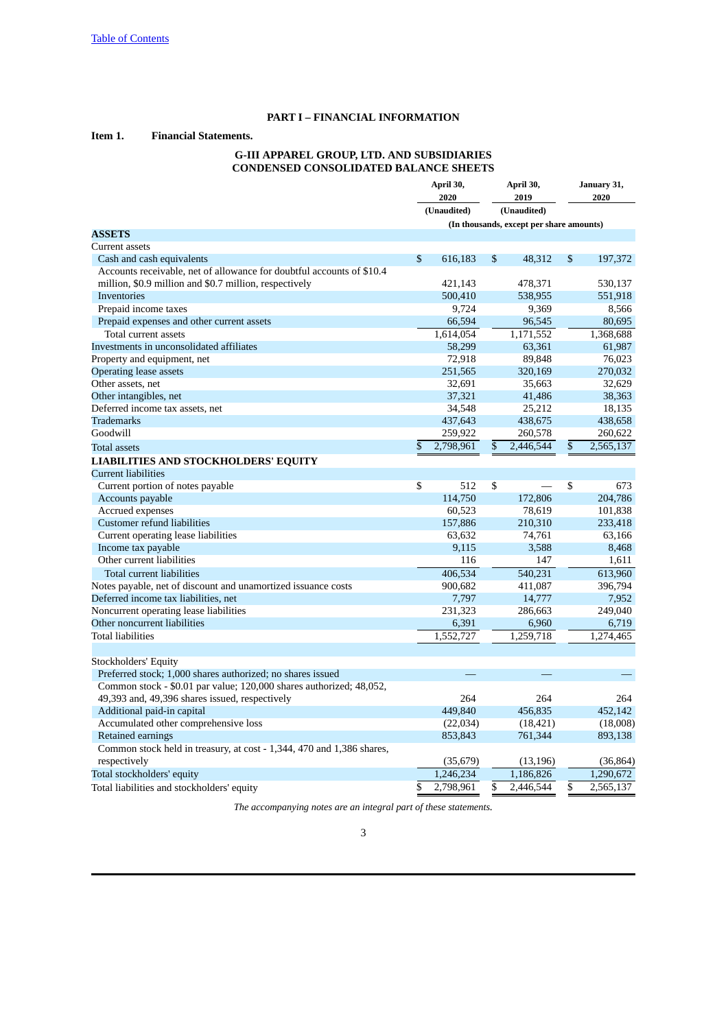# PART I – FINANCIAL INFORMATION

**Item 1. Financial Statements.**

## G-III APPAREL GROUP, LTD. AND SUBSIDIARIES
## CONDENSED CONSOLIDATED BALANCE SHEETS

| | April 30, 2020 (Unaudited) | April 30, 2019 (Unaudited) | January 31, 2020 |
|---|---|---|---|
| | (In thousands, except per share amounts) | | |
| **ASSETS** | | | |
| Current assets | | | |
| Cash and cash equivalents | $ 616,183 | $ 48,312 | $ 197,372 |
| Accounts receivable, net of allowance for doubtful accounts of $10.4 million, $0.9 million and $0.7 million, respectively | 421,143 | 478,371 | 530,137 |
| Inventories | 500,410 | 538,955 | 551,918 |
| Prepaid income taxes | 9,724 | 9,369 | 8,566 |
| Prepaid expenses and other current assets | 66,594 | 96,545 | 80,695 |
| Total current assets | 1,614,054 | 1,171,552 | 1,368,688 |
| Investments in unconsolidated affiliates | 58,299 | 63,361 | 61,987 |
| Property and equipment, net | 72,918 | 89,848 | 76,023 |
| Operating lease assets | 251,565 | 320,169 | 270,032 |
| Other assets, net | 32,691 | 35,663 | 32,629 |
| Other intangibles, net | 37,321 | 41,486 | 38,363 |
| Deferred income tax assets, net | 34,548 | 25,212 | 18,135 |
| Trademarks | 437,643 | 438,675 | 438,658 |
| Goodwill | 259,922 | 260,578 | 260,622 |
| Total assets | $ 2,798,961 | $ 2,446,544 | $ 2,565,137 |
| **LIABILITIES AND STOCKHOLDERS' EQUITY** | | | |
| Current liabilities | | | |
| Current portion of notes payable | $ 512 | $ — | $ 673 |
| Accounts payable | 114,750 | 172,806 | 204,786 |
| Accrued expenses | 60,523 | 78,619 | 101,838 |
| Customer refund liabilities | 157,886 | 210,310 | 233,418 |
| Current operating lease liabilities | 63,632 | 74,761 | 63,166 |
| Income tax payable | 9,115 | 3,588 | 8,468 |
| Other current liabilities | 116 | 147 | 1,611 |
| Total current liabilities | 406,534 | 540,231 | 613,960 |
| Notes payable, net of discount and unamortized issuance costs | 900,682 | 411,087 | 396,794 |
| Deferred income tax liabilities, net | 7,797 | 14,777 | 7,952 |
| Noncurrent operating lease liabilities | 231,323 | 286,663 | 249,040 |
| Other noncurrent liabilities | 6,391 | 6,960 | 6,719 |
| Total liabilities | 1,552,727 | 1,259,718 | 1,274,465 |
| | | | |
| Stockholders' Equity | | | |
| Preferred stock; 1,000 shares authorized; no shares issued | — | — | — |
| Common stock - $0.01 par value; 120,000 shares authorized; 48,052, 49,393 and, 49,396 shares issued, respectively | 264 | 264 | 264 |
| Additional paid-in capital | 449,840 | 456,835 | 452,142 |
| Accumulated other comprehensive loss | (22,034) | (18,421) | (18,008) |
| Retained earnings | 853,843 | 761,344 | 893,138 |
| Common stock held in treasury, at cost - 1,344, 470 and 1,386 shares, respectively | (35,679) | (13,196) | (36,864) |
| Total stockholders' equity | 1,246,234 | 1,186,826 | 1,290,672 |
| Total liabilities and stockholders' equity | $ 2,798,961 | $ 2,446,544 | $ 2,565,137 |

*The accompanying notes are an integral part of these statements.*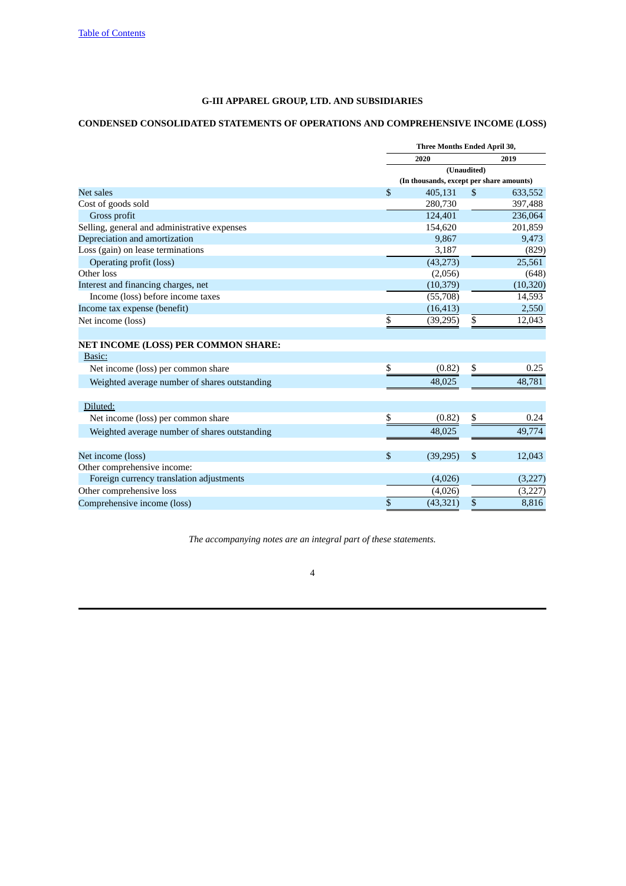# G-III APPAREL GROUP, LTD. AND SUBSIDIARIES

## CONDENSED CONSOLIDATED STATEMENTS OF OPERATIONS AND COMPREHENSIVE INCOME (LOSS)

| | Three Months Ended April 30, | |
|---|---|---|
| | 2020 | 2019 |
| | (Unaudited) | |
| | (In thousands, except per share amounts) | |
| Net sales | $ 405,131 | $ 633,552 |
| Cost of goods sold | 280,730 | 397,488 |
| Gross profit | 124,401 | 236,064 |
| Selling, general and administrative expenses | 154,620 | 201,859 |
| Depreciation and amortization | 9,867 | 9,473 |
| Loss (gain) on lease terminations | 3,187 | (829) |
| Operating profit (loss) | (43,273) | 25,561 |
| Other loss | (2,056) | (648) |
| Interest and financing charges, net | (10,379) | (10,320) |
| Income (loss) before income taxes | (55,708) | 14,593 |
| Income tax expense (benefit) | (16,413) | 2,550 |
| Net income (loss) | $ (39,295) | $ 12,043 |
| | | |
| **NET INCOME (LOSS) PER COMMON SHARE:** | | |
| Basic: | | |
| Net income (loss) per common share | $ (0.82) | $ 0.25 |
| Weighted average number of shares outstanding | 48,025 | 48,781 |
| | | |
| Diluted: | | |
| Net income (loss) per common share | $ (0.82) | $ 0.24 |
| Weighted average number of shares outstanding | 48,025 | 49,774 |
| | | |
| Net income (loss) | $ (39,295) | $ 12,043 |
| Other comprehensive income: | | |
| Foreign currency translation adjustments | (4,026) | (3,227) |
| Other comprehensive loss | (4,026) | (3,227) |
| Comprehensive income (loss) | $ (43,321) | $ 8,816 |

*The accompanying notes are an integral part of these statements.*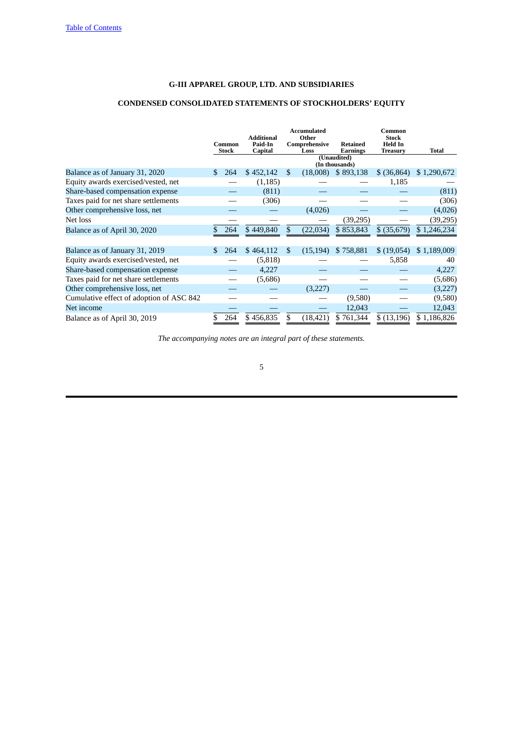# G-III APPAREL GROUP, LTD. AND SUBSIDIARIES

## CONDENSED CONSOLIDATED STATEMENTS OF STOCKHOLDERS' EQUITY

(Unaudited)
(In thousands)

| | Common Stock | Additional Paid-In Capital | Accumulated Other Comprehensive Loss | Retained Earnings | Common Stock Held In Treasury | Total |
|---|---|---|---|---|---|---|
| Balance as of January 31, 2020 | $ 264 | $ 452,142 | $ (18,008) | $ 893,138 | $ (36,864) | $ 1,290,672 |
| Equity awards exercised/vested, net | — | (1,185) | — | — | 1,185 | — |
| Share-based compensation expense | — | (811) | — | — | — | (811) |
| Taxes paid for net share settlements | — | (306) | — | — | — | (306) |
| Other comprehensive loss, net | — | — | (4,026) | — | — | (4,026) |
| Net loss | — | — | — | (39,295) | — | (39,295) |
| Balance as of April 30, 2020 | $ 264 | $ 449,840 | $ (22,034) | $ 853,843 | $ (35,679) | $ 1,246,234 |
| | | | | | | |
| Balance as of January 31, 2019 | $ 264 | $ 464,112 | $ (15,194) | $ 758,881 | $ (19,054) | $ 1,189,009 |
| Equity awards exercised/vested, net | — | (5,818) | — | — | 5,858 | 40 |
| Share-based compensation expense | — | 4,227 | — | — | — | 4,227 |
| Taxes paid for net share settlements | — | (5,686) | — | — | — | (5,686) |
| Other comprehensive loss, net | — | — | (3,227) | — | — | (3,227) |
| Cumulative effect of adoption of ASC 842 | — | — | — | (9,580) | — | (9,580) |
| Net income | — | — | — | 12,043 | — | 12,043 |
| Balance as of April 30, 2019 | $ 264 | $ 456,835 | $ (18,421) | $ 761,344 | $ (13,196) | $ 1,186,826 |

*The accompanying notes are an integral part of these statements.*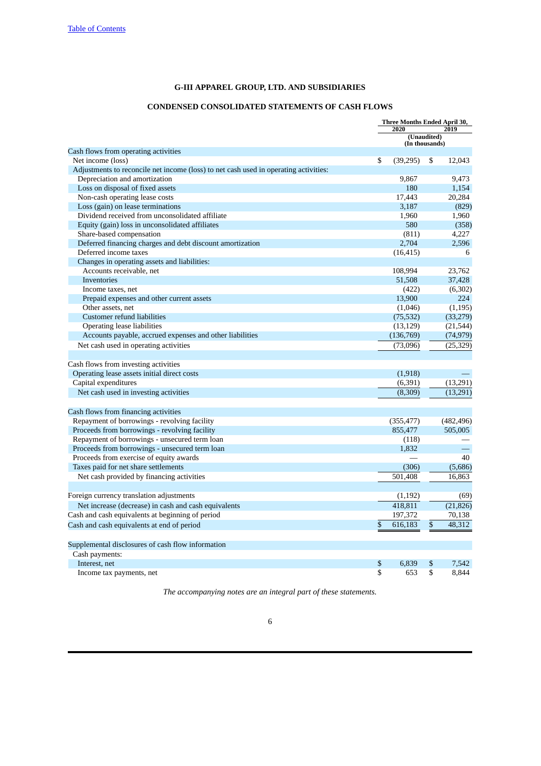# G-III APPAREL GROUP, LTD. AND SUBSIDIARIES

## CONDENSED CONSOLIDATED STATEMENTS OF CASH FLOWS

| | Three Months Ended April 30, 2020 | Three Months Ended April 30, 2019 |
|---|---|---|
| | (Unaudited) (In thousands) | |
| **Cash flows from operating activities** | | |
| Net income (loss) | $ (39,295) | $ 12,043 |
| Adjustments to reconcile net income (loss) to net cash used in operating activities: | | |
| Depreciation and amortization | 9,867 | 9,473 |
| Loss on disposal of fixed assets | 180 | 1,154 |
| Non-cash operating lease costs | 17,443 | 20,284 |
| Loss (gain) on lease terminations | 3,187 | (829) |
| Dividend received from unconsolidated affiliate | 1,960 | 1,960 |
| Equity (gain) loss in unconsolidated affiliates | 580 | (358) |
| Share-based compensation | (811) | 4,227 |
| Deferred financing charges and debt discount amortization | 2,704 | 2,596 |
| Deferred income taxes | (16,415) | 6 |
| Changes in operating assets and liabilities: | | |
| Accounts receivable, net | 108,994 | 23,762 |
| Inventories | 51,508 | 37,428 |
| Income taxes, net | (422) | (6,302) |
| Prepaid expenses and other current assets | 13,900 | 224 |
| Other assets, net | (1,046) | (1,195) |
| Customer refund liabilities | (75,532) | (33,279) |
| Operating lease liabilities | (13,129) | (21,544) |
| Accounts payable, accrued expenses and other liabilities | (136,769) | (74,979) |
| Net cash used in operating activities | (73,096) | (25,329) |
| | | |
| **Cash flows from investing activities** | | |
| Operating lease assets initial direct costs | (1,918) | — |
| Capital expenditures | (6,391) | (13,291) |
| Net cash used in investing activities | (8,309) | (13,291) |
| | | |
| **Cash flows from financing activities** | | |
| Repayment of borrowings - revolving facility | (355,477) | (482,496) |
| Proceeds from borrowings - revolving facility | 855,477 | 505,005 |
| Repayment of borrowings - unsecured term loan | (118) | — |
| Proceeds from borrowings - unsecured term loan | 1,832 | — |
| Proceeds from exercise of equity awards | — | 40 |
| Taxes paid for net share settlements | (306) | (5,686) |
| Net cash provided by financing activities | 501,408 | 16,863 |
| | | |
| Foreign currency translation adjustments | (1,192) | (69) |
| Net increase (decrease) in cash and cash equivalents | 418,811 | (21,826) |
| Cash and cash equivalents at beginning of period | 197,372 | 70,138 |
| Cash and cash equivalents at end of period | $ 616,183 | $ 48,312 |
| | | |
| **Supplemental disclosures of cash flow information** | | |
| Cash payments: | | |
| Interest, net | $ 6,839 | $ 7,542 |
| Income tax payments, net | $ 653 | $ 8,844 |

*The accompanying notes are an integral part of these statements.*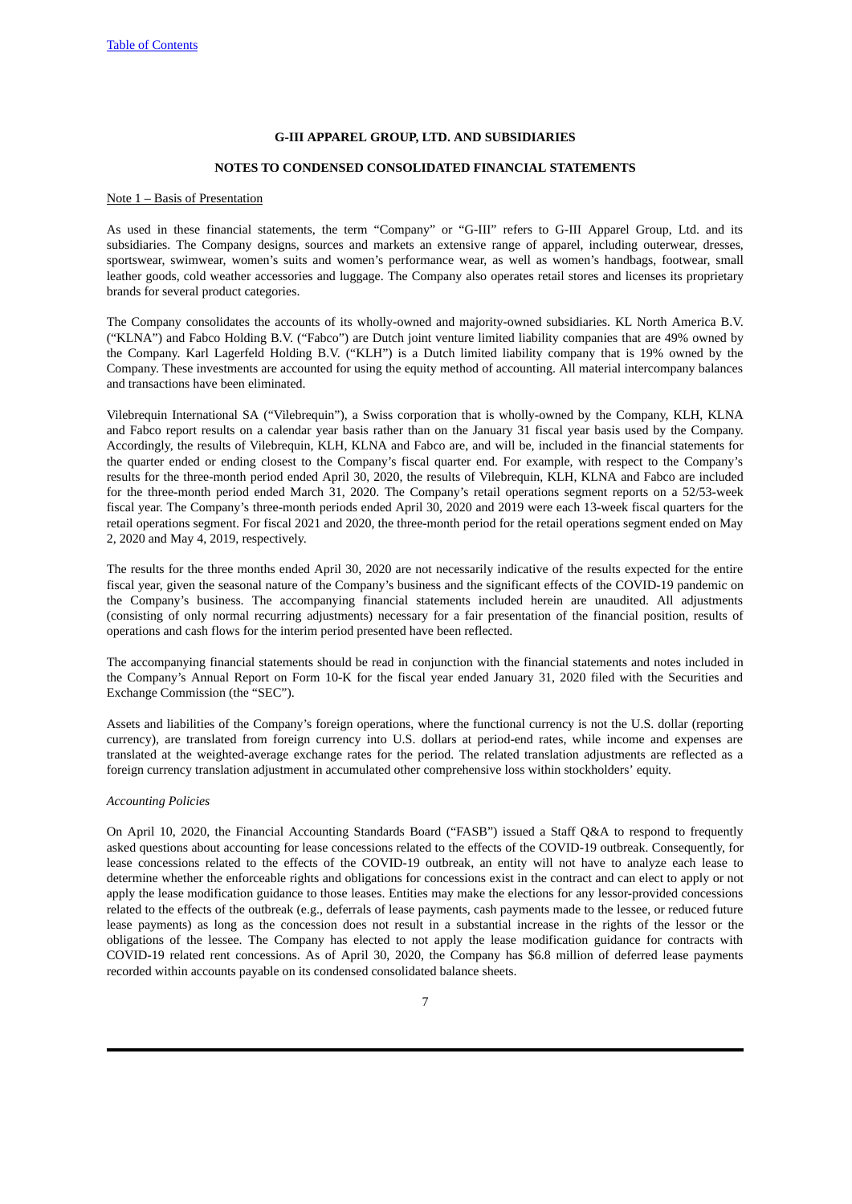# G-III APPAREL GROUP, LTD. AND SUBSIDIARIES

## NOTES TO CONDENSED CONSOLIDATED FINANCIAL STATEMENTS

Note 1 – Basis of Presentation

As used in these financial statements, the term "Company" or "G-III" refers to G-III Apparel Group, Ltd. and its subsidiaries. The Company designs, sources and markets an extensive range of apparel, including outerwear, dresses, sportswear, swimwear, women's suits and women's performance wear, as well as women's handbags, footwear, small leather goods, cold weather accessories and luggage. The Company also operates retail stores and licenses its proprietary brands for several product categories.

The Company consolidates the accounts of its wholly-owned and majority-owned subsidiaries. KL North America B.V. ("KLNA") and Fabco Holding B.V. ("Fabco") are Dutch joint venture limited liability companies that are 49% owned by the Company. Karl Lagerfeld Holding B.V. ("KLH") is a Dutch limited liability company that is 19% owned by the Company. These investments are accounted for using the equity method of accounting. All material intercompany balances and transactions have been eliminated.

Vilebrequin International SA ("Vilebrequin"), a Swiss corporation that is wholly-owned by the Company, KLH, KLNA and Fabco report results on a calendar year basis rather than on the January 31 fiscal year basis used by the Company. Accordingly, the results of Vilebrequin, KLH, KLNA and Fabco are, and will be, included in the financial statements for the quarter ended or ending closest to the Company's fiscal quarter end. For example, with respect to the Company's results for the three-month period ended April 30, 2020, the results of Vilebrequin, KLH, KLNA and Fabco are included for the three-month period ended March 31, 2020. The Company's retail operations segment reports on a 52/53-week fiscal year. The Company's three-month periods ended April 30, 2020 and 2019 were each 13-week fiscal quarters for the retail operations segment. For fiscal 2021 and 2020, the three-month period for the retail operations segment ended on May 2, 2020 and May 4, 2019, respectively.

The results for the three months ended April 30, 2020 are not necessarily indicative of the results expected for the entire fiscal year, given the seasonal nature of the Company's business and the significant effects of the COVID-19 pandemic on the Company's business. The accompanying financial statements included herein are unaudited. All adjustments (consisting of only normal recurring adjustments) necessary for a fair presentation of the financial position, results of operations and cash flows for the interim period presented have been reflected.

The accompanying financial statements should be read in conjunction with the financial statements and notes included in the Company's Annual Report on Form 10-K for the fiscal year ended January 31, 2020 filed with the Securities and Exchange Commission (the "SEC").

Assets and liabilities of the Company's foreign operations, where the functional currency is not the U.S. dollar (reporting currency), are translated from foreign currency into U.S. dollars at period-end rates, while income and expenses are translated at the weighted-average exchange rates for the period. The related translation adjustments are reflected as a foreign currency translation adjustment in accumulated other comprehensive loss within stockholders' equity.

*Accounting Policies*

On April 10, 2020, the Financial Accounting Standards Board ("FASB") issued a Staff Q&A to respond to frequently asked questions about accounting for lease concessions related to the effects of the COVID-19 outbreak. Consequently, for lease concessions related to the effects of the COVID-19 outbreak, an entity will not have to analyze each lease to determine whether the enforceable rights and obligations for concessions exist in the contract and can elect to apply or not apply the lease modification guidance to those leases. Entities may make the elections for any lessor-provided concessions related to the effects of the outbreak (e.g., deferrals of lease payments, cash payments made to the lessee, or reduced future lease payments) as long as the concession does not result in a substantial increase in the rights of the lessor or the obligations of the lessee. The Company has elected to not apply the lease modification guidance for contracts with COVID-19 related rent concessions. As of April 30, 2020, the Company has $6.8 million of deferred lease payments recorded within accounts payable on its condensed consolidated balance sheets.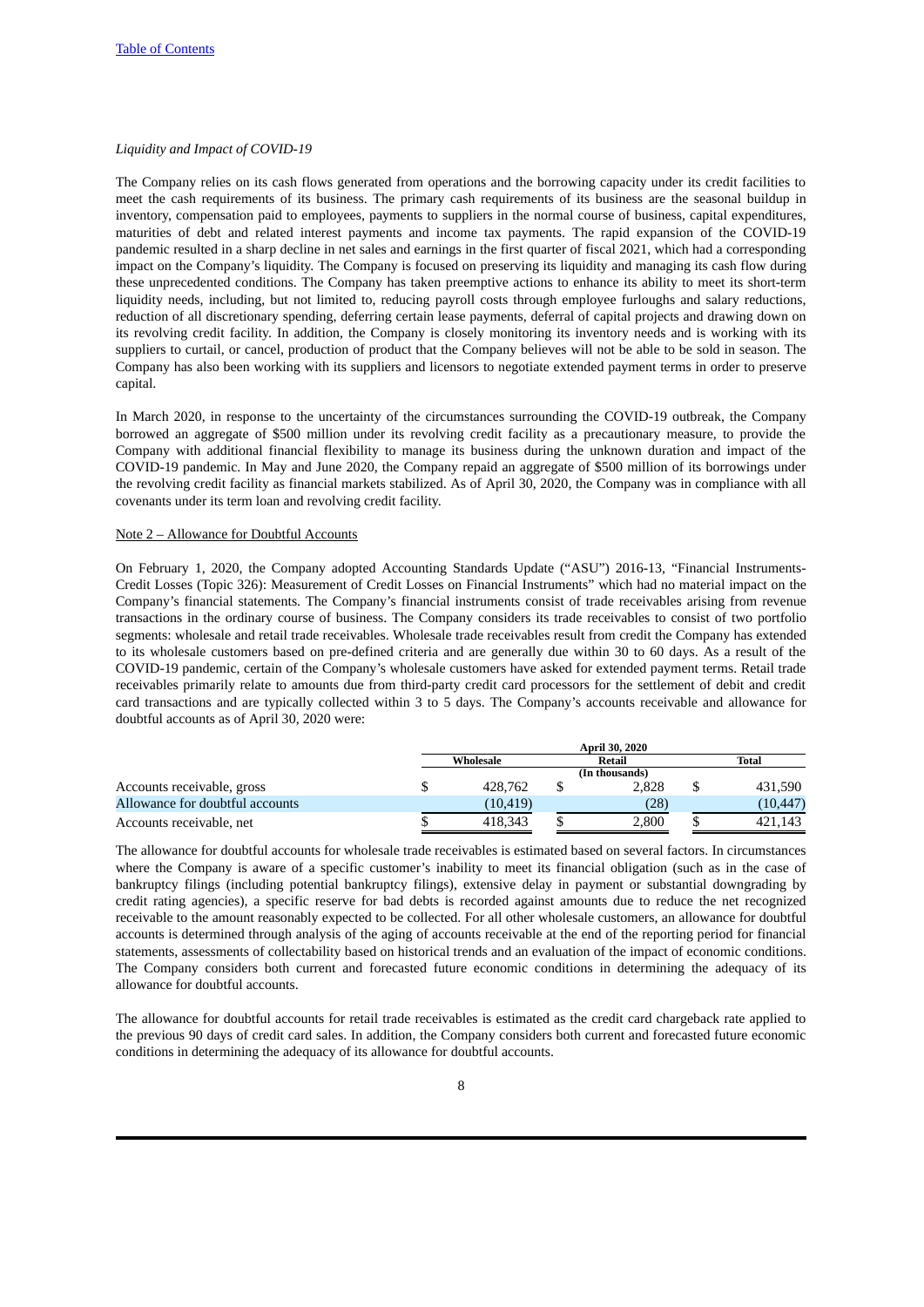*Liquidity and Impact of COVID-19*

The Company relies on its cash flows generated from operations and the borrowing capacity under its credit facilities to meet the cash requirements of its business. The primary cash requirements of its business are the seasonal buildup in inventory, compensation paid to employees, payments to suppliers in the normal course of business, capital expenditures, maturities of debt and related interest payments and income tax payments. The rapid expansion of the COVID-19 pandemic resulted in a sharp decline in net sales and earnings in the first quarter of fiscal 2021, which had a corresponding impact on the Company's liquidity. The Company is focused on preserving its liquidity and managing its cash flow during these unprecedented conditions. The Company has taken preemptive actions to enhance its ability to meet its short-term liquidity needs, including, but not limited to, reducing payroll costs through employee furloughs and salary reductions, reduction of all discretionary spending, deferring certain lease payments, deferral of capital projects and drawing down on its revolving credit facility. In addition, the Company is closely monitoring its inventory needs and is working with its suppliers to curtail, or cancel, production of product that the Company believes will not be able to be sold in season. The Company has also been working with its suppliers and licensors to negotiate extended payment terms in order to preserve capital.

In March 2020, in response to the uncertainty of the circumstances surrounding the COVID-19 outbreak, the Company borrowed an aggregate of $500 million under its revolving credit facility as a precautionary measure, to provide the Company with additional financial flexibility to manage its business during the unknown duration and impact of the COVID-19 pandemic. In May and June 2020, the Company repaid an aggregate of $500 million of its borrowings under the revolving credit facility as financial markets stabilized. As of April 30, 2020, the Company was in compliance with all covenants under its term loan and revolving credit facility.

Note 2 – Allowance for Doubtful Accounts

On February 1, 2020, the Company adopted Accounting Standards Update ("ASU") 2016-13, "Financial Instruments-Credit Losses (Topic 326): Measurement of Credit Losses on Financial Instruments" which had no material impact on the Company's financial statements. The Company's financial instruments consist of trade receivables arising from revenue transactions in the ordinary course of business. The Company considers its trade receivables to consist of two portfolio segments: wholesale and retail trade receivables. Wholesale trade receivables result from credit the Company has extended to its wholesale customers based on pre-defined criteria and are generally due within 30 to 60 days. As a result of the COVID-19 pandemic, certain of the Company's wholesale customers have asked for extended payment terms. Retail trade receivables primarily relate to amounts due from third-party credit card processors for the settlement of debit and credit card transactions and are typically collected within 3 to 5 days. The Company's accounts receivable and allowance for doubtful accounts as of April 30, 2020 were:

| | April 30, 2020 | | |
|---|---|---|---|
| | Wholesale | Retail | Total |
| | (In thousands) | | |
| Accounts receivable, gross | $ 428,762 | $ 2,828 | $ 431,590 |
| Allowance for doubtful accounts | (10,419) | (28) | (10,447) |
| Accounts receivable, net | $ 418,343 | $ 2,800 | $ 421,143 |

The allowance for doubtful accounts for wholesale trade receivables is estimated based on several factors. In circumstances where the Company is aware of a specific customer's inability to meet its financial obligation (such as in the case of bankruptcy filings (including potential bankruptcy filings), extensive delay in payment or substantial downgrading by credit rating agencies), a specific reserve for bad debts is recorded against amounts due to reduce the net recognized receivable to the amount reasonably expected to be collected. For all other wholesale customers, an allowance for doubtful accounts is determined through analysis of the aging of accounts receivable at the end of the reporting period for financial statements, assessments of collectability based on historical trends and an evaluation of the impact of economic conditions. The Company considers both current and forecasted future economic conditions in determining the adequacy of its allowance for doubtful accounts.

The allowance for doubtful accounts for retail trade receivables is estimated as the credit card chargeback rate applied to the previous 90 days of credit card sales. In addition, the Company considers both current and forecasted future economic conditions in determining the adequacy of its allowance for doubtful accounts.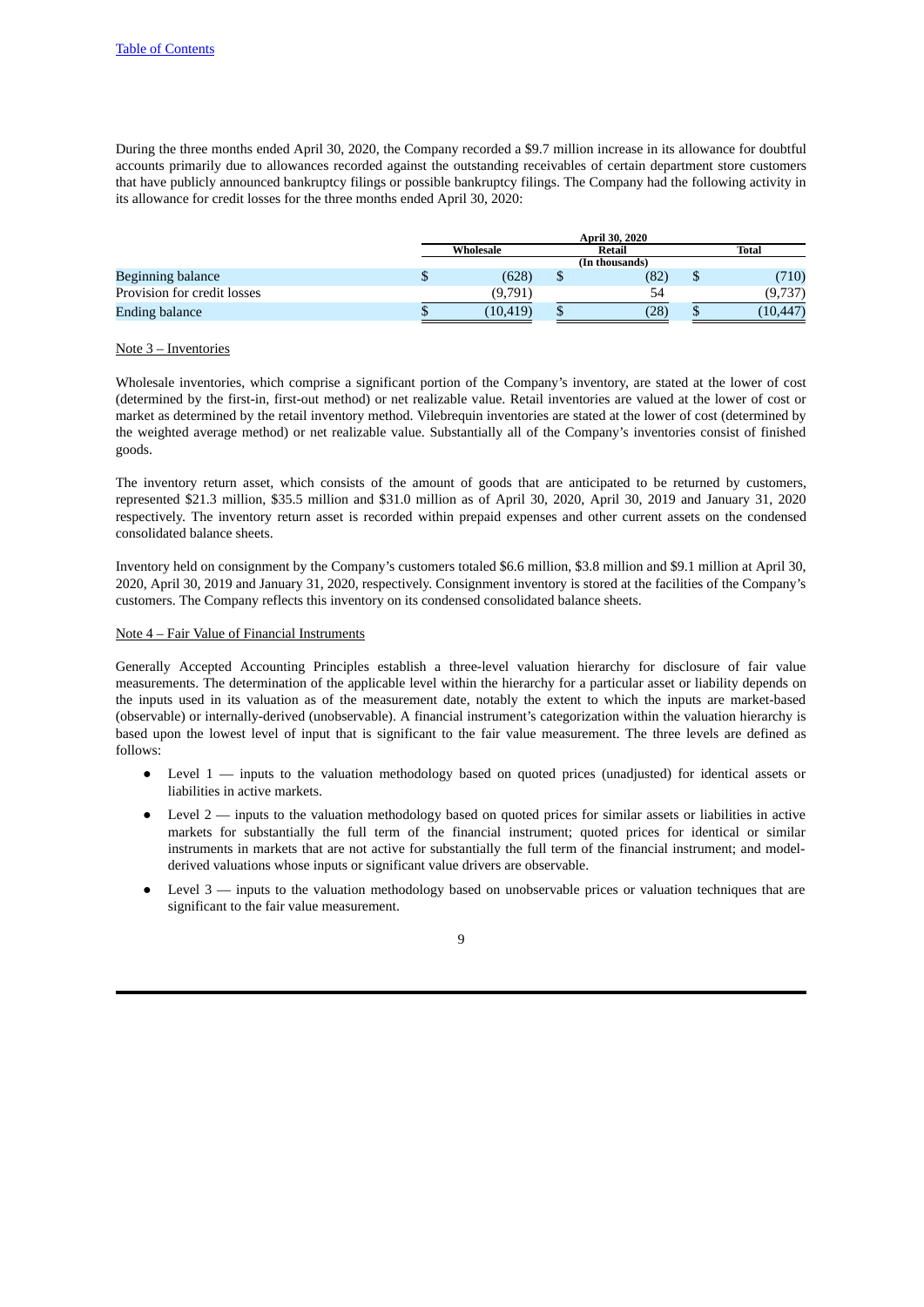During the three months ended April 30, 2020, the Company recorded a $9.7 million increase in its allowance for doubtful accounts primarily due to allowances recorded against the outstanding receivables of certain department store customers that have publicly announced bankruptcy filings or possible bankruptcy filings. The Company had the following activity in its allowance for credit losses for the three months ended April 30, 2020:

| | April 30, 2020 | | |
|---|---|---|---|
| | Wholesale | Retail | Total |
| | (In thousands) | | |
| Beginning balance | $ (628) | $ (82) | $ (710) |
| Provision for credit losses | (9,791) | 54 | (9,737) |
| Ending balance | $ (10,419) | $ (28) | $ (10,447) |

Note 3 – Inventories

Wholesale inventories, which comprise a significant portion of the Company's inventory, are stated at the lower of cost (determined by the first-in, first-out method) or net realizable value. Retail inventories are valued at the lower of cost or market as determined by the retail inventory method. Vilebrequin inventories are stated at the lower of cost (determined by the weighted average method) or net realizable value. Substantially all of the Company's inventories consist of finished goods.

The inventory return asset, which consists of the amount of goods that are anticipated to be returned by customers, represented $21.3 million, $35.5 million and $31.0 million as of April 30, 2020, April 30, 2019 and January 31, 2020 respectively. The inventory return asset is recorded within prepaid expenses and other current assets on the condensed consolidated balance sheets.

Inventory held on consignment by the Company's customers totaled $6.6 million, $3.8 million and $9.1 million at April 30, 2020, April 30, 2019 and January 31, 2020, respectively. Consignment inventory is stored at the facilities of the Company's customers. The Company reflects this inventory on its condensed consolidated balance sheets.

Note 4 – Fair Value of Financial Instruments

Generally Accepted Accounting Principles establish a three-level valuation hierarchy for disclosure of fair value measurements. The determination of the applicable level within the hierarchy for a particular asset or liability depends on the inputs used in its valuation as of the measurement date, notably the extent to which the inputs are market-based (observable) or internally-derived (unobservable). A financial instrument's categorization within the valuation hierarchy is based upon the lowest level of input that is significant to the fair value measurement. The three levels are defined as follows:

- Level 1 — inputs to the valuation methodology based on quoted prices (unadjusted) for identical assets or liabilities in active markets.
- Level 2 — inputs to the valuation methodology based on quoted prices for similar assets or liabilities in active markets for substantially the full term of the financial instrument; quoted prices for identical or similar instruments in markets that are not active for substantially the full term of the financial instrument; and model-derived valuations whose inputs or significant value drivers are observable.
- Level 3 — inputs to the valuation methodology based on unobservable prices or valuation techniques that are significant to the fair value measurement.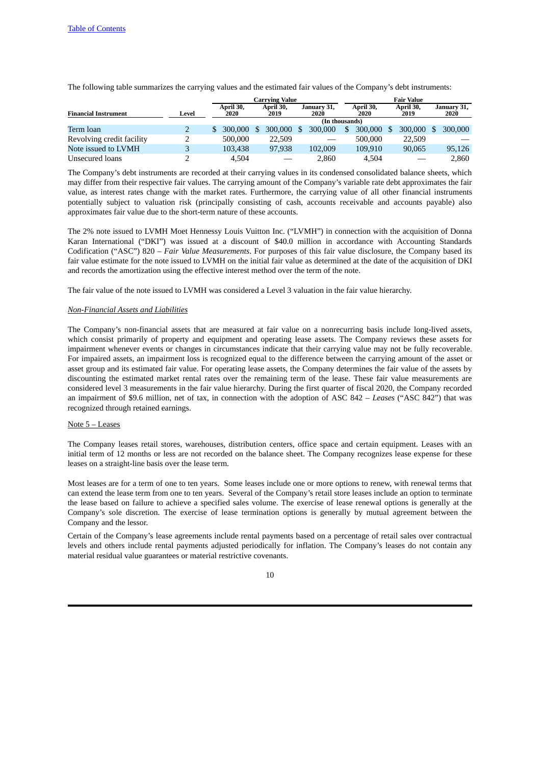The following table summarizes the carrying values and the estimated fair values of the Company's debt instruments:

| Financial Instrument | Level | Carrying Value | | | Fair Value | | |
|---|---|---|---|---|---|---|---|
| | | April 30, 2020 | April 30, 2019 | January 31, 2020 | April 30, 2020 | April 30, 2019 | January 31, 2020 |
| | | (In thousands) | | | | | |
| Term loan | 2 | $ 300,000 | $ 300,000 | $ 300,000 | $ 300,000 | $ 300,000 | $ 300,000 |
| Revolving credit facility | 2 | 500,000 | 22,509 | — | 500,000 | 22,509 | — |
| Note issued to LVMH | 3 | 103,438 | 97,938 | 102,009 | 109,910 | 90,065 | 95,126 |
| Unsecured loans | 2 | 4,504 | — | 2,860 | 4,504 | — | 2,860 |

The Company's debt instruments are recorded at their carrying values in its condensed consolidated balance sheets, which may differ from their respective fair values. The carrying amount of the Company's variable rate debt approximates the fair value, as interest rates change with the market rates. Furthermore, the carrying value of all other financial instruments potentially subject to valuation risk (principally consisting of cash, accounts receivable and accounts payable) also approximates fair value due to the short-term nature of these accounts.

The 2% note issued to LVMH Moet Hennessy Louis Vuitton Inc. ("LVMH") in connection with the acquisition of Donna Karan International ("DKI") was issued at a discount of $40.0 million in accordance with Accounting Standards Codification ("ASC") 820 – *Fair Value Measurements*. For purposes of this fair value disclosure, the Company based its fair value estimate for the note issued to LVMH on the initial fair value as determined at the date of the acquisition of DKI and records the amortization using the effective interest method over the term of the note.

The fair value of the note issued to LVMH was considered a Level 3 valuation in the fair value hierarchy.

*Non-Financial Assets and Liabilities*

The Company's non-financial assets that are measured at fair value on a nonrecurring basis include long-lived assets, which consist primarily of property and equipment and operating lease assets. The Company reviews these assets for impairment whenever events or changes in circumstances indicate that their carrying value may not be fully recoverable. For impaired assets, an impairment loss is recognized equal to the difference between the carrying amount of the asset or asset group and its estimated fair value. For operating lease assets, the Company determines the fair value of the assets by discounting the estimated market rental rates over the remaining term of the lease. These fair value measurements are considered level 3 measurements in the fair value hierarchy. During the first quarter of fiscal 2020, the Company recorded an impairment of $9.6 million, net of tax, in connection with the adoption of ASC 842 – *Leases* ("ASC 842") that was recognized through retained earnings.

Note 5 – Leases

The Company leases retail stores, warehouses, distribution centers, office space and certain equipment. Leases with an initial term of 12 months or less are not recorded on the balance sheet. The Company recognizes lease expense for these leases on a straight-line basis over the lease term.

Most leases are for a term of one to ten years. Some leases include one or more options to renew, with renewal terms that can extend the lease term from one to ten years. Several of the Company's retail store leases include an option to terminate the lease based on failure to achieve a specified sales volume. The exercise of lease renewal options is generally at the Company's sole discretion. The exercise of lease termination options is generally by mutual agreement between the Company and the lessor.

Certain of the Company's lease agreements include rental payments based on a percentage of retail sales over contractual levels and others include rental payments adjusted periodically for inflation. The Company's leases do not contain any material residual value guarantees or material restrictive covenants.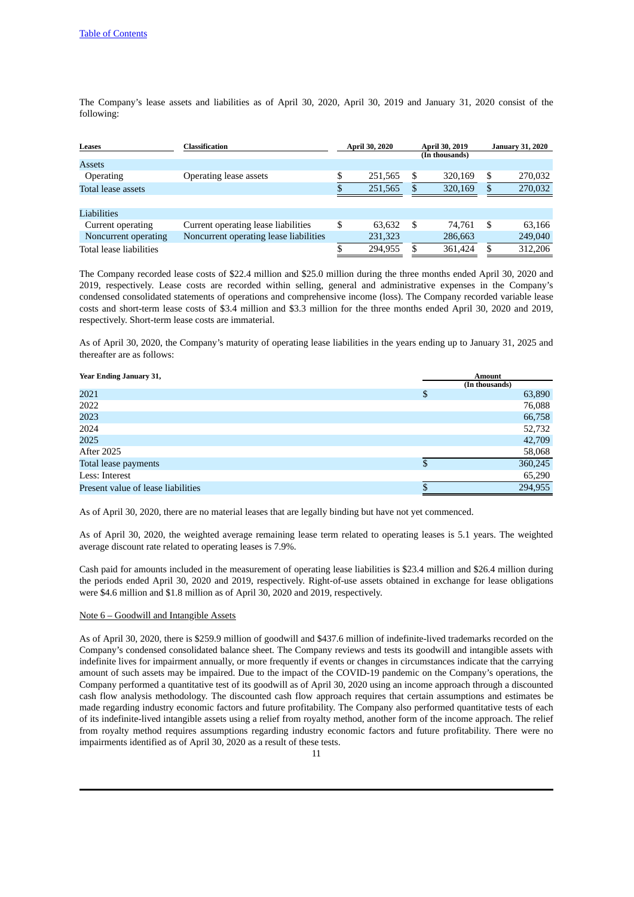The Company's lease assets and liabilities as of April 30, 2020, April 30, 2019 and January 31, 2020 consist of the following:

| Leases | Classification | April 30, 2020 | April 30, 2019 | January 31, 2020 |
|---|---|---|---|---|
| | | | (In thousands) | |
| Assets | | | | |
| Operating | Operating lease assets | $ 251,565 | $ 320,169 | $ 270,032 |
| Total lease assets | | $ 251,565 | $ 320,169 | $ 270,032 |
| | | | | |
| Liabilities | | | | |
| Current operating | Current operating lease liabilities | $ 63,632 | $ 74,761 | $ 63,166 |
| Noncurrent operating | Noncurrent operating lease liabilities | 231,323 | 286,663 | 249,040 |
| Total lease liabilities | | $ 294,955 | $ 361,424 | $ 312,206 |

The Company recorded lease costs of $22.4 million and $25.0 million during the three months ended April 30, 2020 and 2019, respectively. Lease costs are recorded within selling, general and administrative expenses in the Company's condensed consolidated statements of operations and comprehensive income (loss). The Company recorded variable lease costs and short-term lease costs of $3.4 million and $3.3 million for the three months ended April 30, 2020 and 2019, respectively. Short-term lease costs are immaterial.

As of April 30, 2020, the Company's maturity of operating lease liabilities in the years ending up to January 31, 2025 and thereafter are as follows:

| Year Ending January 31, | Amount (In thousands) |
|---|---|
| 2021 | $ 63,890 |
| 2022 | 76,088 |
| 2023 | 66,758 |
| 2024 | 52,732 |
| 2025 | 42,709 |
| After 2025 | 58,068 |
| Total lease payments | $ 360,245 |
| Less: Interest | 65,290 |
| Present value of lease liabilities | $ 294,955 |

As of April 30, 2020, there are no material leases that are legally binding but have not yet commenced.

As of April 30, 2020, the weighted average remaining lease term related to operating leases is 5.1 years. The weighted average discount rate related to operating leases is 7.9%.

Cash paid for amounts included in the measurement of operating lease liabilities is $23.4 million and $26.4 million during the periods ended April 30, 2020 and 2019, respectively. Right-of-use assets obtained in exchange for lease obligations were $4.6 million and $1.8 million as of April 30, 2020 and 2019, respectively.

Note 6 – Goodwill and Intangible Assets

As of April 30, 2020, there is $259.9 million of goodwill and $437.6 million of indefinite-lived trademarks recorded on the Company's condensed consolidated balance sheet. The Company reviews and tests its goodwill and intangible assets with indefinite lives for impairment annually, or more frequently if events or changes in circumstances indicate that the carrying amount of such assets may be impaired. Due to the impact of the COVID-19 pandemic on the Company's operations, the Company performed a quantitative test of its goodwill as of April 30, 2020 using an income approach through a discounted cash flow analysis methodology. The discounted cash flow approach requires that certain assumptions and estimates be made regarding industry economic factors and future profitability. The Company also performed quantitative tests of each of its indefinite-lived intangible assets using a relief from royalty method, another form of the income approach. The relief from royalty method requires assumptions regarding industry economic factors and future profitability. There were no impairments identified as of April 30, 2020 as a result of these tests.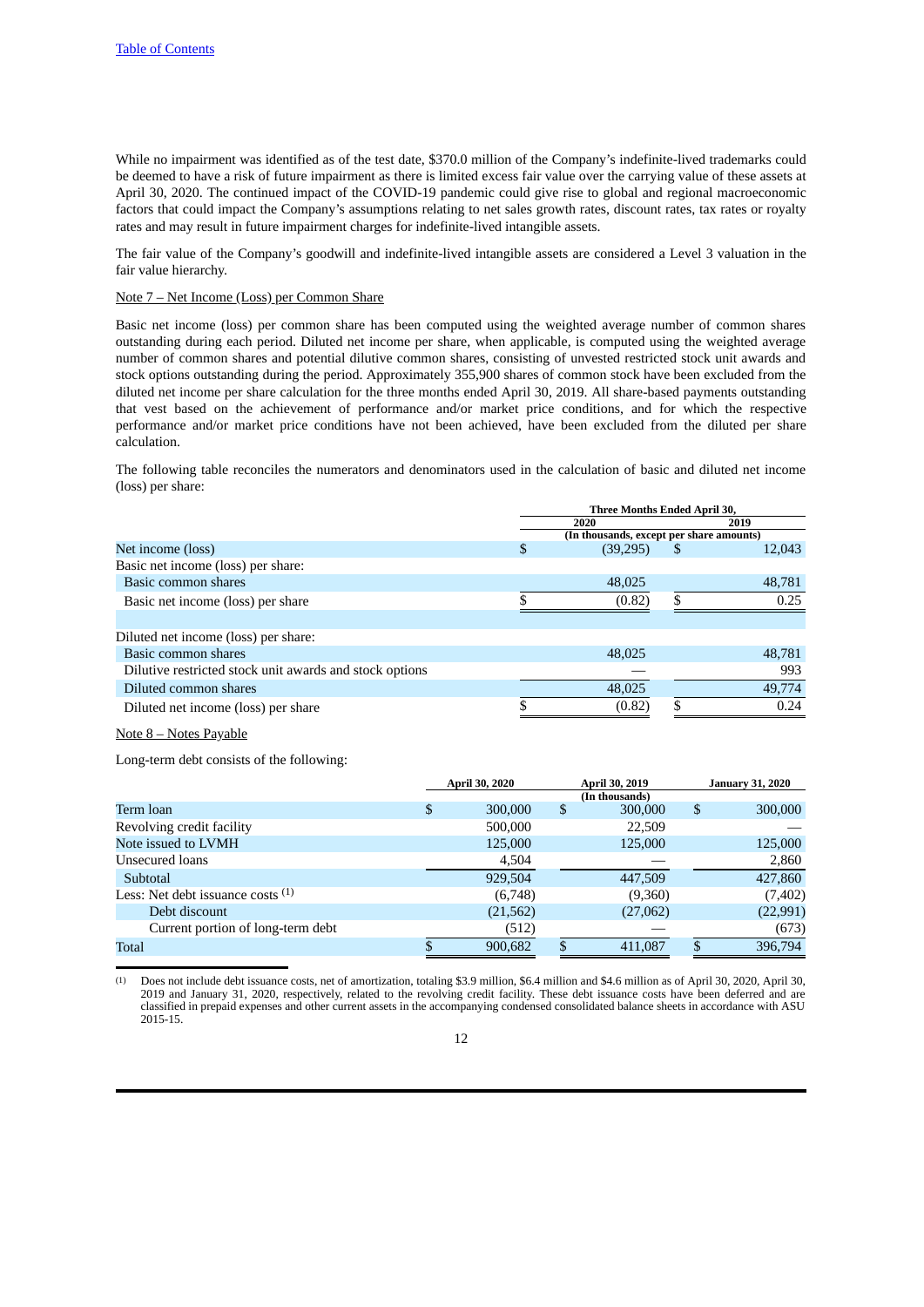While no impairment was identified as of the test date, $370.0 million of the Company's indefinite-lived trademarks could be deemed to have a risk of future impairment as there is limited excess fair value over the carrying value of these assets at April 30, 2020. The continued impact of the COVID-19 pandemic could give rise to global and regional macroeconomic factors that could impact the Company's assumptions relating to net sales growth rates, discount rates, tax rates or royalty rates and may result in future impairment charges for indefinite-lived intangible assets.

The fair value of the Company's goodwill and indefinite-lived intangible assets are considered a Level 3 valuation in the fair value hierarchy.

Note 7 – Net Income (Loss) per Common Share

Basic net income (loss) per common share has been computed using the weighted average number of common shares outstanding during each period. Diluted net income per share, when applicable, is computed using the weighted average number of common shares and potential dilutive common shares, consisting of unvested restricted stock unit awards and stock options outstanding during the period. Approximately 355,900 shares of common stock have been excluded from the diluted net income per share calculation for the three months ended April 30, 2019. All share-based payments outstanding that vest based on the achievement of performance and/or market price conditions, and for which the respective performance and/or market price conditions have not been achieved, have been excluded from the diluted per share calculation.

The following table reconciles the numerators and denominators used in the calculation of basic and diluted net income (loss) per share:

| | Three Months Ended April 30, | |
|---|---|---|
| | 2020 | 2019 |
| | (In thousands, except per share amounts) | |
| Net income (loss) | $ (39,295) | $ 12,043 |
| Basic net income (loss) per share: | | |
| Basic common shares | 48,025 | 48,781 |
| Basic net income (loss) per share | $ (0.82) | $ 0.25 |
| | | |
| Diluted net income (loss) per share: | | |
| Basic common shares | 48,025 | 48,781 |
| Dilutive restricted stock unit awards and stock options | — | 993 |
| Diluted common shares | 48,025 | 49,774 |
| Diluted net income (loss) per share | $ (0.82) | $ 0.24 |

Note 8 – Notes Payable

Long-term debt consists of the following:

| | April 30, 2020 | April 30, 2019 | January 31, 2020 |
|---|---|---|---|
| | | (In thousands) | |
| Term loan | $ 300,000 | $ 300,000 | $ 300,000 |
| Revolving credit facility | 500,000 | 22,509 | — |
| Note issued to LVMH | 125,000 | 125,000 | 125,000 |
| Unsecured loans | 4,504 | — | 2,860 |
| Subtotal | 929,504 | 447,509 | 427,860 |
| Less: Net debt issuance costs [(1)] | (6,748) | (9,360) | (7,402) |
| Debt discount | (21,562) | (27,062) | (22,991) |
| Current portion of long-term debt | (512) | — | (673) |
| Total | $ 900,682 | $ 411,087 | $ 396,794 |

(1) Does not include debt issuance costs, net of amortization, totaling $3.9 million, $6.4 million and $4.6 million as of April 30, 2020, April 30, 2019 and January 31, 2020, respectively, related to the revolving credit facility. These debt issuance costs have been deferred and are classified in prepaid expenses and other current assets in the accompanying condensed consolidated balance sheets in accordance with ASU 2015-15.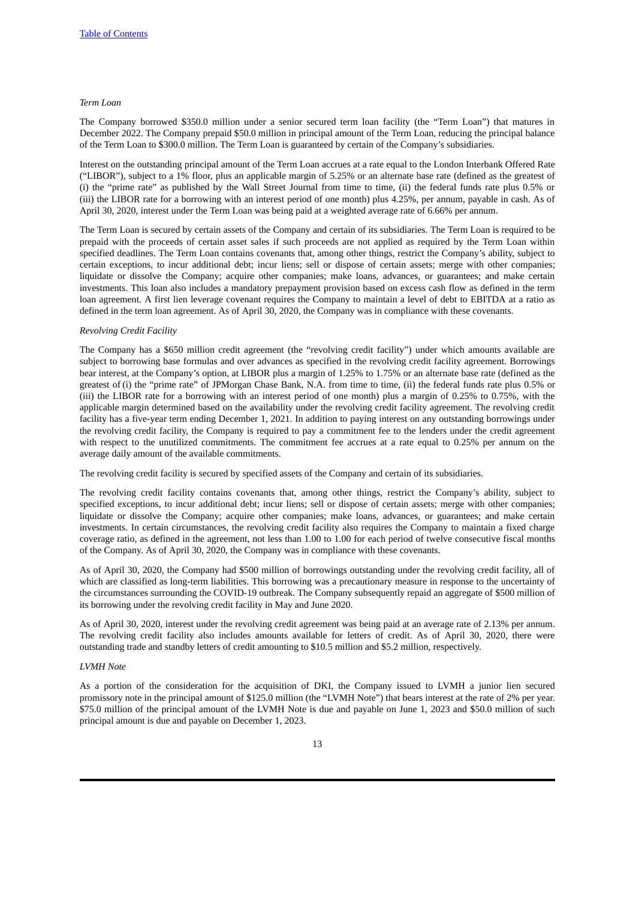*Term Loan*

The Company borrowed $350.0 million under a senior secured term loan facility (the "Term Loan") that matures in December 2022. The Company prepaid $50.0 million in principal amount of the Term Loan, reducing the principal balance of the Term Loan to $300.0 million. The Term Loan is guaranteed by certain of the Company's subsidiaries.

Interest on the outstanding principal amount of the Term Loan accrues at a rate equal to the London Interbank Offered Rate ("LIBOR"), subject to a 1% floor, plus an applicable margin of 5.25% or an alternate base rate (defined as the greatest of (i) the "prime rate" as published by the Wall Street Journal from time to time, (ii) the federal funds rate plus 0.5% or (iii) the LIBOR rate for a borrowing with an interest period of one month) plus 4.25%, per annum, payable in cash. As of April 30, 2020, interest under the Term Loan was being paid at a weighted average rate of 6.66% per annum.

The Term Loan is secured by certain assets of the Company and certain of its subsidiaries. The Term Loan is required to be prepaid with the proceeds of certain asset sales if such proceeds are not applied as required by the Term Loan within specified deadlines. The Term Loan contains covenants that, among other things, restrict the Company's ability, subject to certain exceptions, to incur additional debt; incur liens; sell or dispose of certain assets; merge with other companies; liquidate or dissolve the Company; acquire other companies; make loans, advances, or guarantees; and make certain investments. This loan also includes a mandatory prepayment provision based on excess cash flow as defined in the term loan agreement. A first lien leverage covenant requires the Company to maintain a level of debt to EBITDA at a ratio as defined in the term loan agreement. As of April 30, 2020, the Company was in compliance with these covenants.

*Revolving Credit Facility*

The Company has a $650 million credit agreement (the "revolving credit facility") under which amounts available are subject to borrowing base formulas and over advances as specified in the revolving credit facility agreement. Borrowings bear interest, at the Company's option, at LIBOR plus a margin of 1.25% to 1.75% or an alternate base rate (defined as the greatest of (i) the "prime rate" of JPMorgan Chase Bank, N.A. from time to time, (ii) the federal funds rate plus 0.5% or (iii) the LIBOR rate for a borrowing with an interest period of one month) plus a margin of 0.25% to 0.75%, with the applicable margin determined based on the availability under the revolving credit facility agreement. The revolving credit facility has a five-year term ending December 1, 2021. In addition to paying interest on any outstanding borrowings under the revolving credit facility, the Company is required to pay a commitment fee to the lenders under the credit agreement with respect to the unutilized commitments. The commitment fee accrues at a rate equal to 0.25% per annum on the average daily amount of the available commitments.

The revolving credit facility is secured by specified assets of the Company and certain of its subsidiaries.

The revolving credit facility contains covenants that, among other things, restrict the Company's ability, subject to specified exceptions, to incur additional debt; incur liens; sell or dispose of certain assets; merge with other companies; liquidate or dissolve the Company; acquire other companies; make loans, advances, or guarantees; and make certain investments. In certain circumstances, the revolving credit facility also requires the Company to maintain a fixed charge coverage ratio, as defined in the agreement, not less than 1.00 to 1.00 for each period of twelve consecutive fiscal months of the Company. As of April 30, 2020, the Company was in compliance with these covenants.

As of April 30, 2020, the Company had $500 million of borrowings outstanding under the revolving credit facility, all of which are classified as long-term liabilities. This borrowing was a precautionary measure in response to the uncertainty of the circumstances surrounding the COVID-19 outbreak. The Company subsequently repaid an aggregate of $500 million of its borrowing under the revolving credit facility in May and June 2020.

As of April 30, 2020, interest under the revolving credit agreement was being paid at an average rate of 2.13% per annum. The revolving credit facility also includes amounts available for letters of credit. As of April 30, 2020, there were outstanding trade and standby letters of credit amounting to $10.5 million and $5.2 million, respectively.

*LVMH Note*

As a portion of the consideration for the acquisition of DKI, the Company issued to LVMH a junior lien secured promissory note in the principal amount of $125.0 million (the "LVMH Note") that bears interest at the rate of 2% per year. $75.0 million of the principal amount of the LVMH Note is due and payable on June 1, 2023 and $50.0 million of such principal amount is due and payable on December 1, 2023.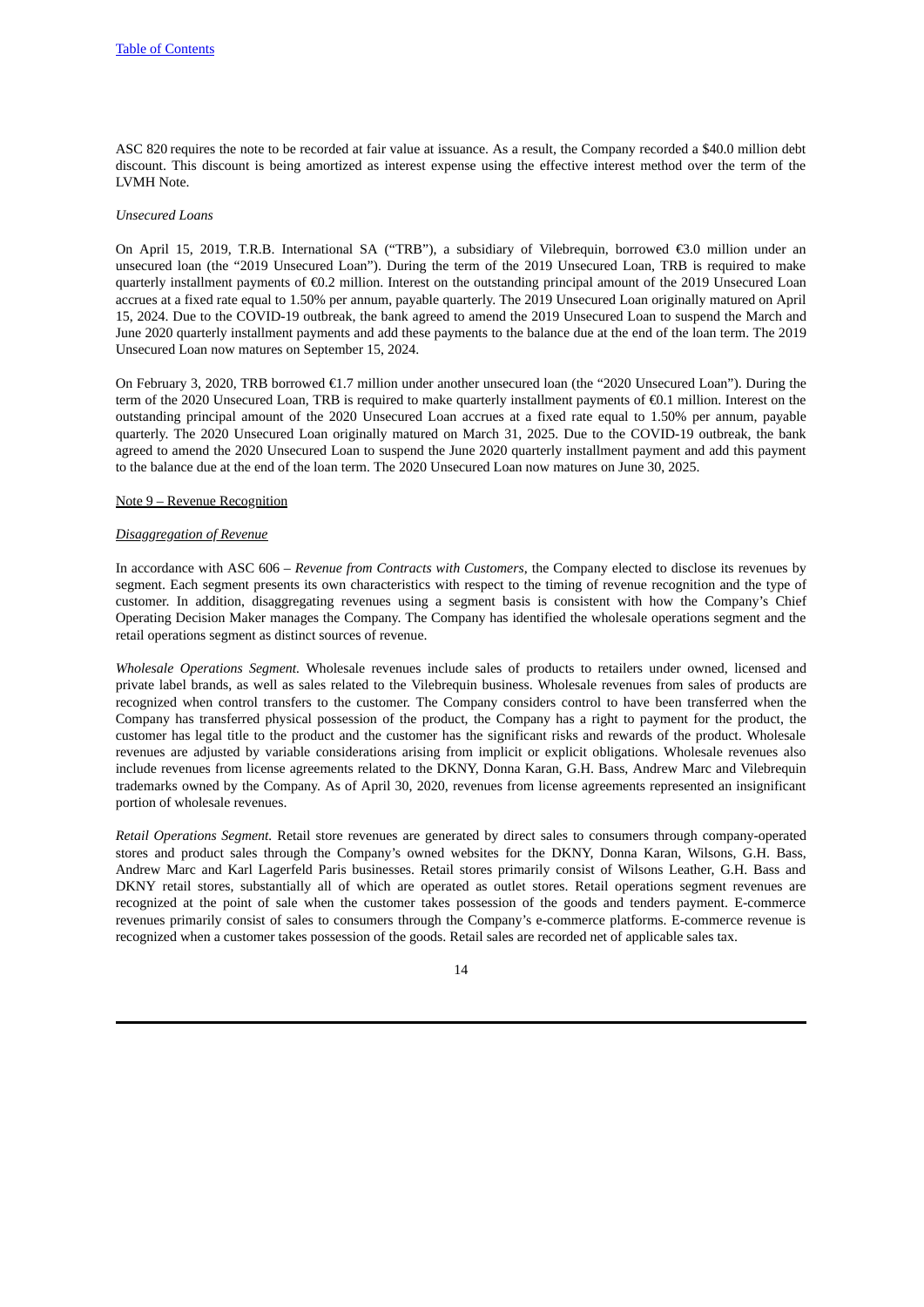ASC 820 requires the note to be recorded at fair value at issuance. As a result, the Company recorded a $40.0 million debt discount. This discount is being amortized as interest expense using the effective interest method over the term of the LVMH Note.

*Unsecured Loans*

On April 15, 2019, T.R.B. International SA ("TRB"), a subsidiary of Vilebrequin, borrowed €3.0 million under an unsecured loan (the "2019 Unsecured Loan"). During the term of the 2019 Unsecured Loan, TRB is required to make quarterly installment payments of €0.2 million. Interest on the outstanding principal amount of the 2019 Unsecured Loan accrues at a fixed rate equal to 1.50% per annum, payable quarterly. The 2019 Unsecured Loan originally matured on April 15, 2024. Due to the COVID-19 outbreak, the bank agreed to amend the 2019 Unsecured Loan to suspend the March and June 2020 quarterly installment payments and add these payments to the balance due at the end of the loan term. The 2019 Unsecured Loan now matures on September 15, 2024.

On February 3, 2020, TRB borrowed €1.7 million under another unsecured loan (the "2020 Unsecured Loan"). During the term of the 2020 Unsecured Loan, TRB is required to make quarterly installment payments of €0.1 million. Interest on the outstanding principal amount of the 2020 Unsecured Loan accrues at a fixed rate equal to 1.50% per annum, payable quarterly. The 2020 Unsecured Loan originally matured on March 31, 2025. Due to the COVID-19 outbreak, the bank agreed to amend the 2020 Unsecured Loan to suspend the June 2020 quarterly installment payment and add this payment to the balance due at the end of the loan term. The 2020 Unsecured Loan now matures on June 30, 2025.

Note 9 – Revenue Recognition

*Disaggregation of Revenue*

In accordance with ASC 606 – *Revenue from Contracts with Customers*, the Company elected to disclose its revenues by segment. Each segment presents its own characteristics with respect to the timing of revenue recognition and the type of customer. In addition, disaggregating revenues using a segment basis is consistent with how the Company's Chief Operating Decision Maker manages the Company. The Company has identified the wholesale operations segment and the retail operations segment as distinct sources of revenue.

*Wholesale Operations Segment.* Wholesale revenues include sales of products to retailers under owned, licensed and private label brands, as well as sales related to the Vilebrequin business. Wholesale revenues from sales of products are recognized when control transfers to the customer. The Company considers control to have been transferred when the Company has transferred physical possession of the product, the Company has a right to payment for the product, the customer has legal title to the product and the customer has the significant risks and rewards of the product. Wholesale revenues are adjusted by variable considerations arising from implicit or explicit obligations. Wholesale revenues also include revenues from license agreements related to the DKNY, Donna Karan, G.H. Bass, Andrew Marc and Vilebrequin trademarks owned by the Company. As of April 30, 2020, revenues from license agreements represented an insignificant portion of wholesale revenues.

*Retail Operations Segment.* Retail store revenues are generated by direct sales to consumers through company-operated stores and product sales through the Company's owned websites for the DKNY, Donna Karan, Wilsons, G.H. Bass, Andrew Marc and Karl Lagerfeld Paris businesses. Retail stores primarily consist of Wilsons Leather, G.H. Bass and DKNY retail stores, substantially all of which are operated as outlet stores. Retail operations segment revenues are recognized at the point of sale when the customer takes possession of the goods and tenders payment. E-commerce revenues primarily consist of sales to consumers through the Company's e-commerce platforms. E-commerce revenue is recognized when a customer takes possession of the goods. Retail sales are recorded net of applicable sales tax.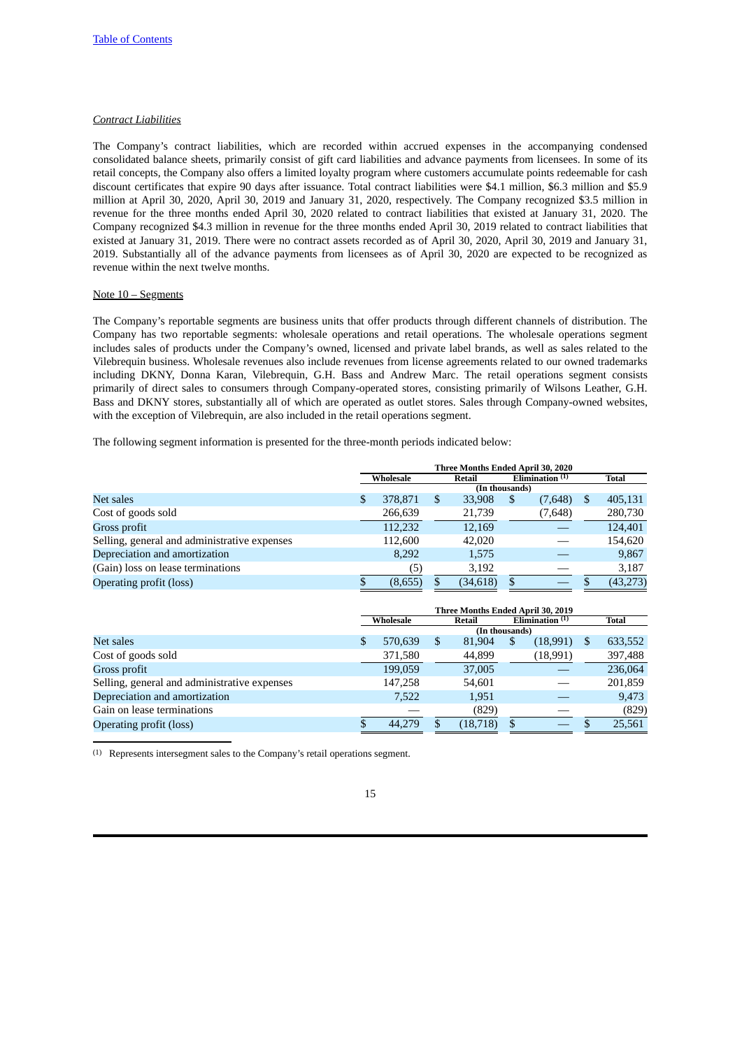*Contract Liabilities*

The Company's contract liabilities, which are recorded within accrued expenses in the accompanying condensed consolidated balance sheets, primarily consist of gift card liabilities and advance payments from licensees. In some of its retail concepts, the Company also offers a limited loyalty program where customers accumulate points redeemable for cash discount certificates that expire 90 days after issuance. Total contract liabilities were $4.1 million, $6.3 million and $5.9 million at April 30, 2020, April 30, 2019 and January 31, 2020, respectively. The Company recognized $3.5 million in revenue for the three months ended April 30, 2020 related to contract liabilities that existed at January 31, 2020. The Company recognized $4.3 million in revenue for the three months ended April 30, 2019 related to contract liabilities that existed at January 31, 2019. There were no contract assets recorded as of April 30, 2020, April 30, 2019 and January 31, 2019. Substantially all of the advance payments from licensees as of April 30, 2020 are expected to be recognized as revenue within the next twelve months.

Note 10 – Segments

The Company's reportable segments are business units that offer products through different channels of distribution. The Company has two reportable segments: wholesale operations and retail operations. The wholesale operations segment includes sales of products under the Company's owned, licensed and private label brands, as well as sales related to the Vilebrequin business. Wholesale revenues also include revenues from license agreements related to our owned trademarks including DKNY, Donna Karan, Vilebrequin, G.H. Bass and Andrew Marc. The retail operations segment consists primarily of direct sales to consumers through Company-operated stores, consisting primarily of Wilsons Leather, G.H. Bass and DKNY stores, substantially all of which are operated as outlet stores. Sales through Company-owned websites, with the exception of Vilebrequin, are also included in the retail operations segment.

The following segment information is presented for the three-month periods indicated below:

| | Three Months Ended April 30, 2020 | | | |
|---|---|---|---|---|
| | Wholesale | Retail | Elimination (1) | Total |
| | (In thousands) | | | |
| Net sales | $ 378,871 | $ 33,908 | $ (7,648) | $ 405,131 |
| Cost of goods sold | 266,639 | 21,739 | (7,648) | 280,730 |
| Gross profit | 112,232 | 12,169 | — | 124,401 |
| Selling, general and administrative expenses | 112,600 | 42,020 | — | 154,620 |
| Depreciation and amortization | 8,292 | 1,575 | — | 9,867 |
| (Gain) loss on lease terminations | (5) | 3,192 | — | 3,187 |
| Operating profit (loss) | $ (8,655) | $ (34,618) | $ — | $ (43,273) |

| | Three Months Ended April 30, 2019 | | | |
|---|---|---|---|---|
| | Wholesale | Retail | Elimination (1) | Total |
| | (In thousands) | | | |
| Net sales | $ 570,639 | $ 81,904 | $ (18,991) | $ 633,552 |
| Cost of goods sold | 371,580 | 44,899 | (18,991) | 397,488 |
| Gross profit | 199,059 | 37,005 | — | 236,064 |
| Selling, general and administrative expenses | 147,258 | 54,601 | — | 201,859 |
| Depreciation and amortization | 7,522 | 1,951 | — | 9,473 |
| Gain on lease terminations | — | (829) | — | (829) |
| Operating profit (loss) | $ 44,279 | $ (18,718) | $ — | $ 25,561 |

(1) Represents intersegment sales to the Company's retail operations segment.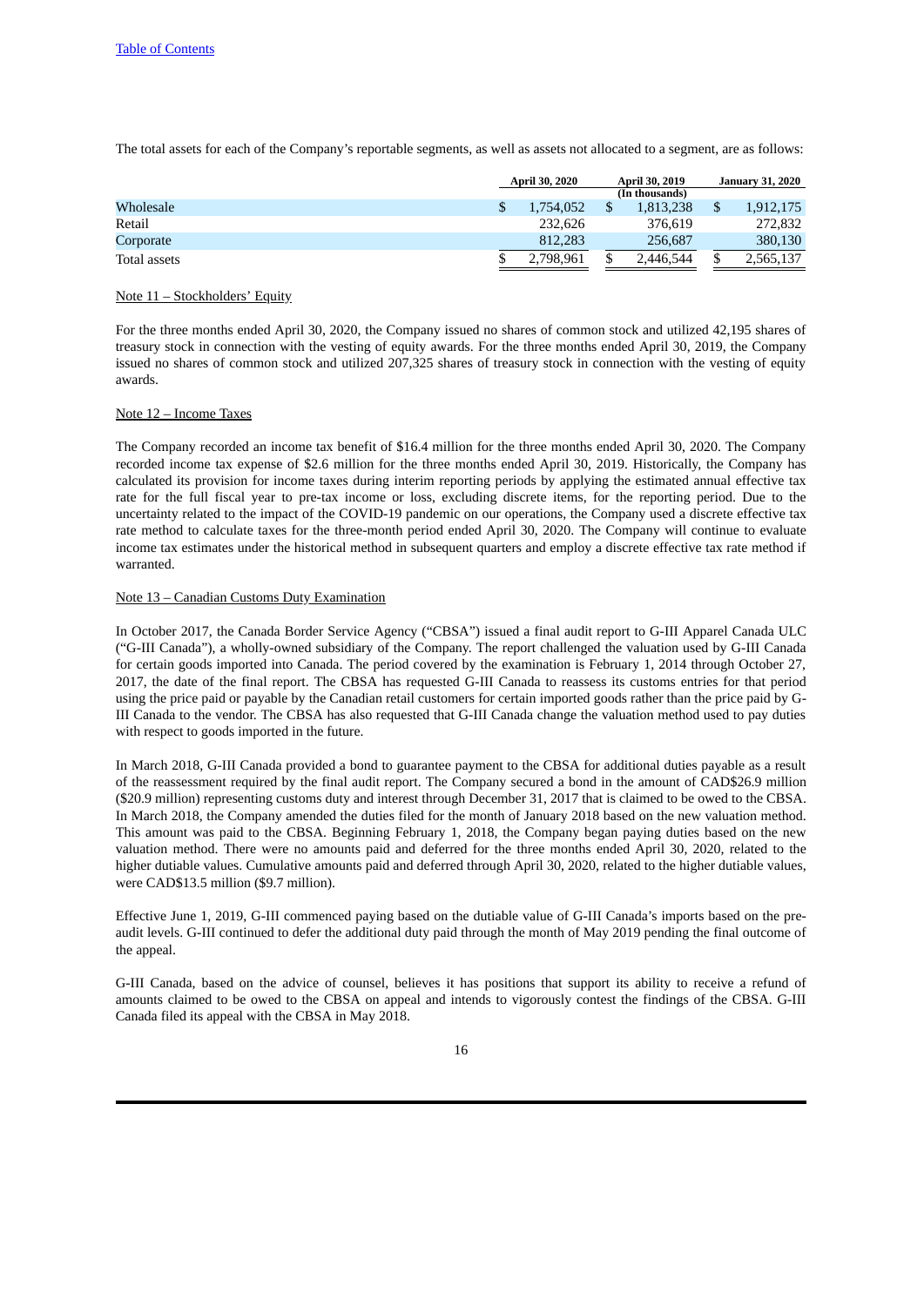[Table of Contents](#)

The total assets for each of the Company's reportable segments, as well as assets not allocated to a segment, are as follows:

| | April 30, 2020 | April 30, 2019 | January 31, 2020 |
|---|---|---|---|
| | | (In thousands) | |
| Wholesale | $ 1,754,052 | $ 1,813,238 | $ 1,912,175 |
| Retail | 232,626 | 376,619 | 272,832 |
| Corporate | 812,283 | 256,687 | 380,130 |
| Total assets | $ 2,798,961 | $ 2,446,544 | $ 2,565,137 |

Note 11 – Stockholders' Equity

For the three months ended April 30, 2020, the Company issued no shares of common stock and utilized 42,195 shares of treasury stock in connection with the vesting of equity awards. For the three months ended April 30, 2019, the Company issued no shares of common stock and utilized 207,325 shares of treasury stock in connection with the vesting of equity awards.

Note 12 – Income Taxes

The Company recorded an income tax benefit of $16.4 million for the three months ended April 30, 2020. The Company recorded income tax expense of $2.6 million for the three months ended April 30, 2019. Historically, the Company has calculated its provision for income taxes during interim reporting periods by applying the estimated annual effective tax rate for the full fiscal year to pre-tax income or loss, excluding discrete items, for the reporting period. Due to the uncertainty related to the impact of the COVID-19 pandemic on our operations, the Company used a discrete effective tax rate method to calculate taxes for the three-month period ended April 30, 2020. The Company will continue to evaluate income tax estimates under the historical method in subsequent quarters and employ a discrete effective tax rate method if warranted.

Note 13 – Canadian Customs Duty Examination

In October 2017, the Canada Border Service Agency ("CBSA") issued a final audit report to G-III Apparel Canada ULC ("G-III Canada"), a wholly-owned subsidiary of the Company. The report challenged the valuation used by G-III Canada for certain goods imported into Canada. The period covered by the examination is February 1, 2014 through October 27, 2017, the date of the final report. The CBSA has requested G-III Canada to reassess its customs entries for that period using the price paid or payable by the Canadian retail customers for certain imported goods rather than the price paid by G-III Canada to the vendor. The CBSA has also requested that G-III Canada change the valuation method used to pay duties with respect to goods imported in the future.

In March 2018, G-III Canada provided a bond to guarantee payment to the CBSA for additional duties payable as a result of the reassessment required by the final audit report. The Company secured a bond in the amount of CAD$26.9 million ($20.9 million) representing customs duty and interest through December 31, 2017 that is claimed to be owed to the CBSA. In March 2018, the Company amended the duties filed for the month of January 2018 based on the new valuation method. This amount was paid to the CBSA. Beginning February 1, 2018, the Company began paying duties based on the new valuation method. There were no amounts paid and deferred for the three months ended April 30, 2020, related to the higher dutiable values. Cumulative amounts paid and deferred through April 30, 2020, related to the higher dutiable values, were CAD$13.5 million ($9.7 million).

Effective June 1, 2019, G-III commenced paying based on the dutiable value of G-III Canada's imports based on the pre-audit levels. G-III continued to defer the additional duty paid through the month of May 2019 pending the final outcome of the appeal.

G-III Canada, based on the advice of counsel, believes it has positions that support its ability to receive a refund of amounts claimed to be owed to the CBSA on appeal and intends to vigorously contest the findings of the CBSA. G-III Canada filed its appeal with the CBSA in May 2018.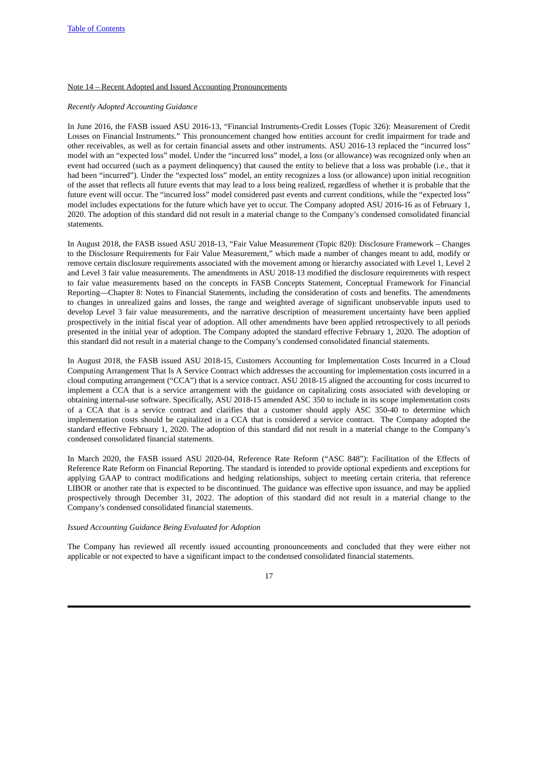Note 14 – Recent Adopted and Issued Accounting Pronouncements

*Recently Adopted Accounting Guidance*

In June 2016, the FASB issued ASU 2016-13, "Financial Instruments-Credit Losses (Topic 326): Measurement of Credit Losses on Financial Instruments." This pronouncement changed how entities account for credit impairment for trade and other receivables, as well as for certain financial assets and other instruments. ASU 2016-13 replaced the "incurred loss" model with an "expected loss" model. Under the "incurred loss" model, a loss (or allowance) was recognized only when an event had occurred (such as a payment delinquency) that caused the entity to believe that a loss was probable (i.e., that it had been "incurred"). Under the "expected loss" model, an entity recognizes a loss (or allowance) upon initial recognition of the asset that reflects all future events that may lead to a loss being realized, regardless of whether it is probable that the future event will occur. The "incurred loss" model considered past events and current conditions, while the "expected loss" model includes expectations for the future which have yet to occur. The Company adopted ASU 2016-16 as of February 1, 2020. The adoption of this standard did not result in a material change to the Company's condensed consolidated financial statements.

In August 2018, the FASB issued ASU 2018-13, "Fair Value Measurement (Topic 820): Disclosure Framework – Changes to the Disclosure Requirements for Fair Value Measurement," which made a number of changes meant to add, modify or remove certain disclosure requirements associated with the movement among or hierarchy associated with Level 1, Level 2 and Level 3 fair value measurements. The amendments in ASU 2018-13 modified the disclosure requirements with respect to fair value measurements based on the concepts in FASB Concepts Statement, Conceptual Framework for Financial Reporting—Chapter 8: Notes to Financial Statements, including the consideration of costs and benefits. The amendments to changes in unrealized gains and losses, the range and weighted average of significant unobservable inputs used to develop Level 3 fair value measurements, and the narrative description of measurement uncertainty have been applied prospectively in the initial fiscal year of adoption. All other amendments have been applied retrospectively to all periods presented in the initial year of adoption. The Company adopted the standard effective February 1, 2020. The adoption of this standard did not result in a material change to the Company's condensed consolidated financial statements.

In August 2018, the FASB issued ASU 2018-15, Customers Accounting for Implementation Costs Incurred in a Cloud Computing Arrangement That Is A Service Contract which addresses the accounting for implementation costs incurred in a cloud computing arrangement ("CCA") that is a service contract. ASU 2018-15 aligned the accounting for costs incurred to implement a CCA that is a service arrangement with the guidance on capitalizing costs associated with developing or obtaining internal-use software. Specifically, ASU 2018-15 amended ASC 350 to include in its scope implementation costs of a CCA that is a service contract and clarifies that a customer should apply ASC 350-40 to determine which implementation costs should be capitalized in a CCA that is considered a service contract. The Company adopted the standard effective February 1, 2020. The adoption of this standard did not result in a material change to the Company's condensed consolidated financial statements.

In March 2020, the FASB issued ASU 2020-04, Reference Rate Reform ("ASC 848"): Facilitation of the Effects of Reference Rate Reform on Financial Reporting. The standard is intended to provide optional expedients and exceptions for applying GAAP to contract modifications and hedging relationships, subject to meeting certain criteria, that reference LIBOR or another rate that is expected to be discontinued. The guidance was effective upon issuance, and may be applied prospectively through December 31, 2022. The adoption of this standard did not result in a material change to the Company's condensed consolidated financial statements.

*Issued Accounting Guidance Being Evaluated for Adoption*

The Company has reviewed all recently issued accounting pronouncements and concluded that they were either not applicable or not expected to have a significant impact to the condensed consolidated financial statements.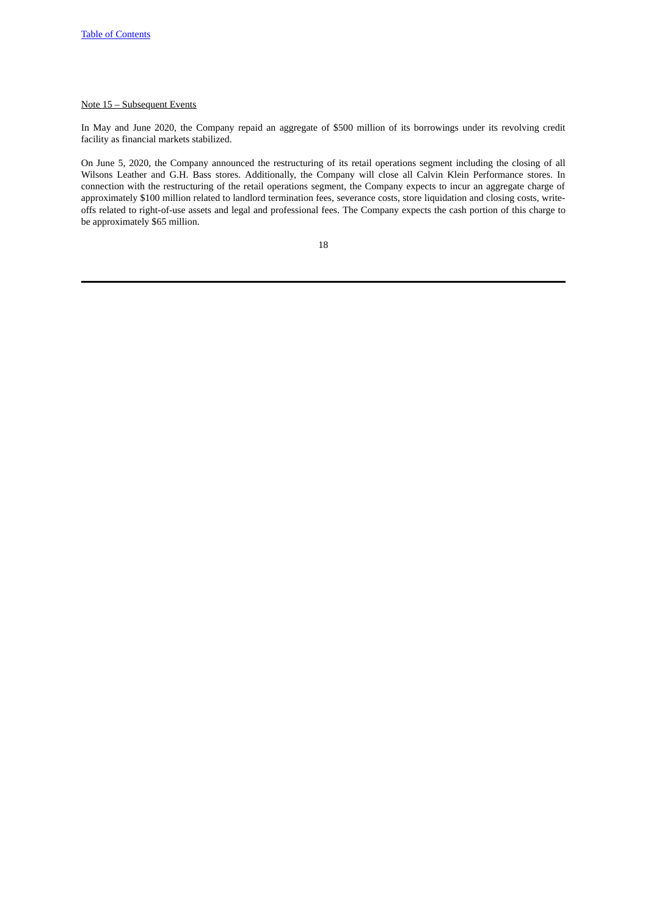Note 15 – Subsequent Events

In May and June 2020, the Company repaid an aggregate of $500 million of its borrowings under its revolving credit facility as financial markets stabilized.

On June 5, 2020, the Company announced the restructuring of its retail operations segment including the closing of all Wilsons Leather and G.H. Bass stores. Additionally, the Company will close all Calvin Klein Performance stores. In connection with the restructuring of the retail operations segment, the Company expects to incur an aggregate charge of approximately $100 million related to landlord termination fees, severance costs, store liquidation and closing costs, write-offs related to right-of-use assets and legal and professional fees. The Company expects the cash portion of this charge to be approximately $65 million.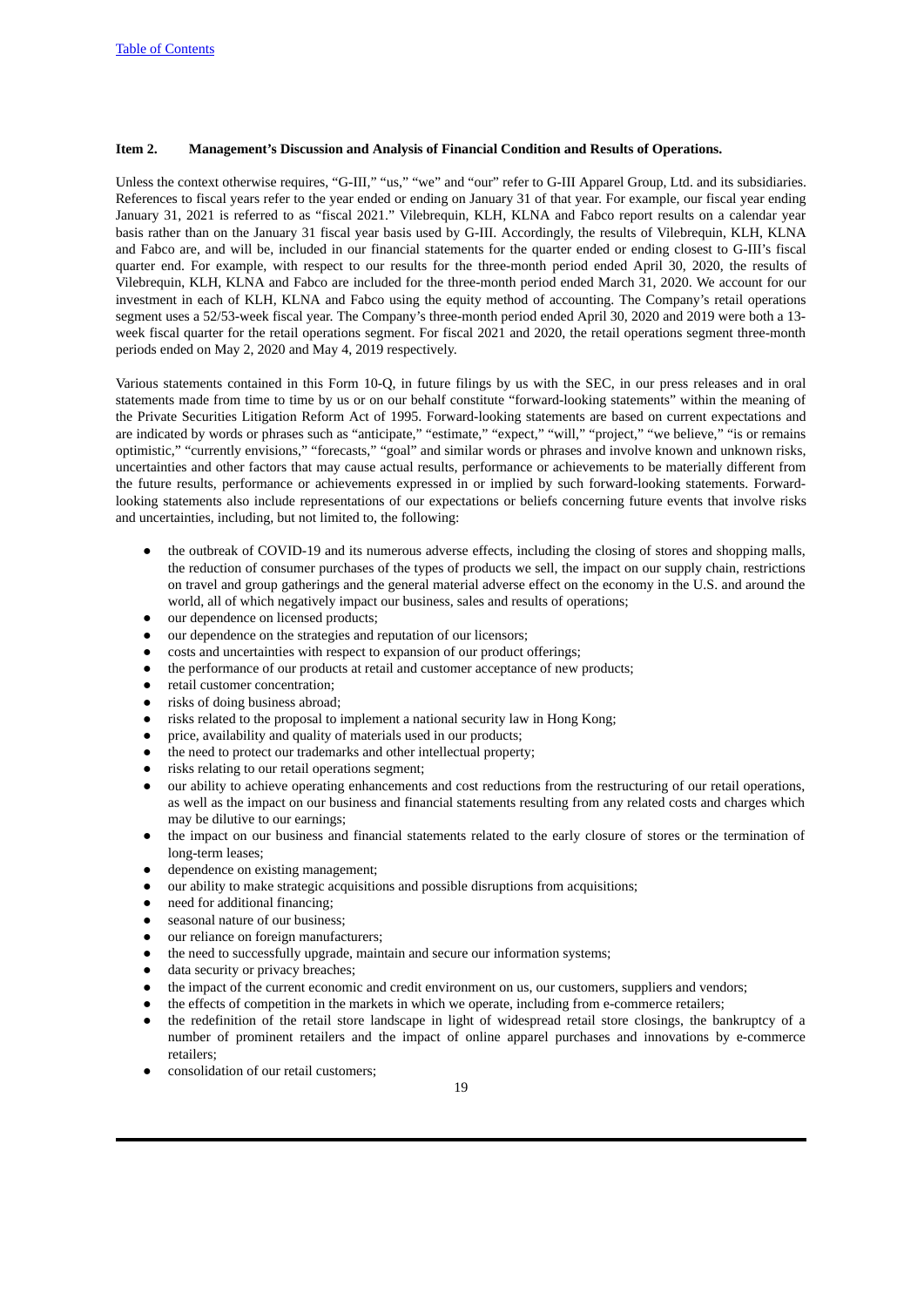### Item 2. Management's Discussion and Analysis of Financial Condition and Results of Operations.

Unless the context otherwise requires, "G-III," "us," "we" and "our" refer to G-III Apparel Group, Ltd. and its subsidiaries. References to fiscal years refer to the year ended or ending on January 31 of that year. For example, our fiscal year ending January 31, 2021 is referred to as "fiscal 2021." Vilebrequin, KLH, KLNA and Fabco report results on a calendar year basis rather than on the January 31 fiscal year basis used by G-III. Accordingly, the results of Vilebrequin, KLH, KLNA and Fabco are, and will be, included in our financial statements for the quarter ended or ending closest to G-III's fiscal quarter end. For example, with respect to our results for the three-month period ended April 30, 2020, the results of Vilebrequin, KLH, KLNA and Fabco are included for the three-month period ended March 31, 2020. We account for our investment in each of KLH, KLNA and Fabco using the equity method of accounting. The Company's retail operations segment uses a 52/53-week fiscal year. The Company's three-month period ended April 30, 2020 and 2019 were both a 13-week fiscal quarter for the retail operations segment. For fiscal 2021 and 2020, the retail operations segment three-month periods ended on May 2, 2020 and May 4, 2019 respectively.

Various statements contained in this Form 10-Q, in future filings by us with the SEC, in our press releases and in oral statements made from time to time by us or on our behalf constitute "forward-looking statements" within the meaning of the Private Securities Litigation Reform Act of 1995. Forward-looking statements are based on current expectations and are indicated by words or phrases such as "anticipate," "estimate," "expect," "will," "project," "we believe," "is or remains optimistic," "currently envisions," "forecasts," "goal" and similar words or phrases and involve known and unknown risks, uncertainties and other factors that may cause actual results, performance or achievements to be materially different from the future results, performance or achievements expressed in or implied by such forward-looking statements. Forward-looking statements also include representations of our expectations or beliefs concerning future events that involve risks and uncertainties, including, but not limited to, the following:

- the outbreak of COVID-19 and its numerous adverse effects, including the closing of stores and shopping malls, the reduction of consumer purchases of the types of products we sell, the impact on our supply chain, restrictions on travel and group gatherings and the general material adverse effect on the economy in the U.S. and around the world, all of which negatively impact our business, sales and results of operations;
- our dependence on licensed products;
- our dependence on the strategies and reputation of our licensors;
- costs and uncertainties with respect to expansion of our product offerings;
- the performance of our products at retail and customer acceptance of new products;
- retail customer concentration;
- risks of doing business abroad;
- risks related to the proposal to implement a national security law in Hong Kong;
- price, availability and quality of materials used in our products;
- the need to protect our trademarks and other intellectual property;
- risks relating to our retail operations segment;
- our ability to achieve operating enhancements and cost reductions from the restructuring of our retail operations, as well as the impact on our business and financial statements resulting from any related costs and charges which may be dilutive to our earnings;
- the impact on our business and financial statements related to the early closure of stores or the termination of long-term leases;
- dependence on existing management;
- our ability to make strategic acquisitions and possible disruptions from acquisitions;
- need for additional financing;
- seasonal nature of our business;
- our reliance on foreign manufacturers;
- the need to successfully upgrade, maintain and secure our information systems;
- data security or privacy breaches;
- the impact of the current economic and credit environment on us, our customers, suppliers and vendors;
- the effects of competition in the markets in which we operate, including from e-commerce retailers;
- the redefinition of the retail store landscape in light of widespread retail store closings, the bankruptcy of a number of prominent retailers and the impact of online apparel purchases and innovations by e-commerce retailers;
- consolidation of our retail customers;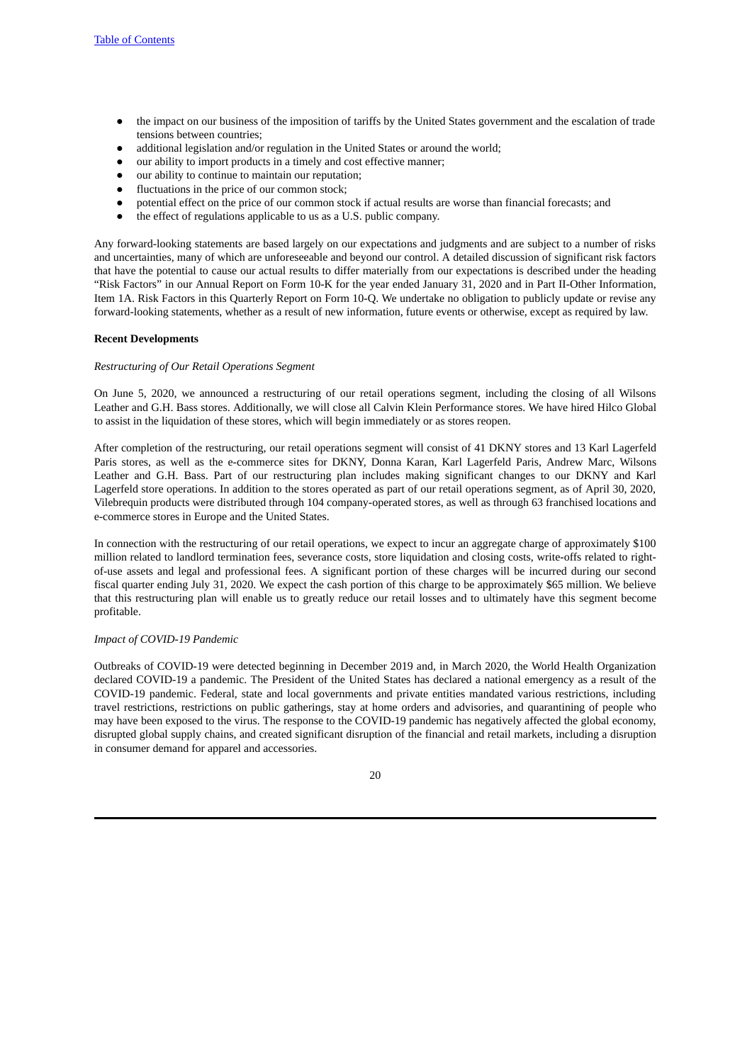- the impact on our business of the imposition of tariffs by the United States government and the escalation of trade tensions between countries;
- additional legislation and/or regulation in the United States or around the world;
- our ability to import products in a timely and cost effective manner;
- our ability to continue to maintain our reputation;
- fluctuations in the price of our common stock;
- potential effect on the price of our common stock if actual results are worse than financial forecasts; and
- the effect of regulations applicable to us as a U.S. public company.

Any forward-looking statements are based largely on our expectations and judgments and are subject to a number of risks and uncertainties, many of which are unforeseeable and beyond our control. A detailed discussion of significant risk factors that have the potential to cause our actual results to differ materially from our expectations is described under the heading "Risk Factors" in our Annual Report on Form 10-K for the year ended January 31, 2020 and in Part II-Other Information, Item 1A. Risk Factors in this Quarterly Report on Form 10-Q. We undertake no obligation to publicly update or revise any forward-looking statements, whether as a result of new information, future events or otherwise, except as required by law.

**Recent Developments**

*Restructuring of Our Retail Operations Segment*

On June 5, 2020, we announced a restructuring of our retail operations segment, including the closing of all Wilsons Leather and G.H. Bass stores. Additionally, we will close all Calvin Klein Performance stores. We have hired Hilco Global to assist in the liquidation of these stores, which will begin immediately or as stores reopen.

After completion of the restructuring, our retail operations segment will consist of 41 DKNY stores and 13 Karl Lagerfeld Paris stores, as well as the e-commerce sites for DKNY, Donna Karan, Karl Lagerfeld Paris, Andrew Marc, Wilsons Leather and G.H. Bass. Part of our restructuring plan includes making significant changes to our DKNY and Karl Lagerfeld store operations. In addition to the stores operated as part of our retail operations segment, as of April 30, 2020, Vilebrequin products were distributed through 104 company-operated stores, as well as through 63 franchised locations and e-commerce stores in Europe and the United States.

In connection with the restructuring of our retail operations, we expect to incur an aggregate charge of approximately $100 million related to landlord termination fees, severance costs, store liquidation and closing costs, write-offs related to right-of-use assets and legal and professional fees. A significant portion of these charges will be incurred during our second fiscal quarter ending July 31, 2020. We expect the cash portion of this charge to be approximately $65 million. We believe that this restructuring plan will enable us to greatly reduce our retail losses and to ultimately have this segment become profitable.

*Impact of COVID-19 Pandemic*

Outbreaks of COVID-19 were detected beginning in December 2019 and, in March 2020, the World Health Organization declared COVID-19 a pandemic. The President of the United States has declared a national emergency as a result of the COVID-19 pandemic. Federal, state and local governments and private entities mandated various restrictions, including travel restrictions, restrictions on public gatherings, stay at home orders and advisories, and quarantining of people who may have been exposed to the virus. The response to the COVID-19 pandemic has negatively affected the global economy, disrupted global supply chains, and created significant disruption of the financial and retail markets, including a disruption in consumer demand for apparel and accessories.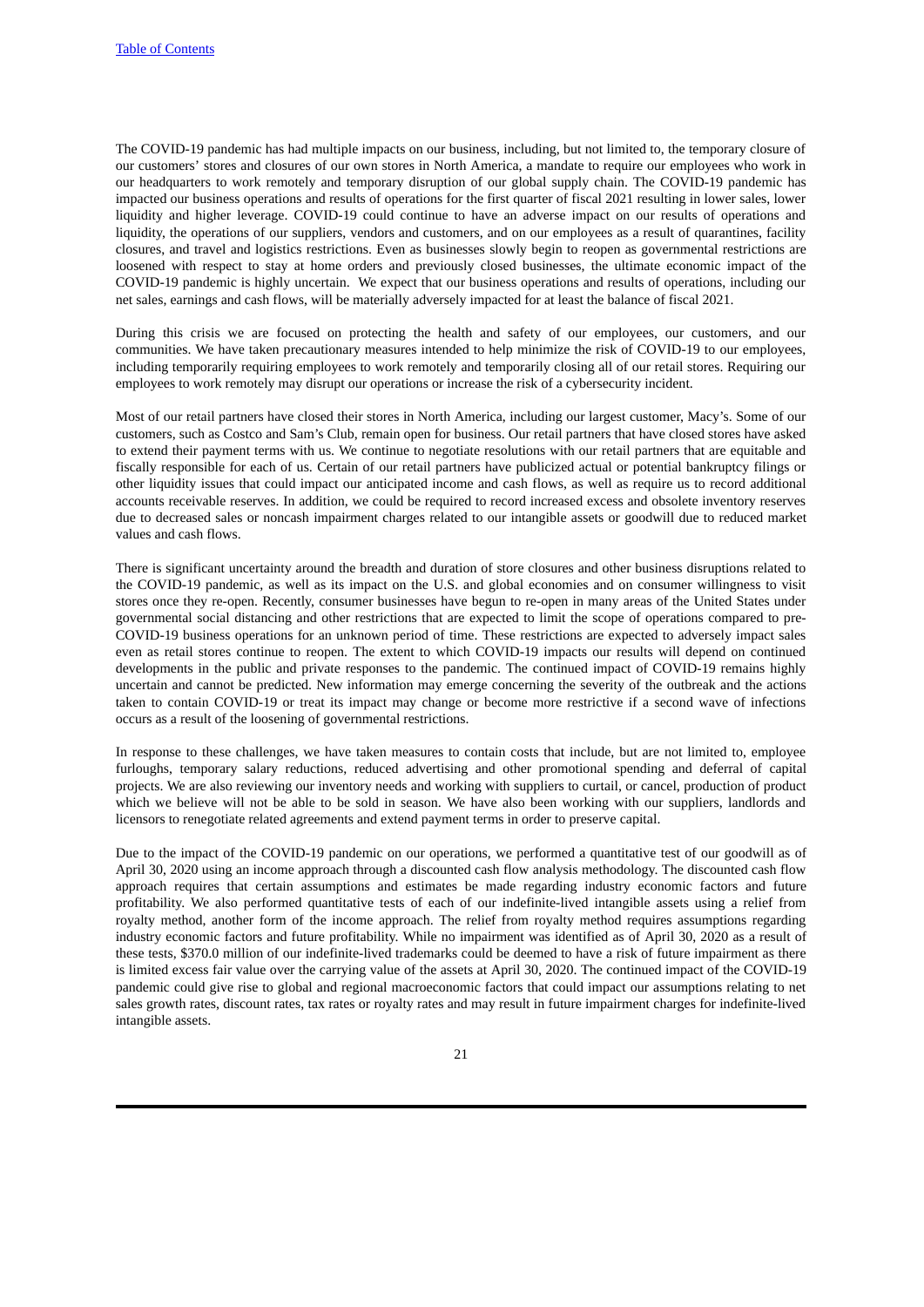The COVID-19 pandemic has had multiple impacts on our business, including, but not limited to, the temporary closure of our customers' stores and closures of our own stores in North America, a mandate to require our employees who work in our headquarters to work remotely and temporary disruption of our global supply chain. The COVID-19 pandemic has impacted our business operations and results of operations for the first quarter of fiscal 2021 resulting in lower sales, lower liquidity and higher leverage. COVID-19 could continue to have an adverse impact on our results of operations and liquidity, the operations of our suppliers, vendors and customers, and on our employees as a result of quarantines, facility closures, and travel and logistics restrictions. Even as businesses slowly begin to reopen as governmental restrictions are loosened with respect to stay at home orders and previously closed businesses, the ultimate economic impact of the COVID-19 pandemic is highly uncertain. We expect that our business operations and results of operations, including our net sales, earnings and cash flows, will be materially adversely impacted for at least the balance of fiscal 2021.

During this crisis we are focused on protecting the health and safety of our employees, our customers, and our communities. We have taken precautionary measures intended to help minimize the risk of COVID-19 to our employees, including temporarily requiring employees to work remotely and temporarily closing all of our retail stores. Requiring our employees to work remotely may disrupt our operations or increase the risk of a cybersecurity incident.

Most of our retail partners have closed their stores in North America, including our largest customer, Macy's. Some of our customers, such as Costco and Sam's Club, remain open for business. Our retail partners that have closed stores have asked to extend their payment terms with us. We continue to negotiate resolutions with our retail partners that are equitable and fiscally responsible for each of us. Certain of our retail partners have publicized actual or potential bankruptcy filings or other liquidity issues that could impact our anticipated income and cash flows, as well as require us to record additional accounts receivable reserves. In addition, we could be required to record increased excess and obsolete inventory reserves due to decreased sales or noncash impairment charges related to our intangible assets or goodwill due to reduced market values and cash flows.

There is significant uncertainty around the breadth and duration of store closures and other business disruptions related to the COVID-19 pandemic, as well as its impact on the U.S. and global economies and on consumer willingness to visit stores once they re-open. Recently, consumer businesses have begun to re-open in many areas of the United States under governmental social distancing and other restrictions that are expected to limit the scope of operations compared to pre-COVID-19 business operations for an unknown period of time. These restrictions are expected to adversely impact sales even as retail stores continue to reopen. The extent to which COVID-19 impacts our results will depend on continued developments in the public and private responses to the pandemic. The continued impact of COVID-19 remains highly uncertain and cannot be predicted. New information may emerge concerning the severity of the outbreak and the actions taken to contain COVID-19 or treat its impact may change or become more restrictive if a second wave of infections occurs as a result of the loosening of governmental restrictions.

In response to these challenges, we have taken measures to contain costs that include, but are not limited to, employee furloughs, temporary salary reductions, reduced advertising and other promotional spending and deferral of capital projects. We are also reviewing our inventory needs and working with suppliers to curtail, or cancel, production of product which we believe will not be able to be sold in season. We have also been working with our suppliers, landlords and licensors to renegotiate related agreements and extend payment terms in order to preserve capital.

Due to the impact of the COVID-19 pandemic on our operations, we performed a quantitative test of our goodwill as of April 30, 2020 using an income approach through a discounted cash flow analysis methodology. The discounted cash flow approach requires that certain assumptions and estimates be made regarding industry economic factors and future profitability. We also performed quantitative tests of each of our indefinite-lived intangible assets using a relief from royalty method, another form of the income approach. The relief from royalty method requires assumptions regarding industry economic factors and future profitability. While no impairment was identified as of April 30, 2020 as a result of these tests, $370.0 million of our indefinite-lived trademarks could be deemed to have a risk of future impairment as there is limited excess fair value over the carrying value of the assets at April 30, 2020. The continued impact of the COVID-19 pandemic could give rise to global and regional macroeconomic factors that could impact our assumptions relating to net sales growth rates, discount rates, tax rates or royalty rates and may result in future impairment charges for indefinite-lived intangible assets.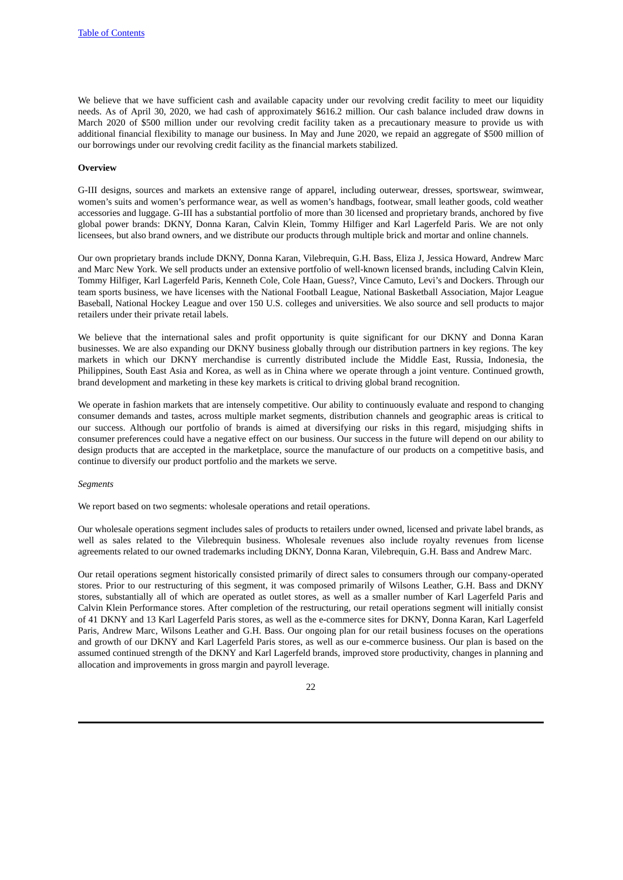We believe that we have sufficient cash and available capacity under our revolving credit facility to meet our liquidity needs. As of April 30, 2020, we had cash of approximately $616.2 million. Our cash balance included draw downs in March 2020 of $500 million under our revolving credit facility taken as a precautionary measure to provide us with additional financial flexibility to manage our business. In May and June 2020, we repaid an aggregate of $500 million of our borrowings under our revolving credit facility as the financial markets stabilized.

**Overview**

G-III designs, sources and markets an extensive range of apparel, including outerwear, dresses, sportswear, swimwear, women's suits and women's performance wear, as well as women's handbags, footwear, small leather goods, cold weather accessories and luggage. G-III has a substantial portfolio of more than 30 licensed and proprietary brands, anchored by five global power brands: DKNY, Donna Karan, Calvin Klein, Tommy Hilfiger and Karl Lagerfeld Paris. We are not only licensees, but also brand owners, and we distribute our products through multiple brick and mortar and online channels.

Our own proprietary brands include DKNY, Donna Karan, Vilebrequin, G.H. Bass, Eliza J, Jessica Howard, Andrew Marc and Marc New York. We sell products under an extensive portfolio of well-known licensed brands, including Calvin Klein, Tommy Hilfiger, Karl Lagerfeld Paris, Kenneth Cole, Cole Haan, Guess?, Vince Camuto, Levi's and Dockers. Through our team sports business, we have licenses with the National Football League, National Basketball Association, Major League Baseball, National Hockey League and over 150 U.S. colleges and universities. We also source and sell products to major retailers under their private retail labels.

We believe that the international sales and profit opportunity is quite significant for our DKNY and Donna Karan businesses. We are also expanding our DKNY business globally through our distribution partners in key regions. The key markets in which our DKNY merchandise is currently distributed include the Middle East, Russia, Indonesia, the Philippines, South East Asia and Korea, as well as in China where we operate through a joint venture. Continued growth, brand development and marketing in these key markets is critical to driving global brand recognition.

We operate in fashion markets that are intensely competitive. Our ability to continuously evaluate and respond to changing consumer demands and tastes, across multiple market segments, distribution channels and geographic areas is critical to our success. Although our portfolio of brands is aimed at diversifying our risks in this regard, misjudging shifts in consumer preferences could have a negative effect on our business. Our success in the future will depend on our ability to design products that are accepted in the marketplace, source the manufacture of our products on a competitive basis, and continue to diversify our product portfolio and the markets we serve.

*Segments*

We report based on two segments: wholesale operations and retail operations.

Our wholesale operations segment includes sales of products to retailers under owned, licensed and private label brands, as well as sales related to the Vilebrequin business. Wholesale revenues also include royalty revenues from license agreements related to our owned trademarks including DKNY, Donna Karan, Vilebrequin, G.H. Bass and Andrew Marc.

Our retail operations segment historically consisted primarily of direct sales to consumers through our company-operated stores. Prior to our restructuring of this segment, it was composed primarily of Wilsons Leather, G.H. Bass and DKNY stores, substantially all of which are operated as outlet stores, as well as a smaller number of Karl Lagerfeld Paris and Calvin Klein Performance stores. After completion of the restructuring, our retail operations segment will initially consist of 41 DKNY and 13 Karl Lagerfeld Paris stores, as well as the e-commerce sites for DKNY, Donna Karan, Karl Lagerfeld Paris, Andrew Marc, Wilsons Leather and G.H. Bass. Our ongoing plan for our retail business focuses on the operations and growth of our DKNY and Karl Lagerfeld Paris stores, as well as our e-commerce business. Our plan is based on the assumed continued strength of the DKNY and Karl Lagerfeld brands, improved store productivity, changes in planning and allocation and improvements in gross margin and payroll leverage.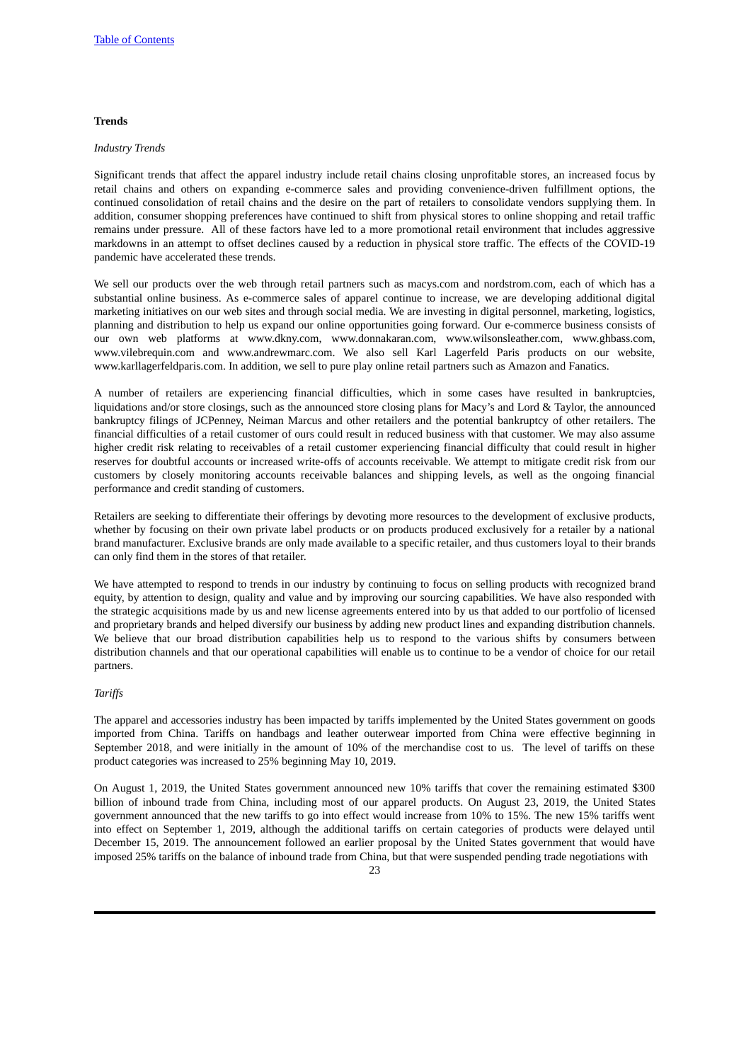**Trends**

*Industry Trends*

Significant trends that affect the apparel industry include retail chains closing unprofitable stores, an increased focus by retail chains and others on expanding e-commerce sales and providing convenience-driven fulfillment options, the continued consolidation of retail chains and the desire on the part of retailers to consolidate vendors supplying them. In addition, consumer shopping preferences have continued to shift from physical stores to online shopping and retail traffic remains under pressure. All of these factors have led to a more promotional retail environment that includes aggressive markdowns in an attempt to offset declines caused by a reduction in physical store traffic. The effects of the COVID-19 pandemic have accelerated these trends.

We sell our products over the web through retail partners such as macys.com and nordstrom.com, each of which has a substantial online business. As e-commerce sales of apparel continue to increase, we are developing additional digital marketing initiatives on our web sites and through social media. We are investing in digital personnel, marketing, logistics, planning and distribution to help us expand our online opportunities going forward. Our e-commerce business consists of our own web platforms at www.dkny.com, www.donnakaran.com, www.wilsonsleather.com, www.ghbass.com, www.vilebrequin.com and www.andrewmarc.com. We also sell Karl Lagerfeld Paris products on our website, www.karllagerfeldparis.com. In addition, we sell to pure play online retail partners such as Amazon and Fanatics.

A number of retailers are experiencing financial difficulties, which in some cases have resulted in bankruptcies, liquidations and/or store closings, such as the announced store closing plans for Macy's and Lord & Taylor, the announced bankruptcy filings of JCPenney, Neiman Marcus and other retailers and the potential bankruptcy of other retailers. The financial difficulties of a retail customer of ours could result in reduced business with that customer. We may also assume higher credit risk relating to receivables of a retail customer experiencing financial difficulty that could result in higher reserves for doubtful accounts or increased write-offs of accounts receivable. We attempt to mitigate credit risk from our customers by closely monitoring accounts receivable balances and shipping levels, as well as the ongoing financial performance and credit standing of customers.

Retailers are seeking to differentiate their offerings by devoting more resources to the development of exclusive products, whether by focusing on their own private label products or on products produced exclusively for a retailer by a national brand manufacturer. Exclusive brands are only made available to a specific retailer, and thus customers loyal to their brands can only find them in the stores of that retailer.

We have attempted to respond to trends in our industry by continuing to focus on selling products with recognized brand equity, by attention to design, quality and value and by improving our sourcing capabilities. We have also responded with the strategic acquisitions made by us and new license agreements entered into by us that added to our portfolio of licensed and proprietary brands and helped diversify our business by adding new product lines and expanding distribution channels. We believe that our broad distribution capabilities help us to respond to the various shifts by consumers between distribution channels and that our operational capabilities will enable us to continue to be a vendor of choice for our retail partners.

*Tariffs*

The apparel and accessories industry has been impacted by tariffs implemented by the United States government on goods imported from China. Tariffs on handbags and leather outerwear imported from China were effective beginning in September 2018, and were initially in the amount of 10% of the merchandise cost to us. The level of tariffs on these product categories was increased to 25% beginning May 10, 2019.

On August 1, 2019, the United States government announced new 10% tariffs that cover the remaining estimated $300 billion of inbound trade from China, including most of our apparel products. On August 23, 2019, the United States government announced that the new tariffs to go into effect would increase from 10% to 15%. The new 15% tariffs went into effect on September 1, 2019, although the additional tariffs on certain categories of products were delayed until December 15, 2019. The announcement followed an earlier proposal by the United States government that would have imposed 25% tariffs on the balance of inbound trade from China, but that were suspended pending trade negotiations with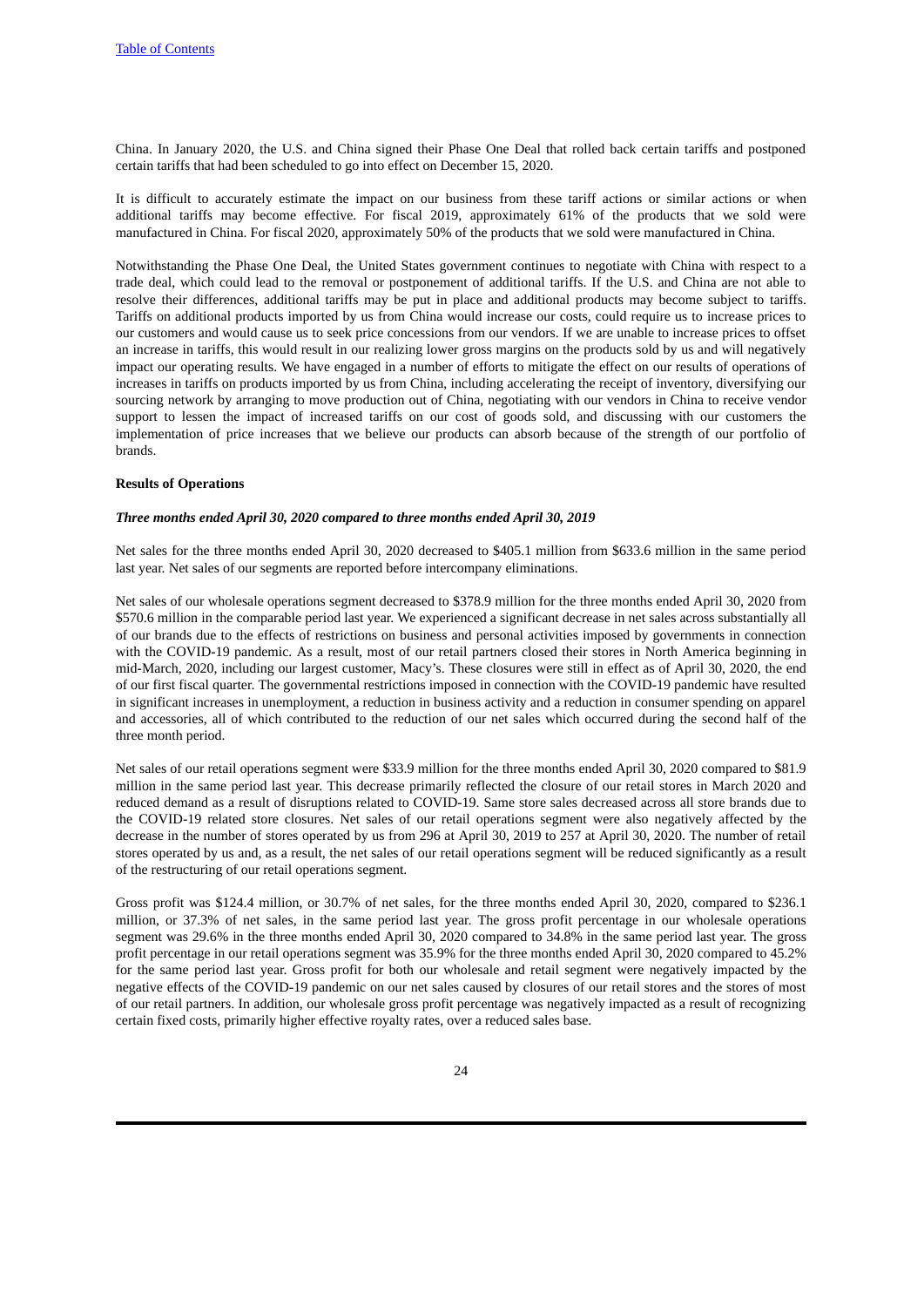China. In January 2020, the U.S. and China signed their Phase One Deal that rolled back certain tariffs and postponed certain tariffs that had been scheduled to go into effect on December 15, 2020.

It is difficult to accurately estimate the impact on our business from these tariff actions or similar actions or when additional tariffs may become effective. For fiscal 2019, approximately 61% of the products that we sold were manufactured in China. For fiscal 2020, approximately 50% of the products that we sold were manufactured in China.

Notwithstanding the Phase One Deal, the United States government continues to negotiate with China with respect to a trade deal, which could lead to the removal or postponement of additional tariffs. If the U.S. and China are not able to resolve their differences, additional tariffs may be put in place and additional products may become subject to tariffs. Tariffs on additional products imported by us from China would increase our costs, could require us to increase prices to our customers and would cause us to seek price concessions from our vendors. If we are unable to increase prices to offset an increase in tariffs, this would result in our realizing lower gross margins on the products sold by us and will negatively impact our operating results. We have engaged in a number of efforts to mitigate the effect on our results of operations of increases in tariffs on products imported by us from China, including accelerating the receipt of inventory, diversifying our sourcing network by arranging to move production out of China, negotiating with our vendors in China to receive vendor support to lessen the impact of increased tariffs on our cost of goods sold, and discussing with our customers the implementation of price increases that we believe our products can absorb because of the strength of our portfolio of brands.

**Results of Operations**

***Three months ended April 30, 2020 compared to three months ended April 30, 2019***

Net sales for the three months ended April 30, 2020 decreased to $405.1 million from $633.6 million in the same period last year. Net sales of our segments are reported before intercompany eliminations.

Net sales of our wholesale operations segment decreased to $378.9 million for the three months ended April 30, 2020 from $570.6 million in the comparable period last year. We experienced a significant decrease in net sales across substantially all of our brands due to the effects of restrictions on business and personal activities imposed by governments in connection with the COVID-19 pandemic. As a result, most of our retail partners closed their stores in North America beginning in mid-March, 2020, including our largest customer, Macy's. These closures were still in effect as of April 30, 2020, the end of our first fiscal quarter. The governmental restrictions imposed in connection with the COVID-19 pandemic have resulted in significant increases in unemployment, a reduction in business activity and a reduction in consumer spending on apparel and accessories, all of which contributed to the reduction of our net sales which occurred during the second half of the three month period.

Net sales of our retail operations segment were $33.9 million for the three months ended April 30, 2020 compared to $81.9 million in the same period last year. This decrease primarily reflected the closure of our retail stores in March 2020 and reduced demand as a result of disruptions related to COVID-19. Same store sales decreased across all store brands due to the COVID-19 related store closures. Net sales of our retail operations segment were also negatively affected by the decrease in the number of stores operated by us from 296 at April 30, 2019 to 257 at April 30, 2020. The number of retail stores operated by us and, as a result, the net sales of our retail operations segment will be reduced significantly as a result of the restructuring of our retail operations segment.

Gross profit was $124.4 million, or 30.7% of net sales, for the three months ended April 30, 2020, compared to $236.1 million, or 37.3% of net sales, in the same period last year. The gross profit percentage in our wholesale operations segment was 29.6% in the three months ended April 30, 2020 compared to 34.8% in the same period last year. The gross profit percentage in our retail operations segment was 35.9% for the three months ended April 30, 2020 compared to 45.2% for the same period last year. Gross profit for both our wholesale and retail segment were negatively impacted by the negative effects of the COVID-19 pandemic on our net sales caused by closures of our retail stores and the stores of most of our retail partners. In addition, our wholesale gross profit percentage was negatively impacted as a result of recognizing certain fixed costs, primarily higher effective royalty rates, over a reduced sales base.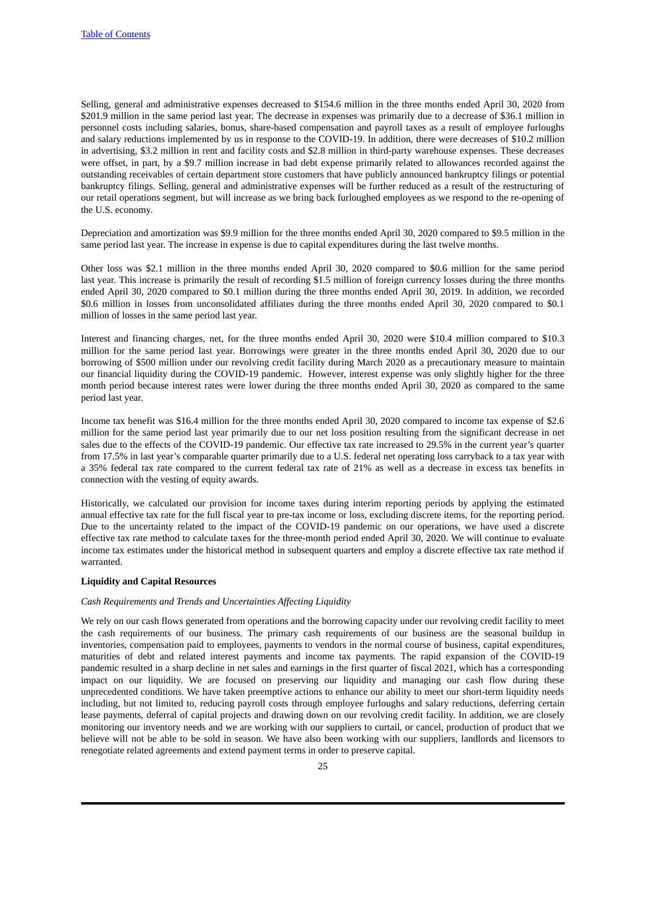Selling, general and administrative expenses decreased to $154.6 million in the three months ended April 30, 2020 from $201.9 million in the same period last year. The decrease in expenses was primarily due to a decrease of $36.1 million in personnel costs including salaries, bonus, share-based compensation and payroll taxes as a result of employee furloughs and salary reductions implemented by us in response to the COVID-19. In addition, there were decreases of $10.2 million in advertising, $3.2 million in rent and facility costs and $2.8 million in third-party warehouse expenses. These decreases were offset, in part, by a $9.7 million increase in bad debt expense primarily related to allowances recorded against the outstanding receivables of certain department store customers that have publicly announced bankruptcy filings or potential bankruptcy filings. Selling, general and administrative expenses will be further reduced as a result of the restructuring of our retail operations segment, but will increase as we bring back furloughed employees as we respond to the re-opening of the U.S. economy.

Depreciation and amortization was $9.9 million for the three months ended April 30, 2020 compared to $9.5 million in the same period last year. The increase in expense is due to capital expenditures during the last twelve months.

Other loss was $2.1 million in the three months ended April 30, 2020 compared to $0.6 million for the same period last year. This increase is primarily the result of recording $1.5 million of foreign currency losses during the three months ended April 30, 2020 compared to $0.1 million during the three months ended April 30, 2019. In addition, we recorded $0.6 million in losses from unconsolidated affiliates during the three months ended April 30, 2020 compared to $0.1 million of losses in the same period last year.

Interest and financing charges, net, for the three months ended April 30, 2020 were $10.4 million compared to $10.3 million for the same period last year. Borrowings were greater in the three months ended April 30, 2020 due to our borrowing of $500 million under our revolving credit facility during March 2020 as a precautionary measure to maintain our financial liquidity during the COVID-19 pandemic. However, interest expense was only slightly higher for the three month period because interest rates were lower during the three months ended April 30, 2020 as compared to the same period last year.

Income tax benefit was $16.4 million for the three months ended April 30, 2020 compared to income tax expense of $2.6 million for the same period last year primarily due to our net loss position resulting from the significant decrease in net sales due to the effects of the COVID-19 pandemic. Our effective tax rate increased to 29.5% in the current year's quarter from 17.5% in last year's comparable quarter primarily due to a U.S. federal net operating loss carryback to a tax year with a 35% federal tax rate compared to the current federal tax rate of 21% as well as a decrease in excess tax benefits in connection with the vesting of equity awards.

Historically, we calculated our provision for income taxes during interim reporting periods by applying the estimated annual effective tax rate for the full fiscal year to pre-tax income or loss, excluding discrete items, for the reporting period. Due to the uncertainty related to the impact of the COVID-19 pandemic on our operations, we have used a discrete effective tax rate method to calculate taxes for the three-month period ended April 30, 2020. We will continue to evaluate income tax estimates under the historical method in subsequent quarters and employ a discrete effective tax rate method if warranted.

**Liquidity and Capital Resources**

*Cash Requirements and Trends and Uncertainties Affecting Liquidity*

We rely on our cash flows generated from operations and the borrowing capacity under our revolving credit facility to meet the cash requirements of our business. The primary cash requirements of our business are the seasonal buildup in inventories, compensation paid to employees, payments to vendors in the normal course of business, capital expenditures, maturities of debt and related interest payments and income tax payments. The rapid expansion of the COVID-19 pandemic resulted in a sharp decline in net sales and earnings in the first quarter of fiscal 2021, which has a corresponding impact on our liquidity. We are focused on preserving our liquidity and managing our cash flow during these unprecedented conditions. We have taken preemptive actions to enhance our ability to meet our short-term liquidity needs including, but not limited to, reducing payroll costs through employee furloughs and salary reductions, deferring certain lease payments, deferral of capital projects and drawing down on our revolving credit facility. In addition, we are closely monitoring our inventory needs and we are working with our suppliers to curtail, or cancel, production of product that we believe will not be able to be sold in season. We have also been working with our suppliers, landlords and licensors to renegotiate related agreements and extend payment terms in order to preserve capital.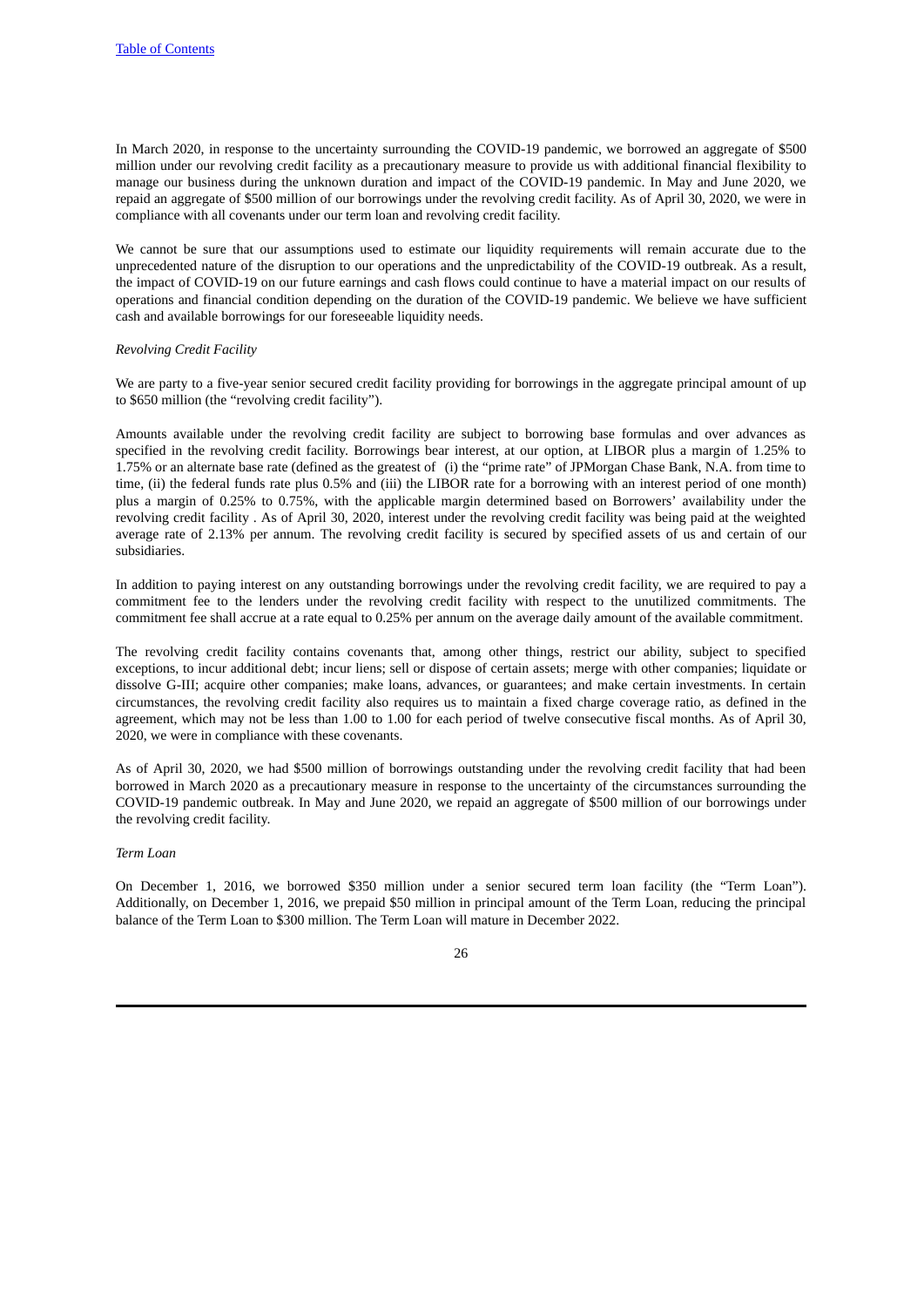In March 2020, in response to the uncertainty surrounding the COVID-19 pandemic, we borrowed an aggregate of $500 million under our revolving credit facility as a precautionary measure to provide us with additional financial flexibility to manage our business during the unknown duration and impact of the COVID-19 pandemic. In May and June 2020, we repaid an aggregate of $500 million of our borrowings under the revolving credit facility. As of April 30, 2020, we were in compliance with all covenants under our term loan and revolving credit facility.

We cannot be sure that our assumptions used to estimate our liquidity requirements will remain accurate due to the unprecedented nature of the disruption to our operations and the unpredictability of the COVID-19 outbreak. As a result, the impact of COVID-19 on our future earnings and cash flows could continue to have a material impact on our results of operations and financial condition depending on the duration of the COVID-19 pandemic. We believe we have sufficient cash and available borrowings for our foreseeable liquidity needs.

*Revolving Credit Facility*

We are party to a five-year senior secured credit facility providing for borrowings in the aggregate principal amount of up to $650 million (the "revolving credit facility").

Amounts available under the revolving credit facility are subject to borrowing base formulas and over advances as specified in the revolving credit facility. Borrowings bear interest, at our option, at LIBOR plus a margin of 1.25% to 1.75% or an alternate base rate (defined as the greatest of (i) the "prime rate" of JPMorgan Chase Bank, N.A. from time to time, (ii) the federal funds rate plus 0.5% and (iii) the LIBOR rate for a borrowing with an interest period of one month) plus a margin of 0.25% to 0.75%, with the applicable margin determined based on Borrowers' availability under the revolving credit facility . As of April 30, 2020, interest under the revolving credit facility was being paid at the weighted average rate of 2.13% per annum. The revolving credit facility is secured by specified assets of us and certain of our subsidiaries.

In addition to paying interest on any outstanding borrowings under the revolving credit facility, we are required to pay a commitment fee to the lenders under the revolving credit facility with respect to the unutilized commitments. The commitment fee shall accrue at a rate equal to 0.25% per annum on the average daily amount of the available commitment.

The revolving credit facility contains covenants that, among other things, restrict our ability, subject to specified exceptions, to incur additional debt; incur liens; sell or dispose of certain assets; merge with other companies; liquidate or dissolve G-III; acquire other companies; make loans, advances, or guarantees; and make certain investments. In certain circumstances, the revolving credit facility also requires us to maintain a fixed charge coverage ratio, as defined in the agreement, which may not be less than 1.00 to 1.00 for each period of twelve consecutive fiscal months. As of April 30, 2020, we were in compliance with these covenants.

As of April 30, 2020, we had $500 million of borrowings outstanding under the revolving credit facility that had been borrowed in March 2020 as a precautionary measure in response to the uncertainty of the circumstances surrounding the COVID-19 pandemic outbreak. In May and June 2020, we repaid an aggregate of $500 million of our borrowings under the revolving credit facility.

*Term Loan*

On December 1, 2016, we borrowed $350 million under a senior secured term loan facility (the "Term Loan"). Additionally, on December 1, 2016, we prepaid $50 million in principal amount of the Term Loan, reducing the principal balance of the Term Loan to $300 million. The Term Loan will mature in December 2022.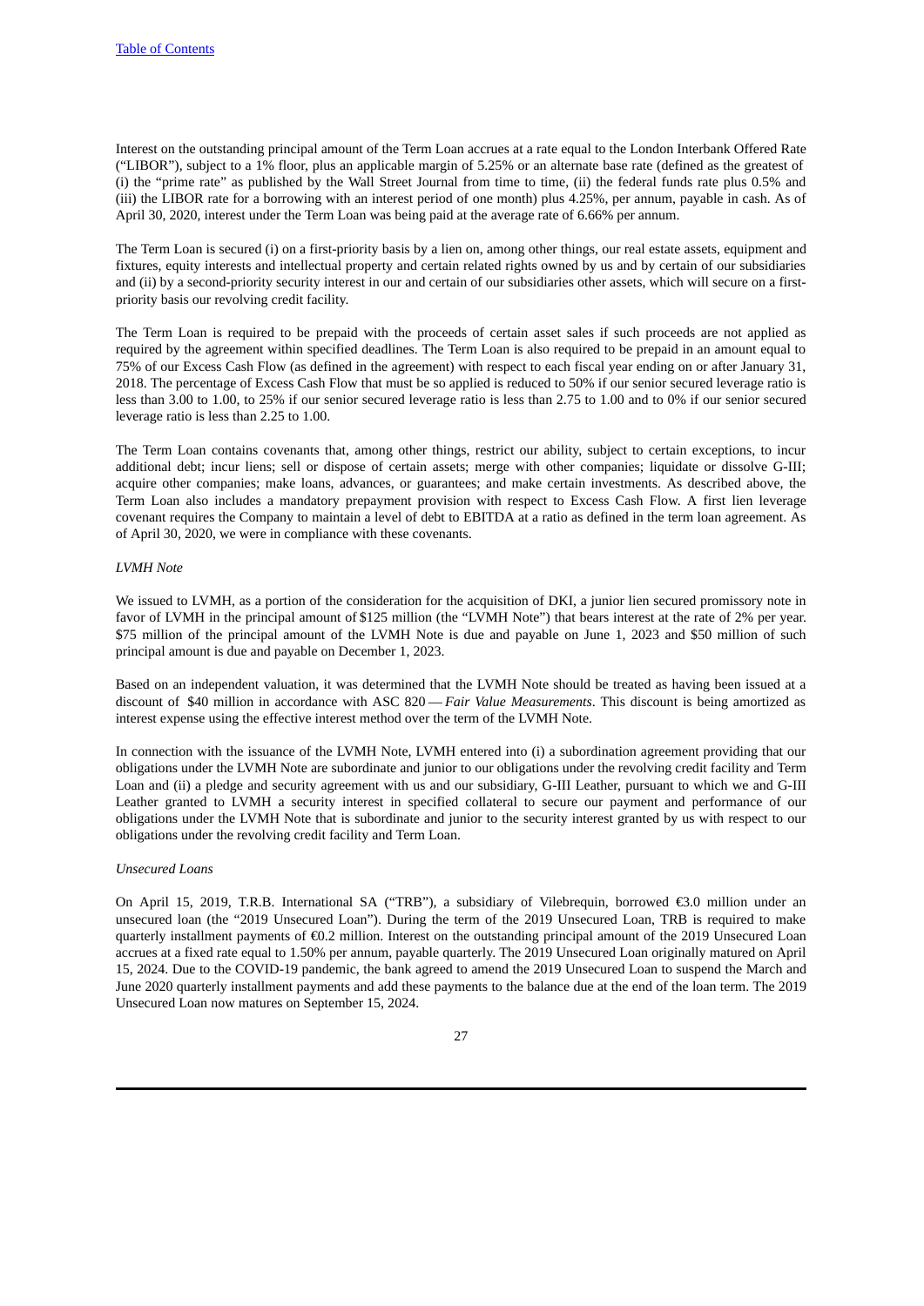Interest on the outstanding principal amount of the Term Loan accrues at a rate equal to the London Interbank Offered Rate ("LIBOR"), subject to a 1% floor, plus an applicable margin of 5.25% or an alternate base rate (defined as the greatest of (i) the "prime rate" as published by the Wall Street Journal from time to time, (ii) the federal funds rate plus 0.5% and (iii) the LIBOR rate for a borrowing with an interest period of one month) plus 4.25%, per annum, payable in cash. As of April 30, 2020, interest under the Term Loan was being paid at the average rate of 6.66% per annum.

The Term Loan is secured (i) on a first-priority basis by a lien on, among other things, our real estate assets, equipment and fixtures, equity interests and intellectual property and certain related rights owned by us and by certain of our subsidiaries and (ii) by a second-priority security interest in our and certain of our subsidiaries other assets, which will secure on a first-priority basis our revolving credit facility.

The Term Loan is required to be prepaid with the proceeds of certain asset sales if such proceeds are not applied as required by the agreement within specified deadlines. The Term Loan is also required to be prepaid in an amount equal to 75% of our Excess Cash Flow (as defined in the agreement) with respect to each fiscal year ending on or after January 31, 2018. The percentage of Excess Cash Flow that must be so applied is reduced to 50% if our senior secured leverage ratio is less than 3.00 to 1.00, to 25% if our senior secured leverage ratio is less than 2.75 to 1.00 and to 0% if our senior secured leverage ratio is less than 2.25 to 1.00.

The Term Loan contains covenants that, among other things, restrict our ability, subject to certain exceptions, to incur additional debt; incur liens; sell or dispose of certain assets; merge with other companies; liquidate or dissolve G-III; acquire other companies; make loans, advances, or guarantees; and make certain investments. As described above, the Term Loan also includes a mandatory prepayment provision with respect to Excess Cash Flow. A first lien leverage covenant requires the Company to maintain a level of debt to EBITDA at a ratio as defined in the term loan agreement. As of April 30, 2020, we were in compliance with these covenants.

*LVMH Note*

We issued to LVMH, as a portion of the consideration for the acquisition of DKI, a junior lien secured promissory note in favor of LVMH in the principal amount of $125 million (the "LVMH Note") that bears interest at the rate of 2% per year. $75 million of the principal amount of the LVMH Note is due and payable on June 1, 2023 and $50 million of such principal amount is due and payable on December 1, 2023.

Based on an independent valuation, it was determined that the LVMH Note should be treated as having been issued at a discount of $40 million in accordance with ASC 820 — *Fair Value Measurements*. This discount is being amortized as interest expense using the effective interest method over the term of the LVMH Note.

In connection with the issuance of the LVMH Note, LVMH entered into (i) a subordination agreement providing that our obligations under the LVMH Note are subordinate and junior to our obligations under the revolving credit facility and Term Loan and (ii) a pledge and security agreement with us and our subsidiary, G-III Leather, pursuant to which we and G-III Leather granted to LVMH a security interest in specified collateral to secure our payment and performance of our obligations under the LVMH Note that is subordinate and junior to the security interest granted by us with respect to our obligations under the revolving credit facility and Term Loan.

*Unsecured Loans*

On April 15, 2019, T.R.B. International SA ("TRB"), a subsidiary of Vilebrequin, borrowed €3.0 million under an unsecured loan (the "2019 Unsecured Loan"). During the term of the 2019 Unsecured Loan, TRB is required to make quarterly installment payments of €0.2 million. Interest on the outstanding principal amount of the 2019 Unsecured Loan accrues at a fixed rate equal to 1.50% per annum, payable quarterly. The 2019 Unsecured Loan originally matured on April 15, 2024. Due to the COVID-19 pandemic, the bank agreed to amend the 2019 Unsecured Loan to suspend the March and June 2020 quarterly installment payments and add these payments to the balance due at the end of the loan term. The 2019 Unsecured Loan now matures on September 15, 2024.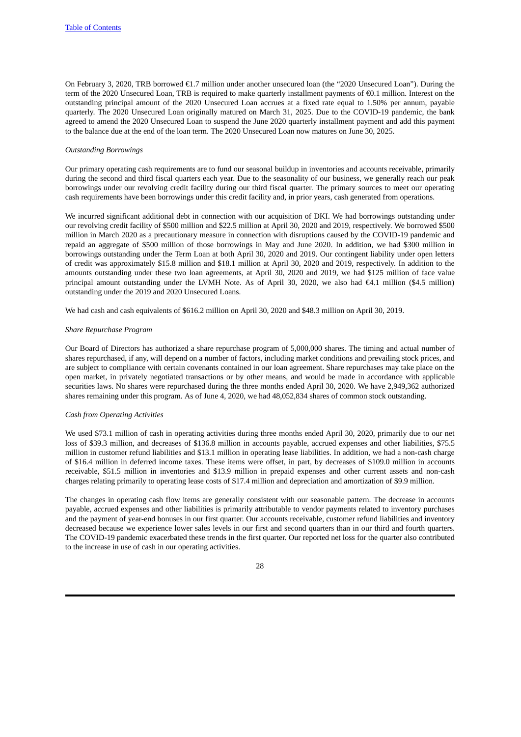On February 3, 2020, TRB borrowed €1.7 million under another unsecured loan (the "2020 Unsecured Loan"). During the term of the 2020 Unsecured Loan, TRB is required to make quarterly installment payments of €0.1 million. Interest on the outstanding principal amount of the 2020 Unsecured Loan accrues at a fixed rate equal to 1.50% per annum, payable quarterly. The 2020 Unsecured Loan originally matured on March 31, 2025. Due to the COVID-19 pandemic, the bank agreed to amend the 2020 Unsecured Loan to suspend the June 2020 quarterly installment payment and add this payment to the balance due at the end of the loan term. The 2020 Unsecured Loan now matures on June 30, 2025.

*Outstanding Borrowings*

Our primary operating cash requirements are to fund our seasonal buildup in inventories and accounts receivable, primarily during the second and third fiscal quarters each year. Due to the seasonality of our business, we generally reach our peak borrowings under our revolving credit facility during our third fiscal quarter. The primary sources to meet our operating cash requirements have been borrowings under this credit facility and, in prior years, cash generated from operations.

We incurred significant additional debt in connection with our acquisition of DKI. We had borrowings outstanding under our revolving credit facility of $500 million and $22.5 million at April 30, 2020 and 2019, respectively. We borrowed $500 million in March 2020 as a precautionary measure in connection with disruptions caused by the COVID-19 pandemic and repaid an aggregate of $500 million of those borrowings in May and June 2020. In addition, we had $300 million in borrowings outstanding under the Term Loan at both April 30, 2020 and 2019. Our contingent liability under open letters of credit was approximately $15.8 million and $18.1 million at April 30, 2020 and 2019, respectively. In addition to the amounts outstanding under these two loan agreements, at April 30, 2020 and 2019, we had $125 million of face value principal amount outstanding under the LVMH Note. As of April 30, 2020, we also had €4.1 million ($4.5 million) outstanding under the 2019 and 2020 Unsecured Loans.

We had cash and cash equivalents of $616.2 million on April 30, 2020 and $48.3 million on April 30, 2019.

*Share Repurchase Program*

Our Board of Directors has authorized a share repurchase program of 5,000,000 shares. The timing and actual number of shares repurchased, if any, will depend on a number of factors, including market conditions and prevailing stock prices, and are subject to compliance with certain covenants contained in our loan agreement. Share repurchases may take place on the open market, in privately negotiated transactions or by other means, and would be made in accordance with applicable securities laws. No shares were repurchased during the three months ended April 30, 2020. We have 2,949,362 authorized shares remaining under this program. As of June 4, 2020, we had 48,052,834 shares of common stock outstanding.

*Cash from Operating Activities*

We used $73.1 million of cash in operating activities during three months ended April 30, 2020, primarily due to our net loss of $39.3 million, and decreases of $136.8 million in accounts payable, accrued expenses and other liabilities, $75.5 million in customer refund liabilities and $13.1 million in operating lease liabilities. In addition, we had a non-cash charge of $16.4 million in deferred income taxes. These items were offset, in part, by decreases of $109.0 million in accounts receivable, $51.5 million in inventories and $13.9 million in prepaid expenses and other current assets and non-cash charges relating primarily to operating lease costs of $17.4 million and depreciation and amortization of $9.9 million.

The changes in operating cash flow items are generally consistent with our seasonable pattern. The decrease in accounts payable, accrued expenses and other liabilities is primarily attributable to vendor payments related to inventory purchases and the payment of year-end bonuses in our first quarter. Our accounts receivable, customer refund liabilities and inventory decreased because we experience lower sales levels in our first and second quarters than in our third and fourth quarters. The COVID-19 pandemic exacerbated these trends in the first quarter. Our reported net loss for the quarter also contributed to the increase in use of cash in our operating activities.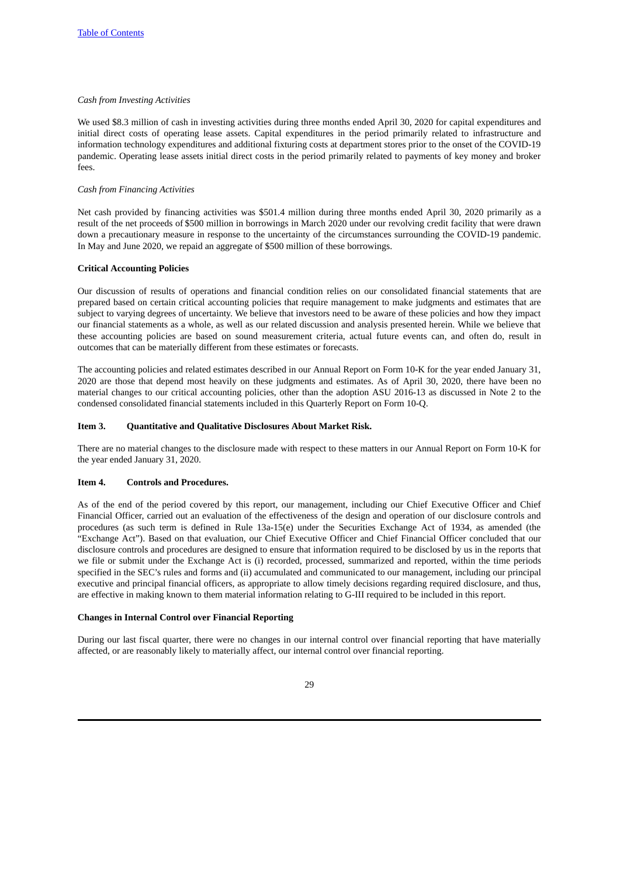*Cash from Investing Activities*

We used $8.3 million of cash in investing activities during three months ended April 30, 2020 for capital expenditures and initial direct costs of operating lease assets. Capital expenditures in the period primarily related to infrastructure and information technology expenditures and additional fixturing costs at department stores prior to the onset of the COVID-19 pandemic. Operating lease assets initial direct costs in the period primarily related to payments of key money and broker fees.

*Cash from Financing Activities*

Net cash provided by financing activities was $501.4 million during three months ended April 30, 2020 primarily as a result of the net proceeds of $500 million in borrowings in March 2020 under our revolving credit facility that were drawn down a precautionary measure in response to the uncertainty of the circumstances surrounding the COVID-19 pandemic. In May and June 2020, we repaid an aggregate of $500 million of these borrowings.

**Critical Accounting Policies**

Our discussion of results of operations and financial condition relies on our consolidated financial statements that are prepared based on certain critical accounting policies that require management to make judgments and estimates that are subject to varying degrees of uncertainty. We believe that investors need to be aware of these policies and how they impact our financial statements as a whole, as well as our related discussion and analysis presented herein. While we believe that these accounting policies are based on sound measurement criteria, actual future events can, and often do, result in outcomes that can be materially different from these estimates or forecasts.

The accounting policies and related estimates described in our Annual Report on Form 10-K for the year ended January 31, 2020 are those that depend most heavily on these judgments and estimates. As of April 30, 2020, there have been no material changes to our critical accounting policies, other than the adoption ASU 2016-13 as discussed in Note 2 to the condensed consolidated financial statements included in this Quarterly Report on Form 10-Q.

**Item 3. Quantitative and Qualitative Disclosures About Market Risk.**

There are no material changes to the disclosure made with respect to these matters in our Annual Report on Form 10-K for the year ended January 31, 2020.

**Item 4. Controls and Procedures.**

As of the end of the period covered by this report, our management, including our Chief Executive Officer and Chief Financial Officer, carried out an evaluation of the effectiveness of the design and operation of our disclosure controls and procedures (as such term is defined in Rule 13a-15(e) under the Securities Exchange Act of 1934, as amended (the "Exchange Act"). Based on that evaluation, our Chief Executive Officer and Chief Financial Officer concluded that our disclosure controls and procedures are designed to ensure that information required to be disclosed by us in the reports that we file or submit under the Exchange Act is (i) recorded, processed, summarized and reported, within the time periods specified in the SEC's rules and forms and (ii) accumulated and communicated to our management, including our principal executive and principal financial officers, as appropriate to allow timely decisions regarding required disclosure, and thus, are effective in making known to them material information relating to G-III required to be included in this report.

**Changes in Internal Control over Financial Reporting**

During our last fiscal quarter, there were no changes in our internal control over financial reporting that have materially affected, or are reasonably likely to materially affect, our internal control over financial reporting.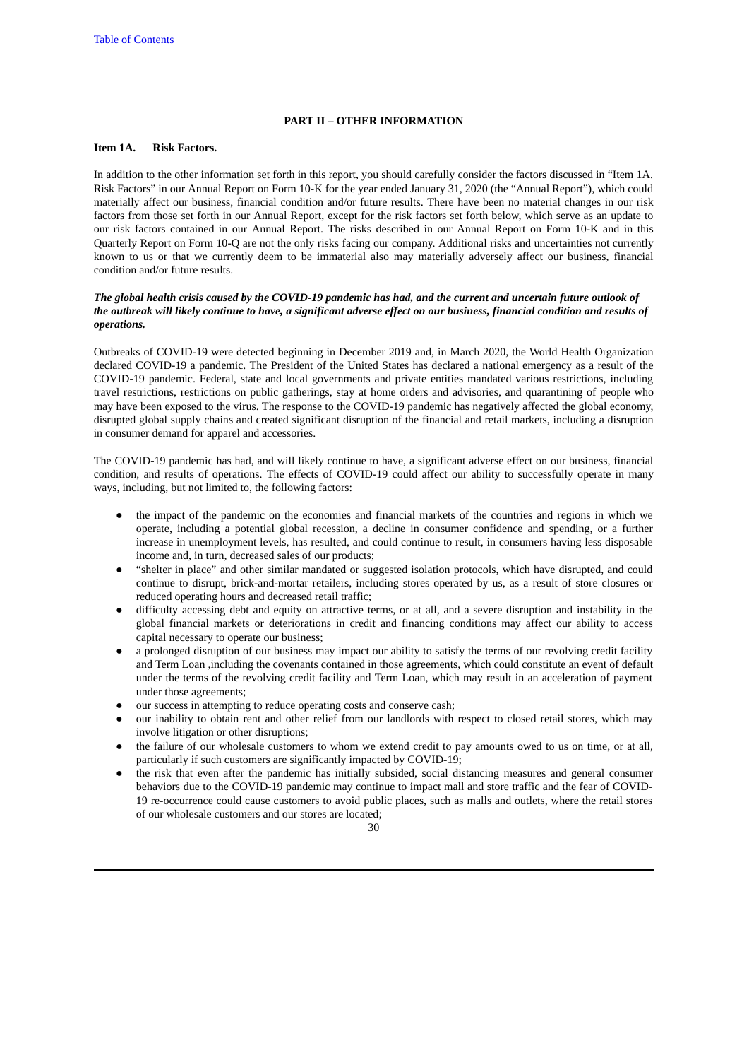## PART II – OTHER INFORMATION

### Item 1A. Risk Factors.

In addition to the other information set forth in this report, you should carefully consider the factors discussed in "Item 1A. Risk Factors" in our Annual Report on Form 10-K for the year ended January 31, 2020 (the "Annual Report"), which could materially affect our business, financial condition and/or future results. There have been no material changes in our risk factors from those set forth in our Annual Report, except for the risk factors set forth below, which serve as an update to our risk factors contained in our Annual Report. The risks described in our Annual Report on Form 10-K and in this Quarterly Report on Form 10-Q are not the only risks facing our company. Additional risks and uncertainties not currently known to us or that we currently deem to be immaterial also may materially adversely affect our business, financial condition and/or future results.

***The global health crisis caused by the COVID-19 pandemic has had, and the current and uncertain future outlook of the outbreak will likely continue to have, a significant adverse effect on our business, financial condition and results of operations.***

Outbreaks of COVID-19 were detected beginning in December 2019 and, in March 2020, the World Health Organization declared COVID-19 a pandemic. The President of the United States has declared a national emergency as a result of the COVID-19 pandemic. Federal, state and local governments and private entities mandated various restrictions, including travel restrictions, restrictions on public gatherings, stay at home orders and advisories, and quarantining of people who may have been exposed to the virus. The response to the COVID-19 pandemic has negatively affected the global economy, disrupted global supply chains and created significant disruption of the financial and retail markets, including a disruption in consumer demand for apparel and accessories.

The COVID-19 pandemic has had, and will likely continue to have, a significant adverse effect on our business, financial condition, and results of operations. The effects of COVID-19 could affect our ability to successfully operate in many ways, including, but not limited to, the following factors:

- the impact of the pandemic on the economies and financial markets of the countries and regions in which we operate, including a potential global recession, a decline in consumer confidence and spending, or a further increase in unemployment levels, has resulted, and could continue to result, in consumers having less disposable income and, in turn, decreased sales of our products;
- "shelter in place" and other similar mandated or suggested isolation protocols, which have disrupted, and could continue to disrupt, brick-and-mortar retailers, including stores operated by us, as a result of store closures or reduced operating hours and decreased retail traffic;
- difficulty accessing debt and equity on attractive terms, or at all, and a severe disruption and instability in the global financial markets or deteriorations in credit and financing conditions may affect our ability to access capital necessary to operate our business;
- a prolonged disruption of our business may impact our ability to satisfy the terms of our revolving credit facility and Term Loan ,including the covenants contained in those agreements, which could constitute an event of default under the terms of the revolving credit facility and Term Loan, which may result in an acceleration of payment under those agreements;
- our success in attempting to reduce operating costs and conserve cash;
- our inability to obtain rent and other relief from our landlords with respect to closed retail stores, which may involve litigation or other disruptions;
- the failure of our wholesale customers to whom we extend credit to pay amounts owed to us on time, or at all, particularly if such customers are significantly impacted by COVID-19;
- the risk that even after the pandemic has initially subsided, social distancing measures and general consumer behaviors due to the COVID-19 pandemic may continue to impact mall and store traffic and the fear of COVID-19 re-occurrence could cause customers to avoid public places, such as malls and outlets, where the retail stores of our wholesale customers and our stores are located;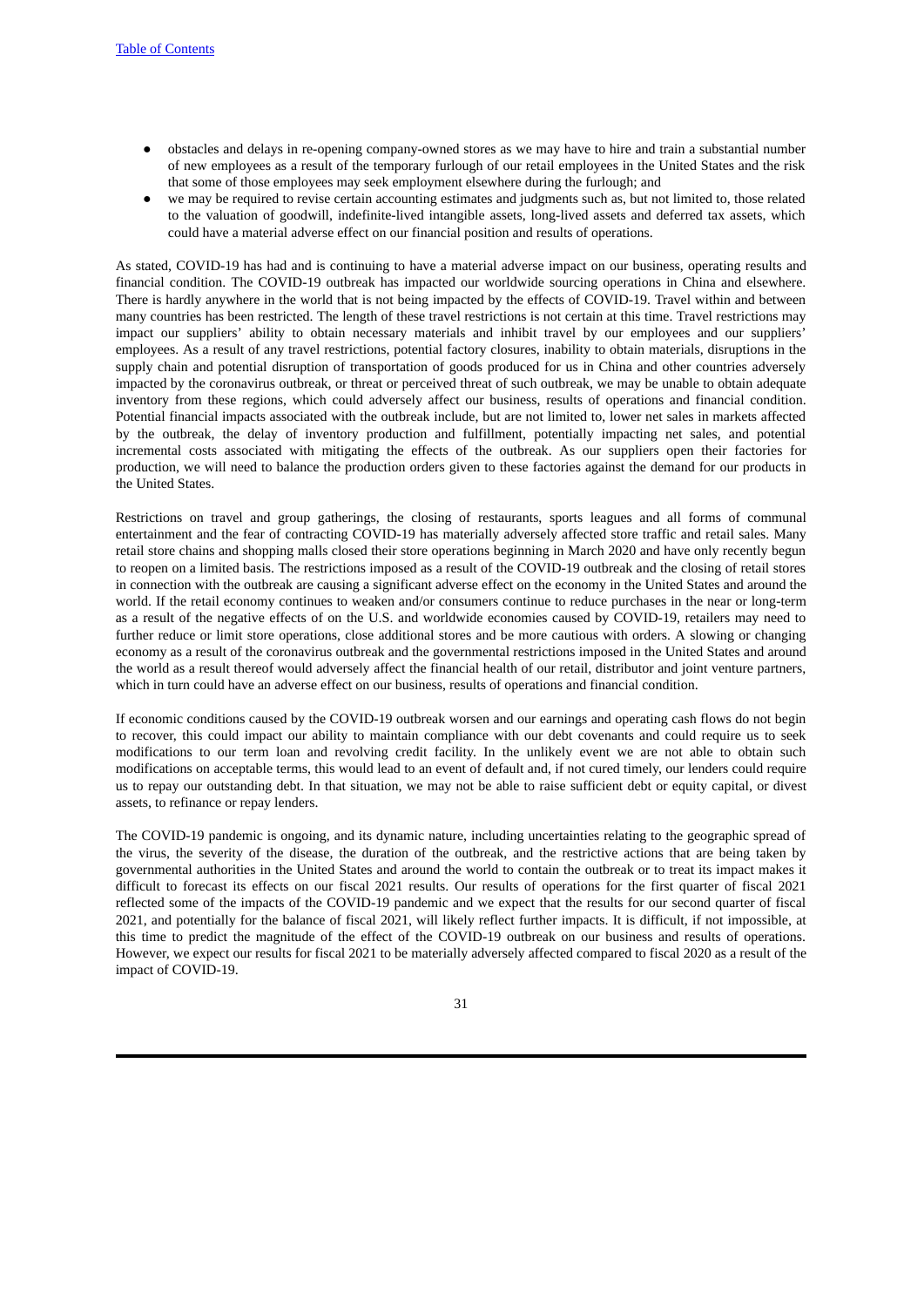- obstacles and delays in re-opening company-owned stores as we may have to hire and train a substantial number of new employees as a result of the temporary furlough of our retail employees in the United States and the risk that some of those employees may seek employment elsewhere during the furlough; and
- we may be required to revise certain accounting estimates and judgments such as, but not limited to, those related to the valuation of goodwill, indefinite-lived intangible assets, long-lived assets and deferred tax assets, which could have a material adverse effect on our financial position and results of operations.

As stated, COVID-19 has had and is continuing to have a material adverse impact on our business, operating results and financial condition. The COVID-19 outbreak has impacted our worldwide sourcing operations in China and elsewhere. There is hardly anywhere in the world that is not being impacted by the effects of COVID-19. Travel within and between many countries has been restricted. The length of these travel restrictions is not certain at this time. Travel restrictions may impact our suppliers' ability to obtain necessary materials and inhibit travel by our employees and our suppliers' employees. As a result of any travel restrictions, potential factory closures, inability to obtain materials, disruptions in the supply chain and potential disruption of transportation of goods produced for us in China and other countries adversely impacted by the coronavirus outbreak, or threat or perceived threat of such outbreak, we may be unable to obtain adequate inventory from these regions, which could adversely affect our business, results of operations and financial condition. Potential financial impacts associated with the outbreak include, but are not limited to, lower net sales in markets affected by the outbreak, the delay of inventory production and fulfillment, potentially impacting net sales, and potential incremental costs associated with mitigating the effects of the outbreak. As our suppliers open their factories for production, we will need to balance the production orders given to these factories against the demand for our products in the United States.

Restrictions on travel and group gatherings, the closing of restaurants, sports leagues and all forms of communal entertainment and the fear of contracting COVID-19 has materially adversely affected store traffic and retail sales. Many retail store chains and shopping malls closed their store operations beginning in March 2020 and have only recently begun to reopen on a limited basis. The restrictions imposed as a result of the COVID-19 outbreak and the closing of retail stores in connection with the outbreak are causing a significant adverse effect on the economy in the United States and around the world. If the retail economy continues to weaken and/or consumers continue to reduce purchases in the near or long-term as a result of the negative effects of on the U.S. and worldwide economies caused by COVID-19, retailers may need to further reduce or limit store operations, close additional stores and be more cautious with orders. A slowing or changing economy as a result of the coronavirus outbreak and the governmental restrictions imposed in the United States and around the world as a result thereof would adversely affect the financial health of our retail, distributor and joint venture partners, which in turn could have an adverse effect on our business, results of operations and financial condition.

If economic conditions caused by the COVID-19 outbreak worsen and our earnings and operating cash flows do not begin to recover, this could impact our ability to maintain compliance with our debt covenants and could require us to seek modifications to our term loan and revolving credit facility. In the unlikely event we are not able to obtain such modifications on acceptable terms, this would lead to an event of default and, if not cured timely, our lenders could require us to repay our outstanding debt. In that situation, we may not be able to raise sufficient debt or equity capital, or divest assets, to refinance or repay lenders.

The COVID-19 pandemic is ongoing, and its dynamic nature, including uncertainties relating to the geographic spread of the virus, the severity of the disease, the duration of the outbreak, and the restrictive actions that are being taken by governmental authorities in the United States and around the world to contain the outbreak or to treat its impact makes it difficult to forecast its effects on our fiscal 2021 results. Our results of operations for the first quarter of fiscal 2021 reflected some of the impacts of the COVID-19 pandemic and we expect that the results for our second quarter of fiscal 2021, and potentially for the balance of fiscal 2021, will likely reflect further impacts. It is difficult, if not impossible, at this time to predict the magnitude of the effect of the COVID-19 outbreak on our business and results of operations. However, we expect our results for fiscal 2021 to be materially adversely affected compared to fiscal 2020 as a result of the impact of COVID-19.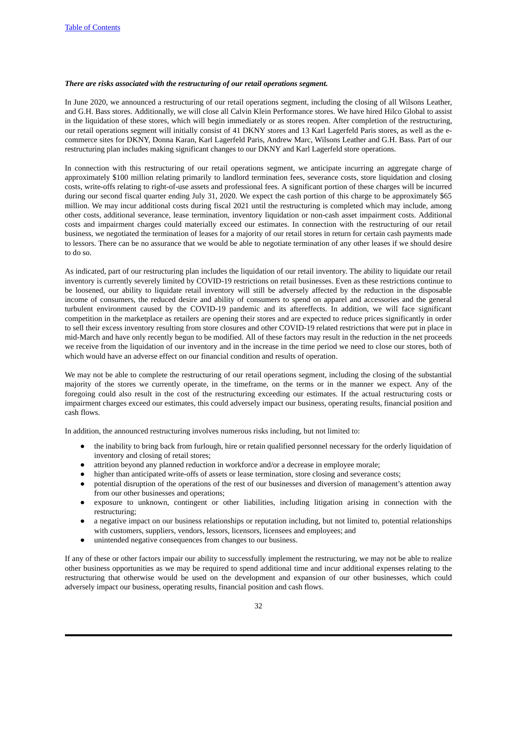***There are risks associated with the restructuring of our retail operations segment.***

In June 2020, we announced a restructuring of our retail operations segment, including the closing of all Wilsons Leather, and G.H. Bass stores. Additionally, we will close all Calvin Klein Performance stores. We have hired Hilco Global to assist in the liquidation of these stores, which will begin immediately or as stores reopen. After completion of the restructuring, our retail operations segment will initially consist of 41 DKNY stores and 13 Karl Lagerfeld Paris stores, as well as the e-commerce sites for DKNY, Donna Karan, Karl Lagerfeld Paris, Andrew Marc, Wilsons Leather and G.H. Bass. Part of our restructuring plan includes making significant changes to our DKNY and Karl Lagerfeld store operations.

In connection with this restructuring of our retail operations segment, we anticipate incurring an aggregate charge of approximately $100 million relating primarily to landlord termination fees, severance costs, store liquidation and closing costs, write-offs relating to right-of-use assets and professional fees. A significant portion of these charges will be incurred during our second fiscal quarter ending July 31, 2020. We expect the cash portion of this charge to be approximately $65 million. We may incur additional costs during fiscal 2021 until the restructuring is completed which may include, among other costs, additional severance, lease termination, inventory liquidation or non-cash asset impairment costs. Additional costs and impairment charges could materially exceed our estimates. In connection with the restructuring of our retail business, we negotiated the termination of leases for a majority of our retail stores in return for certain cash payments made to lessors. There can be no assurance that we would be able to negotiate termination of any other leases if we should desire to do so.

As indicated, part of our restructuring plan includes the liquidation of our retail inventory. The ability to liquidate our retail inventory is currently severely limited by COVID-19 restrictions on retail businesses. Even as these restrictions continue to be loosened, our ability to liquidate retail inventory will still be adversely affected by the reduction in the disposable income of consumers, the reduced desire and ability of consumers to spend on apparel and accessories and the general turbulent environment caused by the COVID-19 pandemic and its aftereffects. In addition, we will face significant competition in the marketplace as retailers are opening their stores and are expected to reduce prices significantly in order to sell their excess inventory resulting from store closures and other COVID-19 related restrictions that were put in place in mid-March and have only recently begun to be modified. All of these factors may result in the reduction in the net proceeds we receive from the liquidation of our inventory and in the increase in the time period we need to close our stores, both of which would have an adverse effect on our financial condition and results of operation.

We may not be able to complete the restructuring of our retail operations segment, including the closing of the substantial majority of the stores we currently operate, in the timeframe, on the terms or in the manner we expect. Any of the foregoing could also result in the cost of the restructuring exceeding our estimates. If the actual restructuring costs or impairment charges exceed our estimates, this could adversely impact our business, operating results, financial position and cash flows.

In addition, the announced restructuring involves numerous risks including, but not limited to:

- the inability to bring back from furlough, hire or retain qualified personnel necessary for the orderly liquidation of inventory and closing of retail stores;
- attrition beyond any planned reduction in workforce and/or a decrease in employee morale;
- higher than anticipated write-offs of assets or lease termination, store closing and severance costs;
- potential disruption of the operations of the rest of our businesses and diversion of management's attention away from our other businesses and operations;
- exposure to unknown, contingent or other liabilities, including litigation arising in connection with the restructuring;
- a negative impact on our business relationships or reputation including, but not limited to, potential relationships with customers, suppliers, vendors, lessors, licensors, licensees and employees; and
- unintended negative consequences from changes to our business.

If any of these or other factors impair our ability to successfully implement the restructuring, we may not be able to realize other business opportunities as we may be required to spend additional time and incur additional expenses relating to the restructuring that otherwise would be used on the development and expansion of our other businesses, which could adversely impact our business, operating results, financial position and cash flows.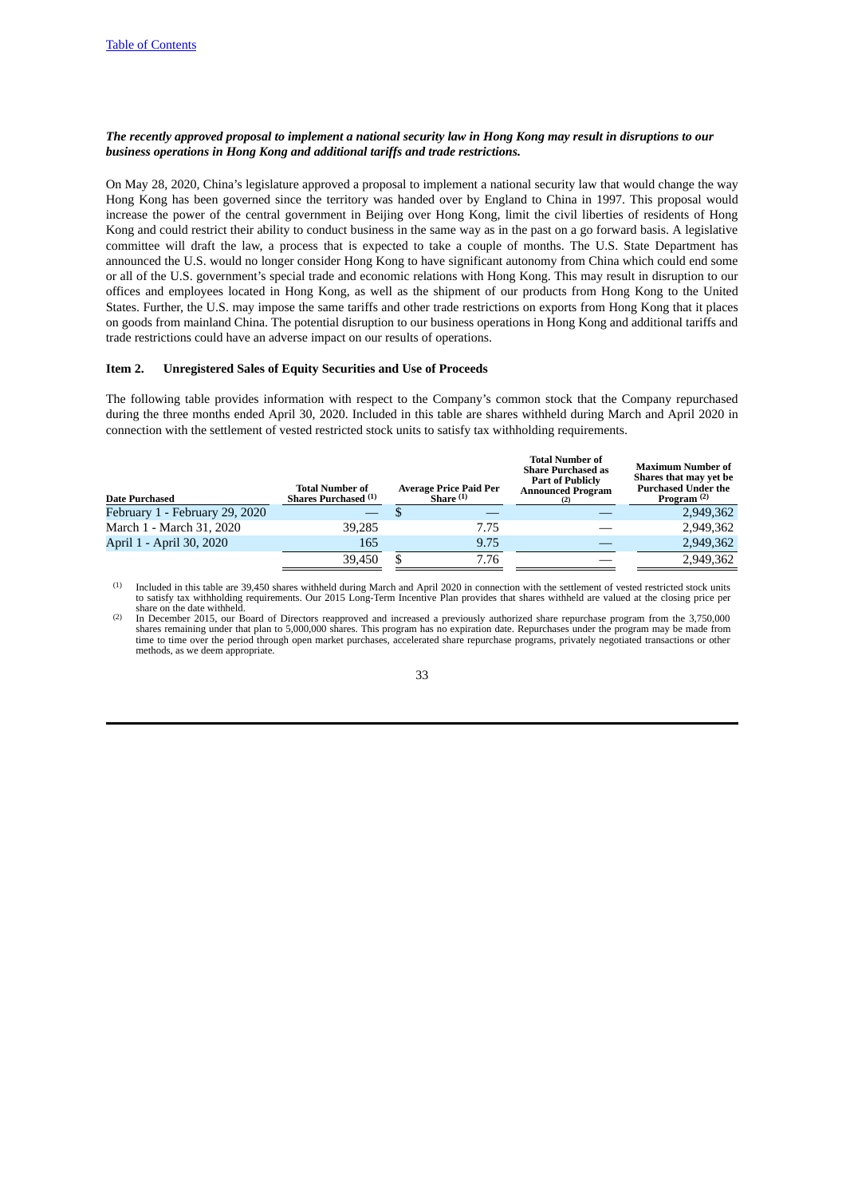*The recently approved proposal to implement a national security law in Hong Kong may result in disruptions to our business operations in Hong Kong and additional tariffs and trade restrictions.*

On May 28, 2020, China's legislature approved a proposal to implement a national security law that would change the way Hong Kong has been governed since the territory was handed over by England to China in 1997. This proposal would increase the power of the central government in Beijing over Hong Kong, limit the civil liberties of residents of Hong Kong and could restrict their ability to conduct business in the same way as in the past on a go forward basis. A legislative committee will draft the law, a process that is expected to take a couple of months. The U.S. State Department has announced the U.S. would no longer consider Hong Kong to have significant autonomy from China which could end some or all of the U.S. government's special trade and economic relations with Hong Kong. This may result in disruption to our offices and employees located in Hong Kong, as well as the shipment of our products from Hong Kong to the United States. Further, the U.S. may impose the same tariffs and other trade restrictions on exports from Hong Kong that it places on goods from mainland China. The potential disruption to our business operations in Hong Kong and additional tariffs and trade restrictions could have an adverse impact on our results of operations.

**Item 2. Unregistered Sales of Equity Securities and Use of Proceeds**

The following table provides information with respect to the Company's common stock that the Company repurchased during the three months ended April 30, 2020. Included in this table are shares withheld during March and April 2020 in connection with the settlement of vested restricted stock units to satisfy tax withholding requirements.

| Date Purchased | Total Number of Shares Purchased [1] | Average Price Paid Per Share [1] | Total Number of Share Purchased as Part of Publicly Announced Program [2] | Maximum Number of Shares that may yet be Purchased Under the Program [2] |
|---|---|---|---|---|
| February 1 - February 29, 2020 | — | $ — | — | 2,949,362 |
| March 1 - March 31, 2020 | 39,285 | 7.75 | — | 2,949,362 |
| April 1 - April 30, 2020 | 165 | 9.75 | — | 2,949,362 |
| | 39,450 | $ 7.76 | — | 2,949,362 |

[1] Included in this table are 39,450 shares withheld during March and April 2020 in connection with the settlement of vested restricted stock units to satisfy tax withholding requirements. Our 2015 Long-Term Incentive Plan provides that shares withheld are valued at the closing price per share on the date withheld.

[2] In December 2015, our Board of Directors reapproved and increased a previously authorized share repurchase program from the 3,750,000 shares remaining under that plan to 5,000,000 shares. This program has no expiration date. Repurchases under the program may be made from time to time over the period through open market purchases, accelerated share repurchase programs, privately negotiated transactions or other methods, as we deem appropriate.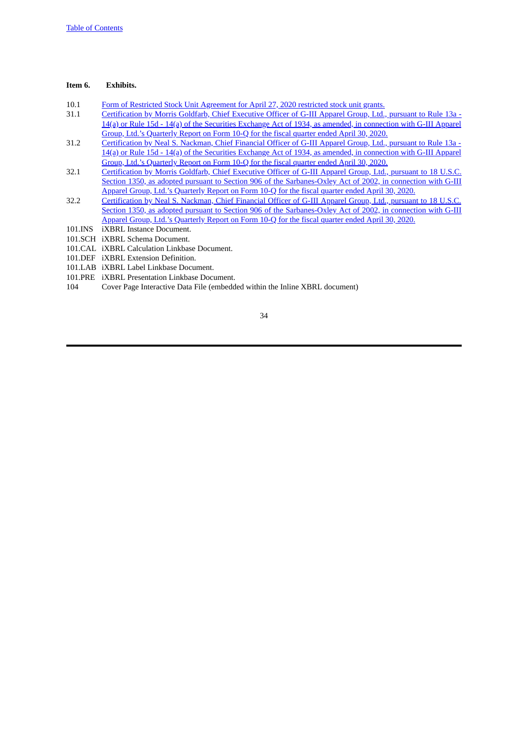**Item 6. Exhibits.**

| | |
|---|---|
| 10.1 | Form of Restricted Stock Unit Agreement for April 27, 2020 restricted stock unit grants. |
| 31.1 | Certification by Morris Goldfarb, Chief Executive Officer of G-III Apparel Group, Ltd., pursuant to Rule 13a - 14(a) or Rule 15d - 14(a) of the Securities Exchange Act of 1934, as amended, in connection with G-III Apparel Group, Ltd.'s Quarterly Report on Form 10-Q for the fiscal quarter ended April 30, 2020. |
| 31.2 | Certification by Neal S. Nackman, Chief Financial Officer of G-III Apparel Group, Ltd., pursuant to Rule 13a - 14(a) or Rule 15d - 14(a) of the Securities Exchange Act of 1934, as amended, in connection with G-III Apparel Group, Ltd.'s Quarterly Report on Form 10-Q for the fiscal quarter ended April 30, 2020. |
| 32.1 | Certification by Morris Goldfarb, Chief Executive Officer of G-III Apparel Group, Ltd., pursuant to 18 U.S.C. Section 1350, as adopted pursuant to Section 906 of the Sarbanes-Oxley Act of 2002, in connection with G-III Apparel Group, Ltd.'s Quarterly Report on Form 10-Q for the fiscal quarter ended April 30, 2020. |
| 32.2 | Certification by Neal S. Nackman, Chief Financial Officer of G-III Apparel Group, Ltd., pursuant to 18 U.S.C. Section 1350, as adopted pursuant to Section 906 of the Sarbanes-Oxley Act of 2002, in connection with G-III Apparel Group, Ltd.'s Quarterly Report on Form 10-Q for the fiscal quarter ended April 30, 2020. |
| 101.INS | iXBRL Instance Document. |
| 101.SCH | iXBRL Schema Document. |
| 101.CAL | iXBRL Calculation Linkbase Document. |
| 101.DEF | iXBRL Extension Definition. |
| 101.LAB | iXBRL Label Linkbase Document. |
| 101.PRE | iXBRL Presentation Linkbase Document. |
| 104 | Cover Page Interactive Data File (embedded within the Inline XBRL document) |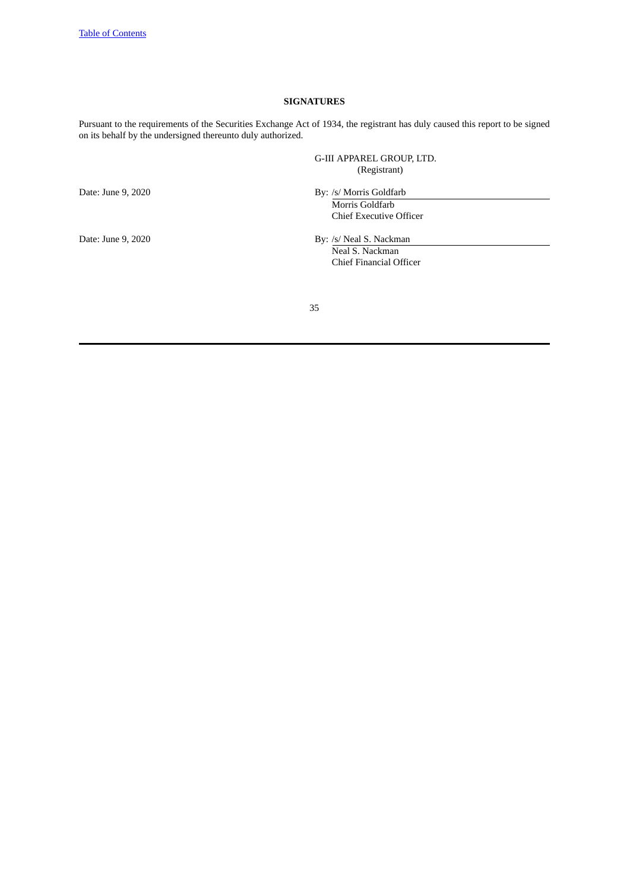## SIGNATURES

Pursuant to the requirements of the Securities Exchange Act of 1934, the registrant has duly caused this report to be signed on its behalf by the undersigned thereunto duly authorized.

G-III APPAREL GROUP, LTD.
(Registrant)

| | |
|---|---|
| Date: June 9, 2020 | By: /s/ Morris Goldfarb<br>Morris Goldfarb<br>Chief Executive Officer |
| Date: June 9, 2020 | By: /s/ Neal S. Nackman<br>Neal S. Nackman<br>Chief Financial Officer |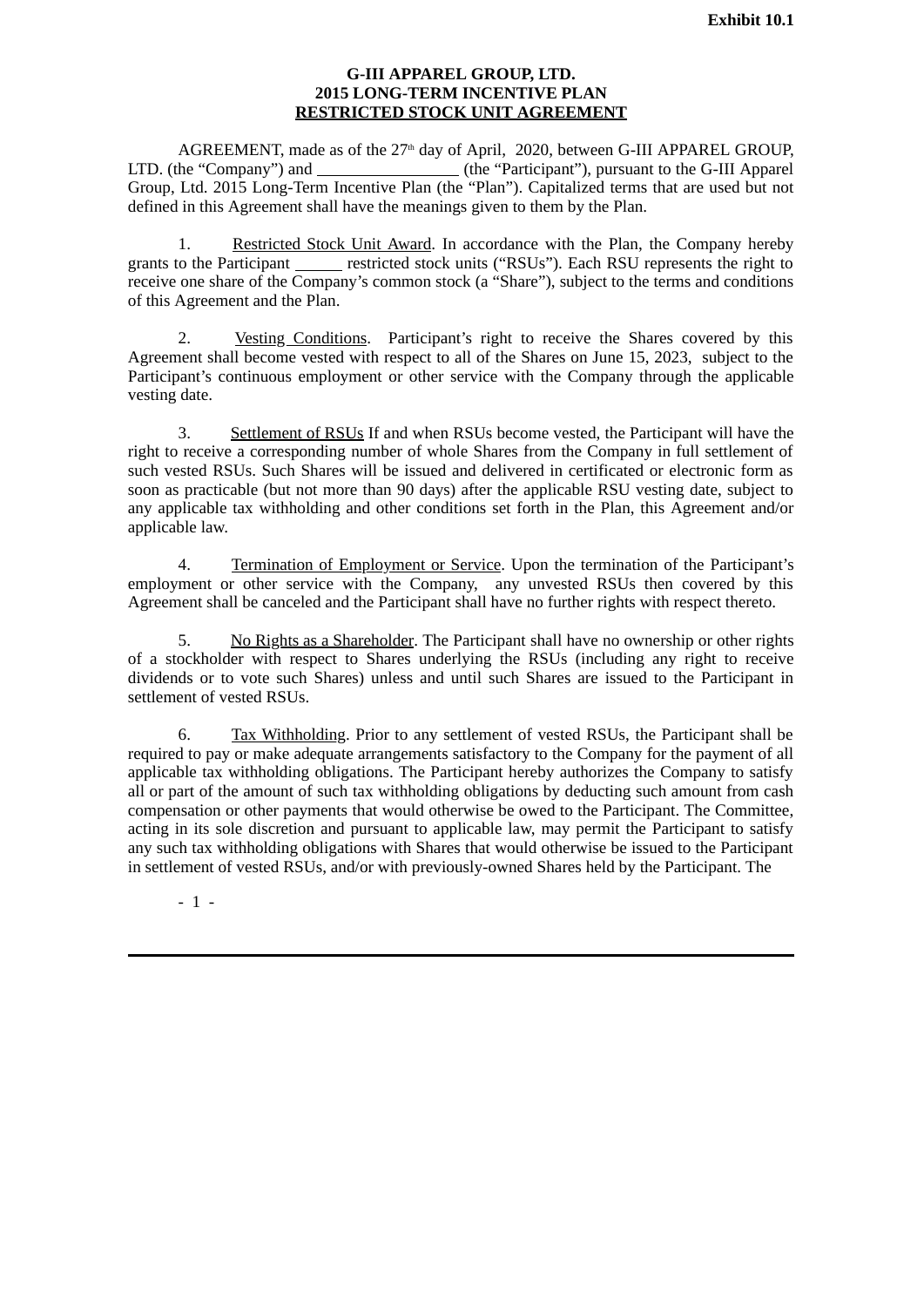**Exhibit 10.1**

**G-III APPAREL GROUP, LTD.**
**2015 LONG-TERM INCENTIVE PLAN**
**RESTRICTED STOCK UNIT AGREEMENT**

AGREEMENT, made as of the 27th day of April, 2020, between G-III APPAREL GROUP, LTD. (the "Company") and ________________ (the "Participant"), pursuant to the G-III Apparel Group, Ltd. 2015 Long-Term Incentive Plan (the "Plan"). Capitalized terms that are used but not defined in this Agreement shall have the meanings given to them by the Plan.

1. Restricted Stock Unit Award. In accordance with the Plan, the Company hereby grants to the Participant ______ restricted stock units ("RSUs"). Each RSU represents the right to receive one share of the Company's common stock (a "Share"), subject to the terms and conditions of this Agreement and the Plan.

2. Vesting Conditions. Participant's right to receive the Shares covered by this Agreement shall become vested with respect to all of the Shares on June 15, 2023, subject to the Participant's continuous employment or other service with the Company through the applicable vesting date.

3. Settlement of RSUs If and when RSUs become vested, the Participant will have the right to receive a corresponding number of whole Shares from the Company in full settlement of such vested RSUs. Such Shares will be issued and delivered in certificated or electronic form as soon as practicable (but not more than 90 days) after the applicable RSU vesting date, subject to any applicable tax withholding and other conditions set forth in the Plan, this Agreement and/or applicable law.

4. Termination of Employment or Service. Upon the termination of the Participant's employment or other service with the Company, any unvested RSUs then covered by this Agreement shall be canceled and the Participant shall have no further rights with respect thereto.

5. No Rights as a Shareholder. The Participant shall have no ownership or other rights of a stockholder with respect to Shares underlying the RSUs (including any right to receive dividends or to vote such Shares) unless and until such Shares are issued to the Participant in settlement of vested RSUs.

6. Tax Withholding. Prior to any settlement of vested RSUs, the Participant shall be required to pay or make adequate arrangements satisfactory to the Company for the payment of all applicable tax withholding obligations. The Participant hereby authorizes the Company to satisfy all or part of the amount of such tax withholding obligations by deducting such amount from cash compensation or other payments that would otherwise be owed to the Participant. The Committee, acting in its sole discretion and pursuant to applicable law, may permit the Participant to satisfy any such tax withholding obligations with Shares that would otherwise be issued to the Participant in settlement of vested RSUs, and/or with previously-owned Shares held by the Participant. The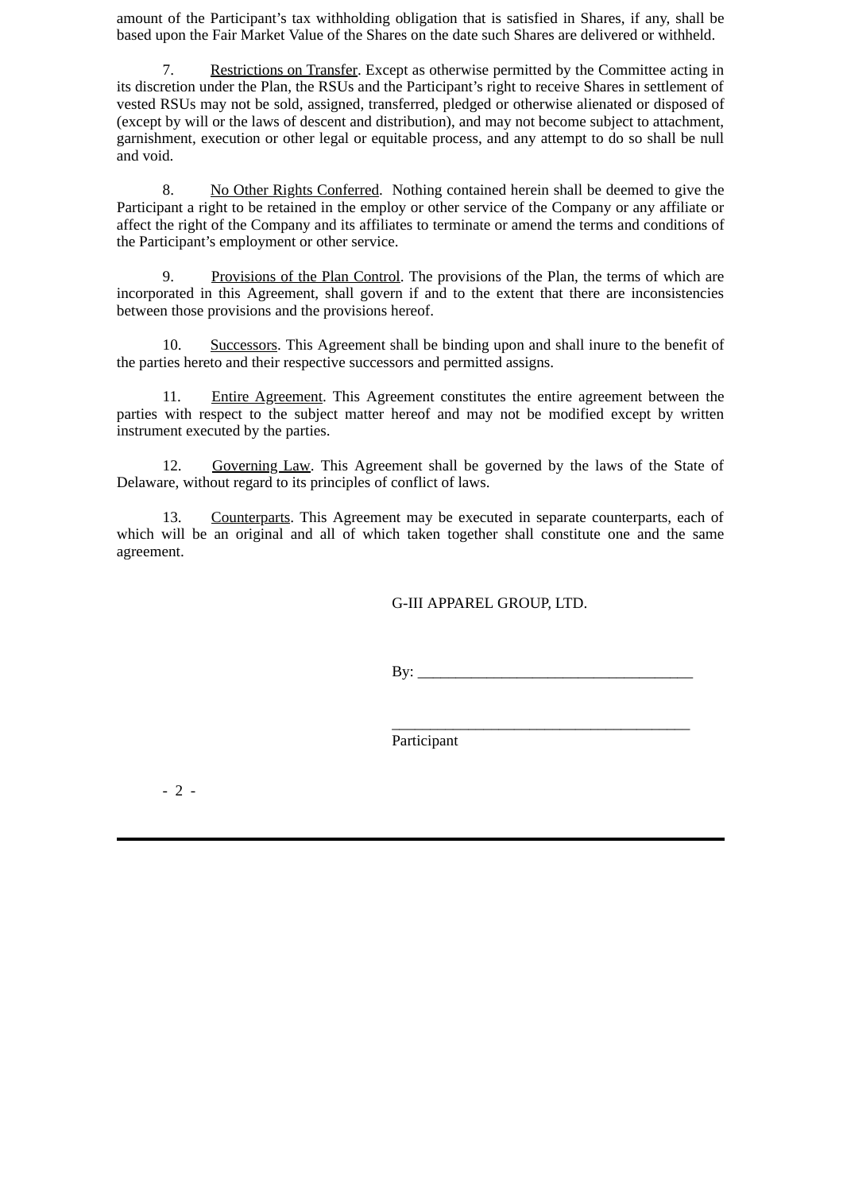amount of the Participant's tax withholding obligation that is satisfied in Shares, if any, shall be based upon the Fair Market Value of the Shares on the date such Shares are delivered or withheld.

7. Restrictions on Transfer. Except as otherwise permitted by the Committee acting in its discretion under the Plan, the RSUs and the Participant's right to receive Shares in settlement of vested RSUs may not be sold, assigned, transferred, pledged or otherwise alienated or disposed of (except by will or the laws of descent and distribution), and may not become subject to attachment, garnishment, execution or other legal or equitable process, and any attempt to do so shall be null and void.

8. No Other Rights Conferred. Nothing contained herein shall be deemed to give the Participant a right to be retained in the employ or other service of the Company or any affiliate or affect the right of the Company and its affiliates to terminate or amend the terms and conditions of the Participant's employment or other service.

9. Provisions of the Plan Control. The provisions of the Plan, the terms of which are incorporated in this Agreement, shall govern if and to the extent that there are inconsistencies between those provisions and the provisions hereof.

10. Successors. This Agreement shall be binding upon and shall inure to the benefit of the parties hereto and their respective successors and permitted assigns.

11. Entire Agreement. This Agreement constitutes the entire agreement between the parties with respect to the subject matter hereof and may not be modified except by written instrument executed by the parties.

12. Governing Law. This Agreement shall be governed by the laws of the State of Delaware, without regard to its principles of conflict of laws.

13. Counterparts. This Agreement may be executed in separate counterparts, each of which will be an original and all of which taken together shall constitute one and the same agreement.

G-III APPAREL GROUP, LTD.

By: ____________________________________

________________________________________
Participant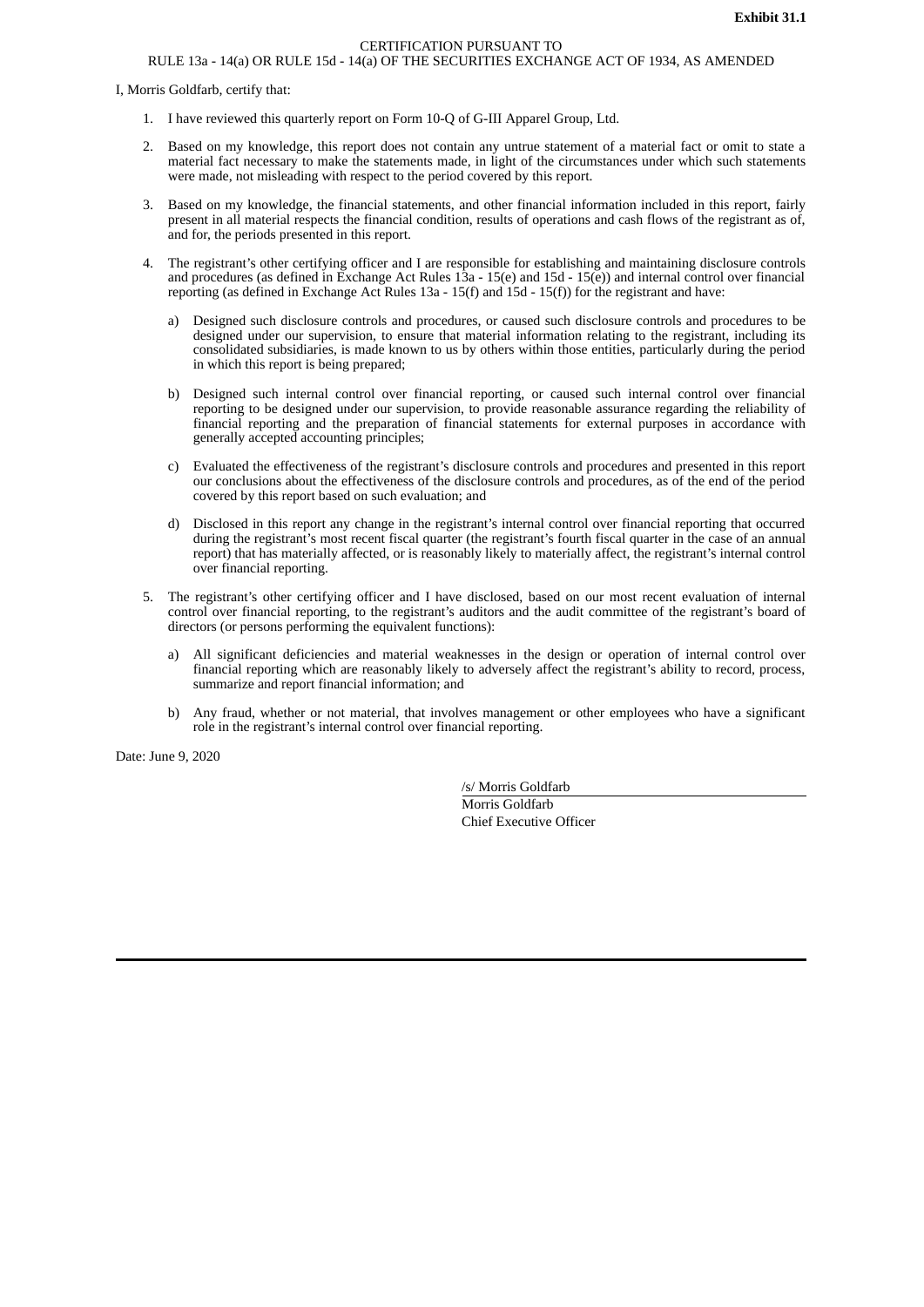**Exhibit 31.1**

CERTIFICATION PURSUANT TO
RULE 13a - 14(a) OR RULE 15d - 14(a) OF THE SECURITIES EXCHANGE ACT OF 1934, AS AMENDED

I, Morris Goldfarb, certify that:

1. I have reviewed this quarterly report on Form 10-Q of G-III Apparel Group, Ltd.

2. Based on my knowledge, this report does not contain any untrue statement of a material fact or omit to state a material fact necessary to make the statements made, in light of the circumstances under which such statements were made, not misleading with respect to the period covered by this report.

3. Based on my knowledge, the financial statements, and other financial information included in this report, fairly present in all material respects the financial condition, results of operations and cash flows of the registrant as of, and for, the periods presented in this report.

4. The registrant's other certifying officer and I are responsible for establishing and maintaining disclosure controls and procedures (as defined in Exchange Act Rules 13a - 15(e) and 15d - 15(e)) and internal control over financial reporting (as defined in Exchange Act Rules 13a - 15(f) and 15d - 15(f)) for the registrant and have:

   a) Designed such disclosure controls and procedures, or caused such disclosure controls and procedures to be designed under our supervision, to ensure that material information relating to the registrant, including its consolidated subsidiaries, is made known to us by others within those entities, particularly during the period in which this report is being prepared;

   b) Designed such internal control over financial reporting, or caused such internal control over financial reporting to be designed under our supervision, to provide reasonable assurance regarding the reliability of financial reporting and the preparation of financial statements for external purposes in accordance with generally accepted accounting principles;

   c) Evaluated the effectiveness of the registrant's disclosure controls and procedures and presented in this report our conclusions about the effectiveness of the disclosure controls and procedures, as of the end of the period covered by this report based on such evaluation; and

   d) Disclosed in this report any change in the registrant's internal control over financial reporting that occurred during the registrant's most recent fiscal quarter (the registrant's fourth fiscal quarter in the case of an annual report) that has materially affected, or is reasonably likely to materially affect, the registrant's internal control over financial reporting.

5. The registrant's other certifying officer and I have disclosed, based on our most recent evaluation of internal control over financial reporting, to the registrant's auditors and the audit committee of the registrant's board of directors (or persons performing the equivalent functions):

   a) All significant deficiencies and material weaknesses in the design or operation of internal control over financial reporting which are reasonably likely to adversely affect the registrant's ability to record, process, summarize and report financial information; and

   b) Any fraud, whether or not material, that involves management or other employees who have a significant role in the registrant's internal control over financial reporting.

Date: June 9, 2020

/s/ Morris Goldfarb
Morris Goldfarb
Chief Executive Officer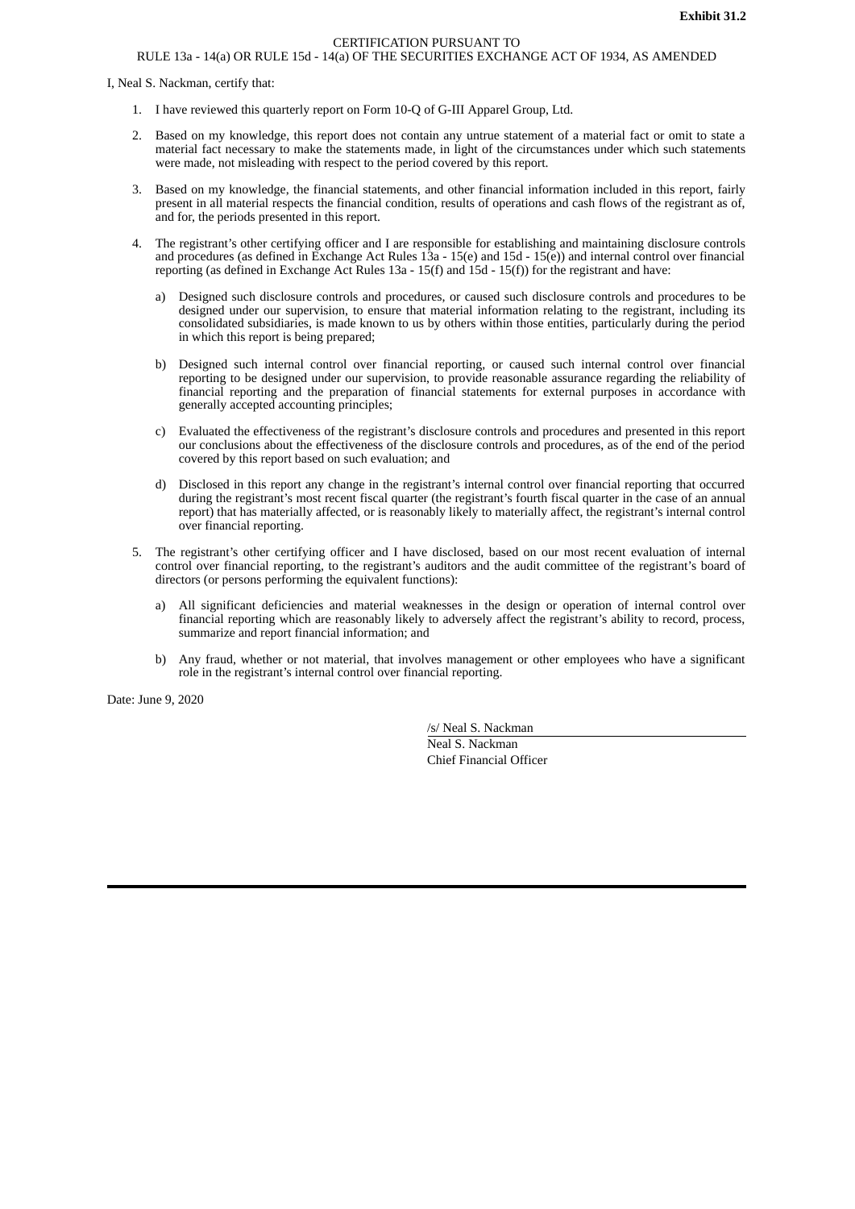**Exhibit 31.2**

CERTIFICATION PURSUANT TO
RULE 13a - 14(a) OR RULE 15d - 14(a) OF THE SECURITIES EXCHANGE ACT OF 1934, AS AMENDED

I, Neal S. Nackman, certify that:

1. I have reviewed this quarterly report on Form 10-Q of G-III Apparel Group, Ltd.

2. Based on my knowledge, this report does not contain any untrue statement of a material fact or omit to state a material fact necessary to make the statements made, in light of the circumstances under which such statements were made, not misleading with respect to the period covered by this report.

3. Based on my knowledge, the financial statements, and other financial information included in this report, fairly present in all material respects the financial condition, results of operations and cash flows of the registrant as of, and for, the periods presented in this report.

4. The registrant's other certifying officer and I are responsible for establishing and maintaining disclosure controls and procedures (as defined in Exchange Act Rules 13a - 15(e) and 15d - 15(e)) and internal control over financial reporting (as defined in Exchange Act Rules 13a - 15(f) and 15d - 15(f)) for the registrant and have:

   a) Designed such disclosure controls and procedures, or caused such disclosure controls and procedures to be designed under our supervision, to ensure that material information relating to the registrant, including its consolidated subsidiaries, is made known to us by others within those entities, particularly during the period in which this report is being prepared;

   b) Designed such internal control over financial reporting, or caused such internal control over financial reporting to be designed under our supervision, to provide reasonable assurance regarding the reliability of financial reporting and the preparation of financial statements for external purposes in accordance with generally accepted accounting principles;

   c) Evaluated the effectiveness of the registrant's disclosure controls and procedures and presented in this report our conclusions about the effectiveness of the disclosure controls and procedures, as of the end of the period covered by this report based on such evaluation; and

   d) Disclosed in this report any change in the registrant's internal control over financial reporting that occurred during the registrant's most recent fiscal quarter (the registrant's fourth fiscal quarter in the case of an annual report) that has materially affected, or is reasonably likely to materially affect, the registrant's internal control over financial reporting.

5. The registrant's other certifying officer and I have disclosed, based on our most recent evaluation of internal control over financial reporting, to the registrant's auditors and the audit committee of the registrant's board of directors (or persons performing the equivalent functions):

   a) All significant deficiencies and material weaknesses in the design or operation of internal control over financial reporting which are reasonably likely to adversely affect the registrant's ability to record, process, summarize and report financial information; and

   b) Any fraud, whether or not material, that involves management or other employees who have a significant role in the registrant's internal control over financial reporting.

Date: June 9, 2020

/s/ Neal S. Nackman
Neal S. Nackman
Chief Financial Officer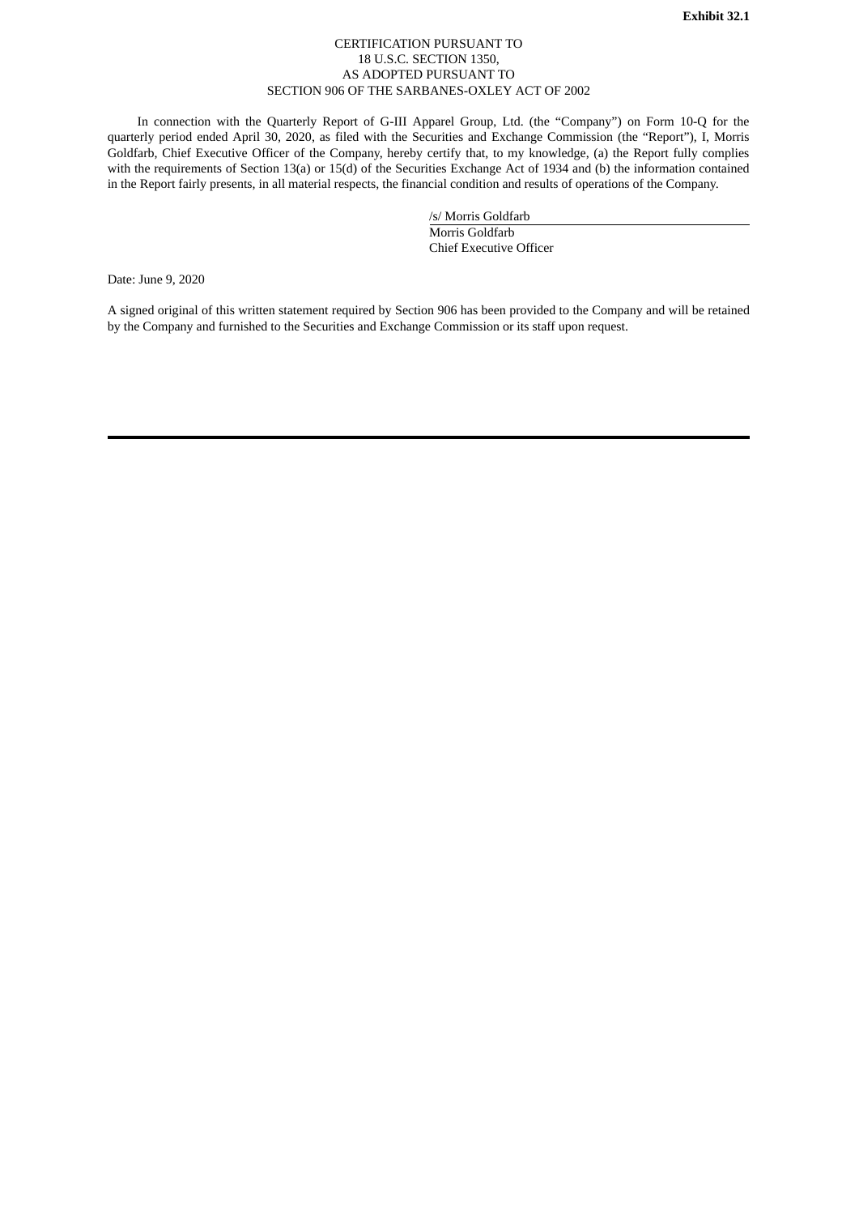**Exhibit 32.1**

CERTIFICATION PURSUANT TO
18 U.S.C. SECTION 1350,
AS ADOPTED PURSUANT TO
SECTION 906 OF THE SARBANES-OXLEY ACT OF 2002

In connection with the Quarterly Report of G-III Apparel Group, Ltd. (the "Company") on Form 10-Q for the quarterly period ended April 30, 2020, as filed with the Securities and Exchange Commission (the "Report"), I, Morris Goldfarb, Chief Executive Officer of the Company, hereby certify that, to my knowledge, (a) the Report fully complies with the requirements of Section 13(a) or 15(d) of the Securities Exchange Act of 1934 and (b) the information contained in the Report fairly presents, in all material respects, the financial condition and results of operations of the Company.

/s/ Morris Goldfarb
Morris Goldfarb
Chief Executive Officer

Date: June 9, 2020

A signed original of this written statement required by Section 906 has been provided to the Company and will be retained by the Company and furnished to the Securities and Exchange Commission or its staff upon request.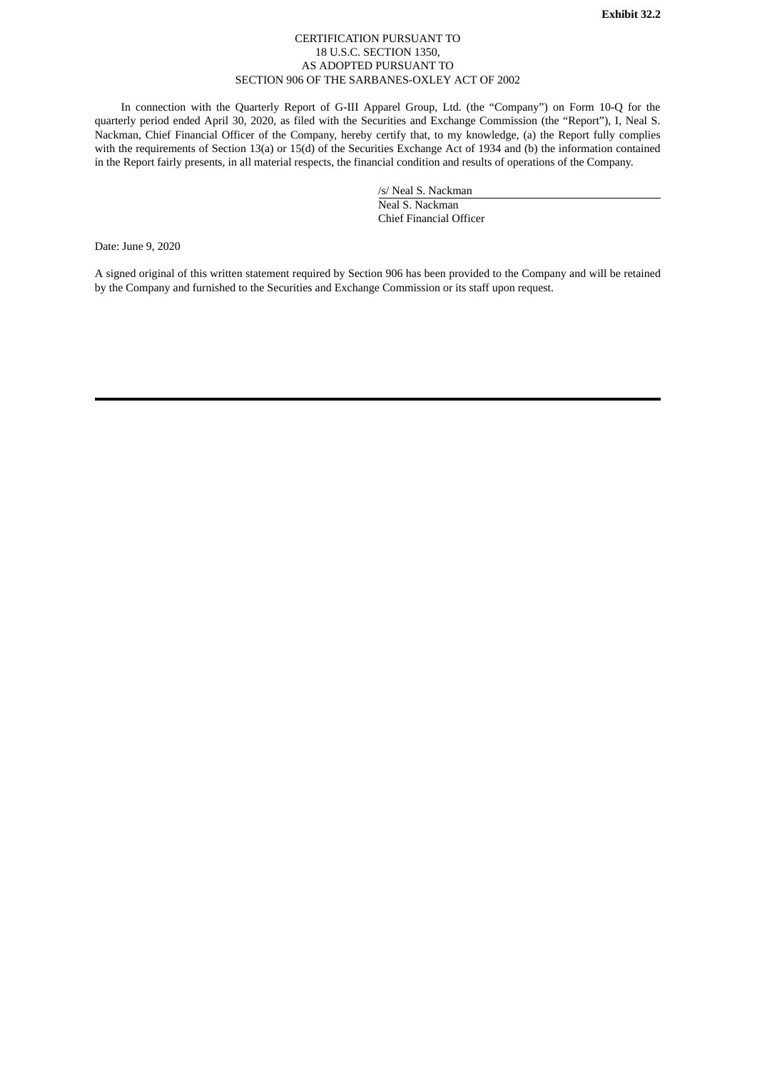**Exhibit 32.2**

CERTIFICATION PURSUANT TO
18 U.S.C. SECTION 1350,
AS ADOPTED PURSUANT TO
SECTION 906 OF THE SARBANES-OXLEY ACT OF 2002

In connection with the Quarterly Report of G-III Apparel Group, Ltd. (the "Company") on Form 10-Q for the quarterly period ended April 30, 2020, as filed with the Securities and Exchange Commission (the "Report"), I, Neal S. Nackman, Chief Financial Officer of the Company, hereby certify that, to my knowledge, (a) the Report fully complies with the requirements of Section 13(a) or 15(d) of the Securities Exchange Act of 1934 and (b) the information contained in the Report fairly presents, in all material respects, the financial condition and results of operations of the Company.

/s/ Neal S. Nackman
Neal S. Nackman
Chief Financial Officer

Date: June 9, 2020

A signed original of this written statement required by Section 906 has been provided to the Company and will be retained by the Company and furnished to the Securities and Exchange Commission or its staff upon request.